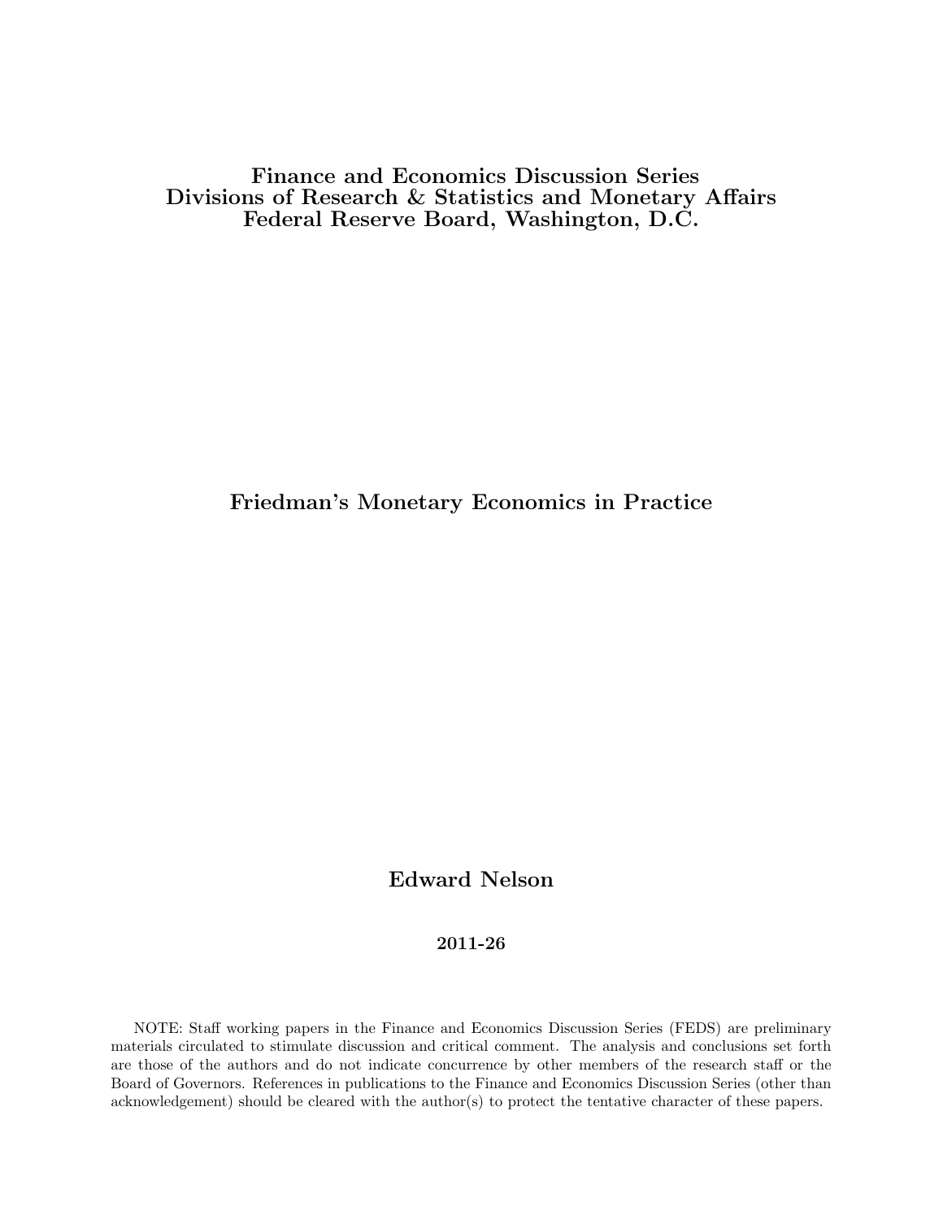**Finance and Economics Discussion Series**
**Divisions of Research & Statistics and Monetary Affairs**
**Federal Reserve Board, Washington, D.C.**

# Friedman's Monetary Economics in Practice

**Edward Nelson**

**2011-26**

NOTE: Staff working papers in the Finance and Economics Discussion Series (FEDS) are preliminary materials circulated to stimulate discussion and critical comment. The analysis and conclusions set forth are those of the authors and do not indicate concurrence by other members of the research staff or the Board of Governors. References in publications to the Finance and Economics Discussion Series (other than acknowledgement) should be cleared with the author(s) to protect the tentative character of these papers.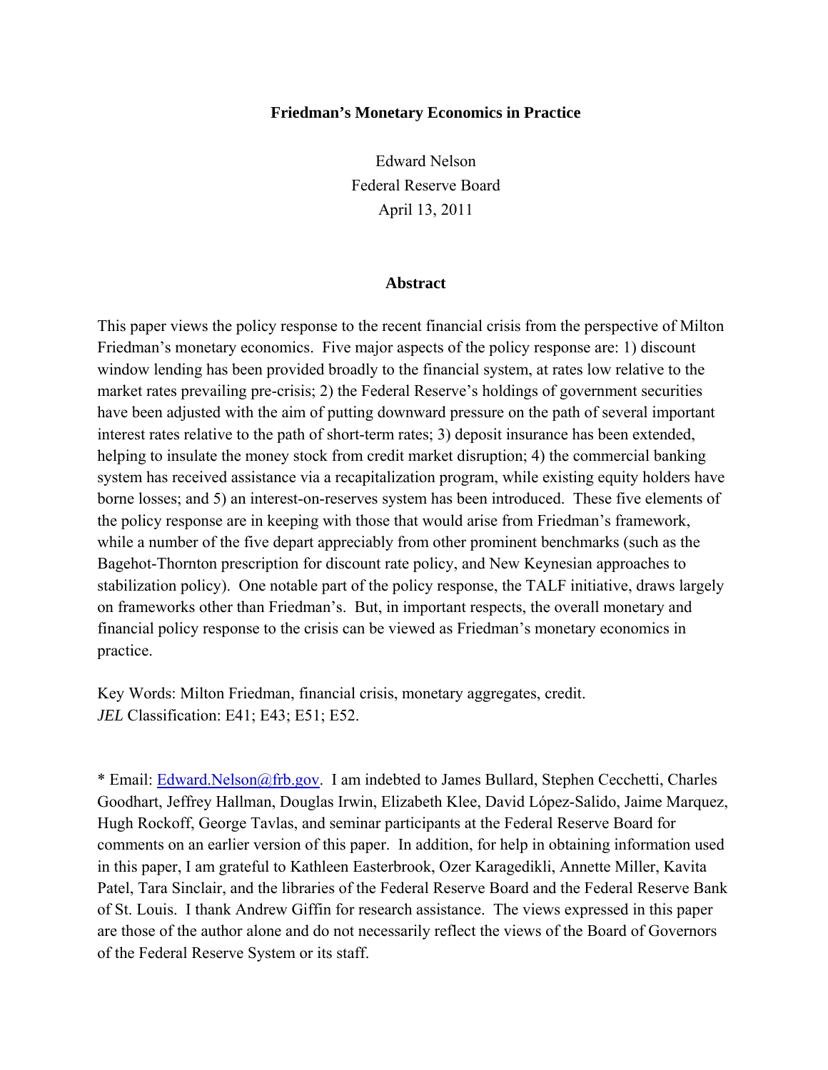**Friedman's Monetary Economics in Practice**

Edward Nelson
Federal Reserve Board
April 13, 2011

**Abstract**

This paper views the policy response to the recent financial crisis from the perspective of Milton Friedman's monetary economics. Five major aspects of the policy response are: 1) discount window lending has been provided broadly to the financial system, at rates low relative to the market rates prevailing pre-crisis; 2) the Federal Reserve's holdings of government securities have been adjusted with the aim of putting downward pressure on the path of several important interest rates relative to the path of short-term rates; 3) deposit insurance has been extended, helping to insulate the money stock from credit market disruption; 4) the commercial banking system has received assistance via a recapitalization program, while existing equity holders have borne losses; and 5) an interest-on-reserves system has been introduced. These five elements of the policy response are in keeping with those that would arise from Friedman's framework, while a number of the five depart appreciably from other prominent benchmarks (such as the Bagehot-Thornton prescription for discount rate policy, and New Keynesian approaches to stabilization policy). One notable part of the policy response, the TALF initiative, draws largely on frameworks other than Friedman's. But, in important respects, the overall monetary and financial policy response to the crisis can be viewed as Friedman's monetary economics in practice.

Key Words: Milton Friedman, financial crisis, monetary aggregates, credit.
*JEL* Classification: E41; E43; E51; E52.

* Email: Edward.Nelson@frb.gov. I am indebted to James Bullard, Stephen Cecchetti, Charles Goodhart, Jeffrey Hallman, Douglas Irwin, Elizabeth Klee, David López-Salido, Jaime Marquez, Hugh Rockoff, George Tavlas, and seminar participants at the Federal Reserve Board for comments on an earlier version of this paper. In addition, for help in obtaining information used in this paper, I am grateful to Kathleen Easterbrook, Ozer Karagedikli, Annette Miller, Kavita Patel, Tara Sinclair, and the libraries of the Federal Reserve Board and the Federal Reserve Bank of St. Louis. I thank Andrew Giffin for research assistance. The views expressed in this paper are those of the author alone and do not necessarily reflect the views of the Board of Governors of the Federal Reserve System or its staff.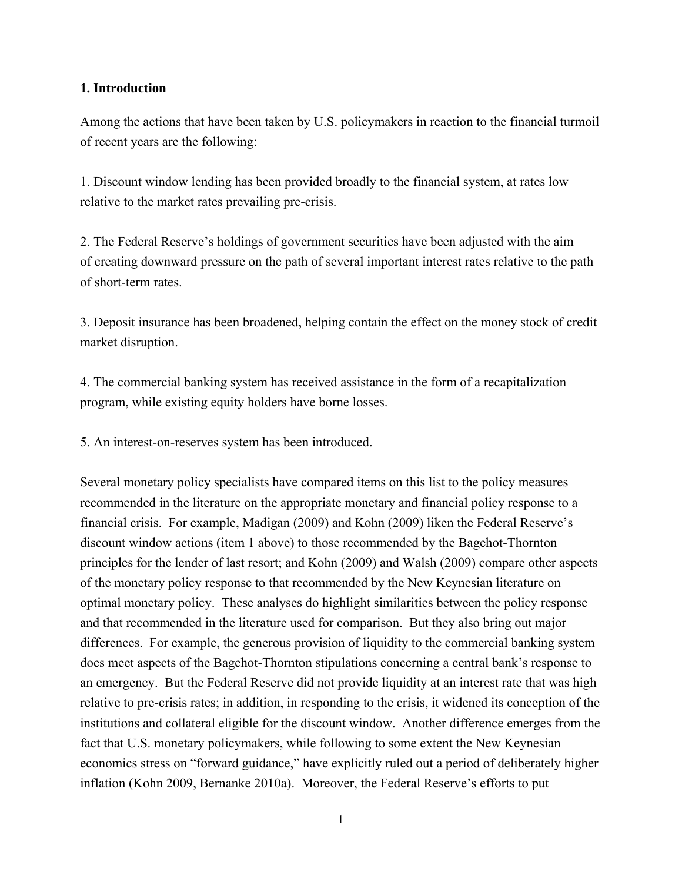## 1. Introduction

Among the actions that have been taken by U.S. policymakers in reaction to the financial turmoil of recent years are the following:

1. Discount window lending has been provided broadly to the financial system, at rates low relative to the market rates prevailing pre-crisis.

2. The Federal Reserve's holdings of government securities have been adjusted with the aim of creating downward pressure on the path of several important interest rates relative to the path of short-term rates.

3. Deposit insurance has been broadened, helping contain the effect on the money stock of credit market disruption.

4. The commercial banking system has received assistance in the form of a recapitalization program, while existing equity holders have borne losses.

5. An interest-on-reserves system has been introduced.

Several monetary policy specialists have compared items on this list to the policy measures recommended in the literature on the appropriate monetary and financial policy response to a financial crisis. For example, Madigan (2009) and Kohn (2009) liken the Federal Reserve's discount window actions (item 1 above) to those recommended by the Bagehot-Thornton principles for the lender of last resort; and Kohn (2009) and Walsh (2009) compare other aspects of the monetary policy response to that recommended by the New Keynesian literature on optimal monetary policy. These analyses do highlight similarities between the policy response and that recommended in the literature used for comparison. But they also bring out major differences. For example, the generous provision of liquidity to the commercial banking system does meet aspects of the Bagehot-Thornton stipulations concerning a central bank's response to an emergency. But the Federal Reserve did not provide liquidity at an interest rate that was high relative to pre-crisis rates; in addition, in responding to the crisis, it widened its conception of the institutions and collateral eligible for the discount window. Another difference emerges from the fact that U.S. monetary policymakers, while following to some extent the New Keynesian economics stress on "forward guidance," have explicitly ruled out a period of deliberately higher inflation (Kohn 2009, Bernanke 2010a). Moreover, the Federal Reserve's efforts to put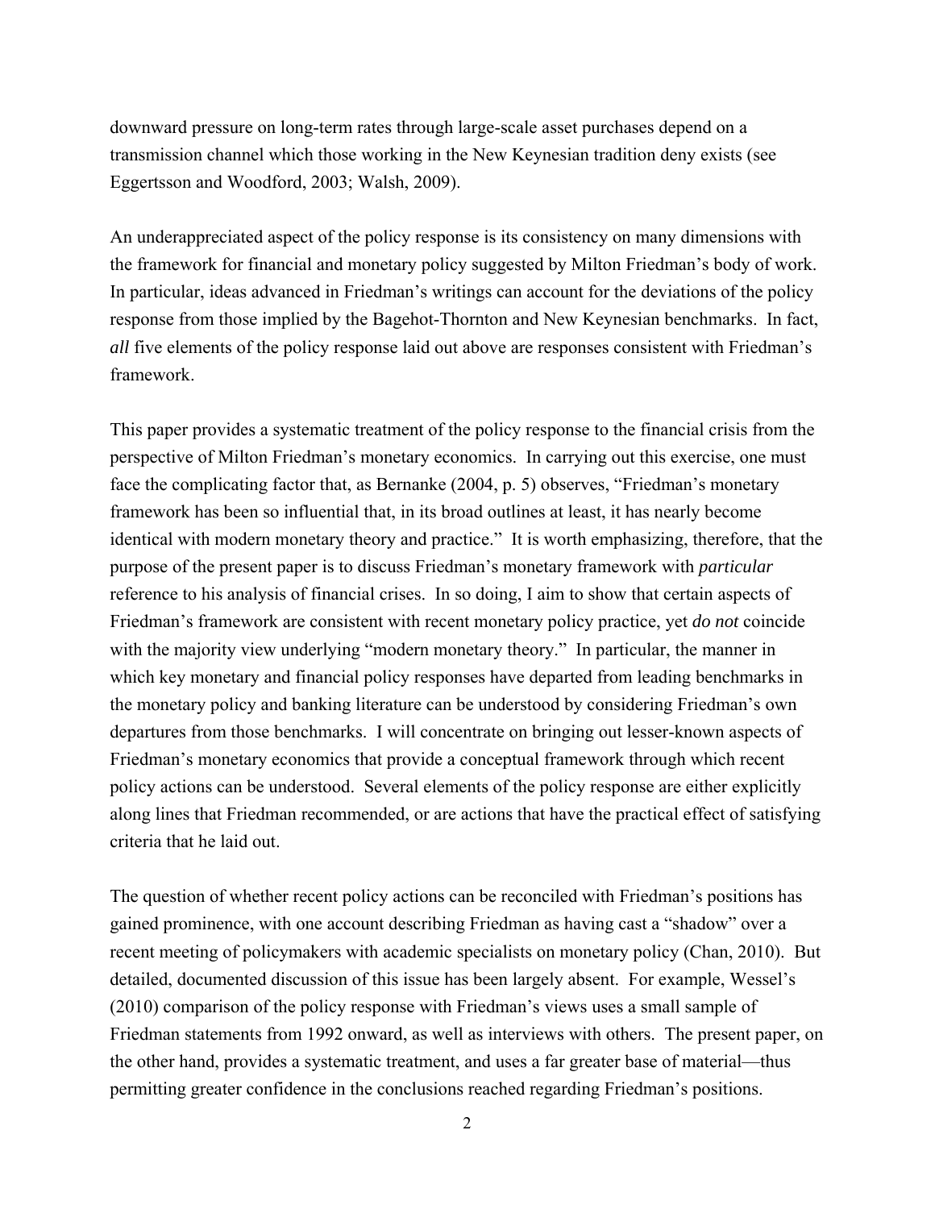downward pressure on long-term rates through large-scale asset purchases depend on a transmission channel which those working in the New Keynesian tradition deny exists (see Eggertsson and Woodford, 2003; Walsh, 2009).

An underappreciated aspect of the policy response is its consistency on many dimensions with the framework for financial and monetary policy suggested by Milton Friedman's body of work. In particular, ideas advanced in Friedman's writings can account for the deviations of the policy response from those implied by the Bagehot-Thornton and New Keynesian benchmarks. In fact, *all* five elements of the policy response laid out above are responses consistent with Friedman's framework.

This paper provides a systematic treatment of the policy response to the financial crisis from the perspective of Milton Friedman's monetary economics. In carrying out this exercise, one must face the complicating factor that, as Bernanke (2004, p. 5) observes, "Friedman's monetary framework has been so influential that, in its broad outlines at least, it has nearly become identical with modern monetary theory and practice." It is worth emphasizing, therefore, that the purpose of the present paper is to discuss Friedman's monetary framework with *particular* reference to his analysis of financial crises. In so doing, I aim to show that certain aspects of Friedman's framework are consistent with recent monetary policy practice, yet *do not* coincide with the majority view underlying "modern monetary theory." In particular, the manner in which key monetary and financial policy responses have departed from leading benchmarks in the monetary policy and banking literature can be understood by considering Friedman's own departures from those benchmarks. I will concentrate on bringing out lesser-known aspects of Friedman's monetary economics that provide a conceptual framework through which recent policy actions can be understood. Several elements of the policy response are either explicitly along lines that Friedman recommended, or are actions that have the practical effect of satisfying criteria that he laid out.

The question of whether recent policy actions can be reconciled with Friedman's positions has gained prominence, with one account describing Friedman as having cast a "shadow" over a recent meeting of policymakers with academic specialists on monetary policy (Chan, 2010). But detailed, documented discussion of this issue has been largely absent. For example, Wessel's (2010) comparison of the policy response with Friedman's views uses a small sample of Friedman statements from 1992 onward, as well as interviews with others. The present paper, on the other hand, provides a systematic treatment, and uses a far greater base of material—thus permitting greater confidence in the conclusions reached regarding Friedman's positions.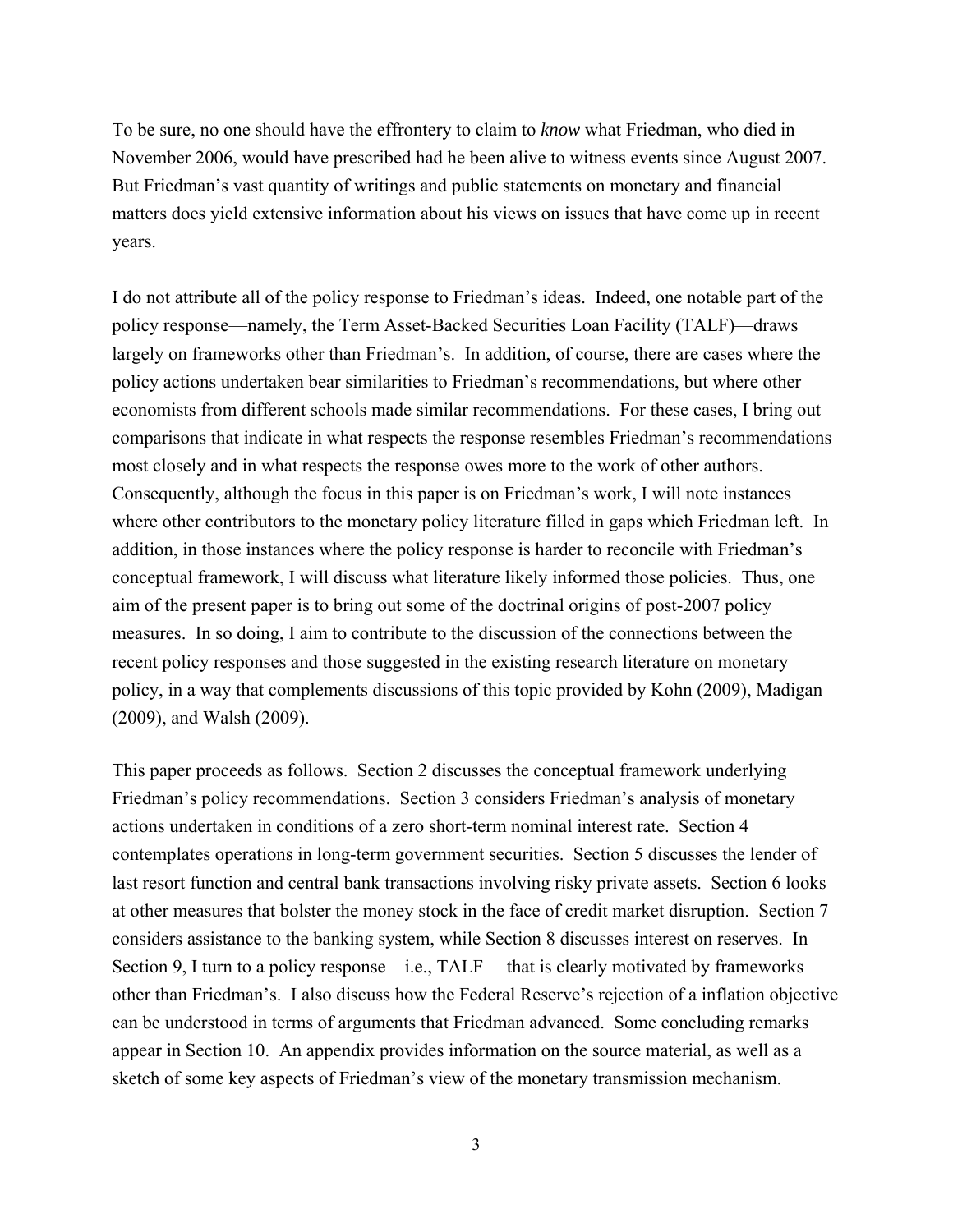To be sure, no one should have the effrontery to claim to *know* what Friedman, who died in November 2006, would have prescribed had he been alive to witness events since August 2007. But Friedman's vast quantity of writings and public statements on monetary and financial matters does yield extensive information about his views on issues that have come up in recent years.

I do not attribute all of the policy response to Friedman's ideas. Indeed, one notable part of the policy response—namely, the Term Asset-Backed Securities Loan Facility (TALF)—draws largely on frameworks other than Friedman's. In addition, of course, there are cases where the policy actions undertaken bear similarities to Friedman's recommendations, but where other economists from different schools made similar recommendations. For these cases, I bring out comparisons that indicate in what respects the response resembles Friedman's recommendations most closely and in what respects the response owes more to the work of other authors. Consequently, although the focus in this paper is on Friedman's work, I will note instances where other contributors to the monetary policy literature filled in gaps which Friedman left. In addition, in those instances where the policy response is harder to reconcile with Friedman's conceptual framework, I will discuss what literature likely informed those policies. Thus, one aim of the present paper is to bring out some of the doctrinal origins of post-2007 policy measures. In so doing, I aim to contribute to the discussion of the connections between the recent policy responses and those suggested in the existing research literature on monetary policy, in a way that complements discussions of this topic provided by Kohn (2009), Madigan (2009), and Walsh (2009).

This paper proceeds as follows. Section 2 discusses the conceptual framework underlying Friedman's policy recommendations. Section 3 considers Friedman's analysis of monetary actions undertaken in conditions of a zero short-term nominal interest rate. Section 4 contemplates operations in long-term government securities. Section 5 discusses the lender of last resort function and central bank transactions involving risky private assets. Section 6 looks at other measures that bolster the money stock in the face of credit market disruption. Section 7 considers assistance to the banking system, while Section 8 discusses interest on reserves. In Section 9, I turn to a policy response—i.e., TALF— that is clearly motivated by frameworks other than Friedman's. I also discuss how the Federal Reserve's rejection of a inflation objective can be understood in terms of arguments that Friedman advanced. Some concluding remarks appear in Section 10. An appendix provides information on the source material, as well as a sketch of some key aspects of Friedman's view of the monetary transmission mechanism.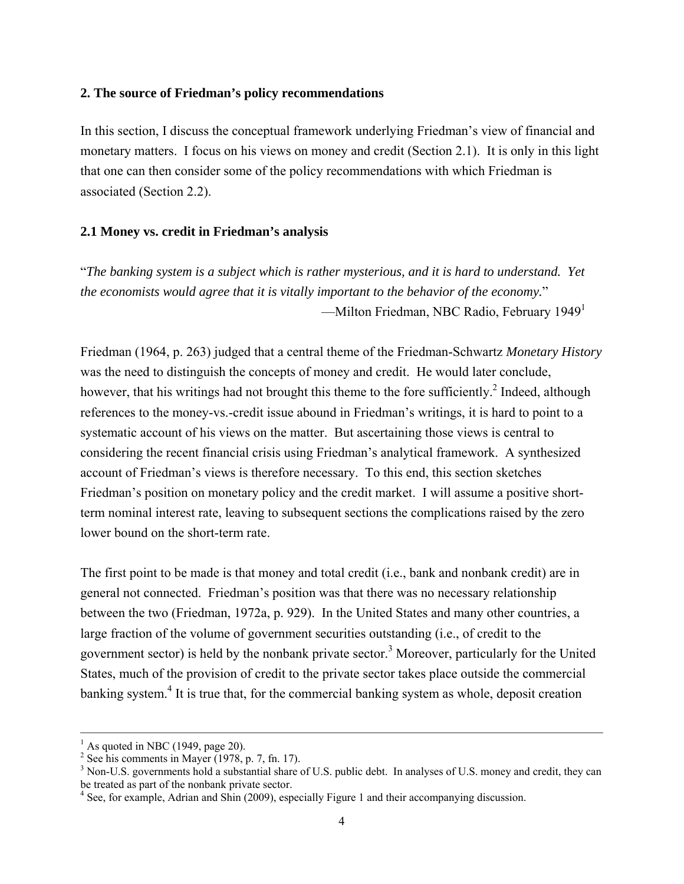**2. The source of Friedman's policy recommendations**

In this section, I discuss the conceptual framework underlying Friedman's view of financial and monetary matters. I focus on his views on money and credit (Section 2.1). It is only in this light that one can then consider some of the policy recommendations with which Friedman is associated (Section 2.2).

**2.1 Money vs. credit in Friedman's analysis**

"*The banking system is a subject which is rather mysterious, and it is hard to understand. Yet the economists would agree that it is vitally important to the behavior of the economy.*"
—Milton Friedman, NBC Radio, February 1949[1]

Friedman (1964, p. 263) judged that a central theme of the Friedman-Schwartz *Monetary History* was the need to distinguish the concepts of money and credit. He would later conclude, however, that his writings had not brought this theme to the fore sufficiently.[2] Indeed, although references to the money-vs.-credit issue abound in Friedman's writings, it is hard to point to a systematic account of his views on the matter. But ascertaining those views is central to considering the recent financial crisis using Friedman's analytical framework. A synthesized account of Friedman's views is therefore necessary. To this end, this section sketches Friedman's position on monetary policy and the credit market. I will assume a positive short-term nominal interest rate, leaving to subsequent sections the complications raised by the zero lower bound on the short-term rate.

The first point to be made is that money and total credit (i.e., bank and nonbank credit) are in general not connected. Friedman's position was that there was no necessary relationship between the two (Friedman, 1972a, p. 929). In the United States and many other countries, a large fraction of the volume of government securities outstanding (i.e., of credit to the government sector) is held by the nonbank private sector.[3] Moreover, particularly for the United States, much of the provision of credit to the private sector takes place outside the commercial banking system.[4] It is true that, for the commercial banking system as whole, deposit creation

---

[1] As quoted in NBC (1949, page 20).

[2] See his comments in Mayer (1978, p. 7, fn. 17).

[3] Non-U.S. governments hold a substantial share of U.S. public debt. In analyses of U.S. money and credit, they can be treated as part of the nonbank private sector.

[4] See, for example, Adrian and Shin (2009), especially Figure 1 and their accompanying discussion.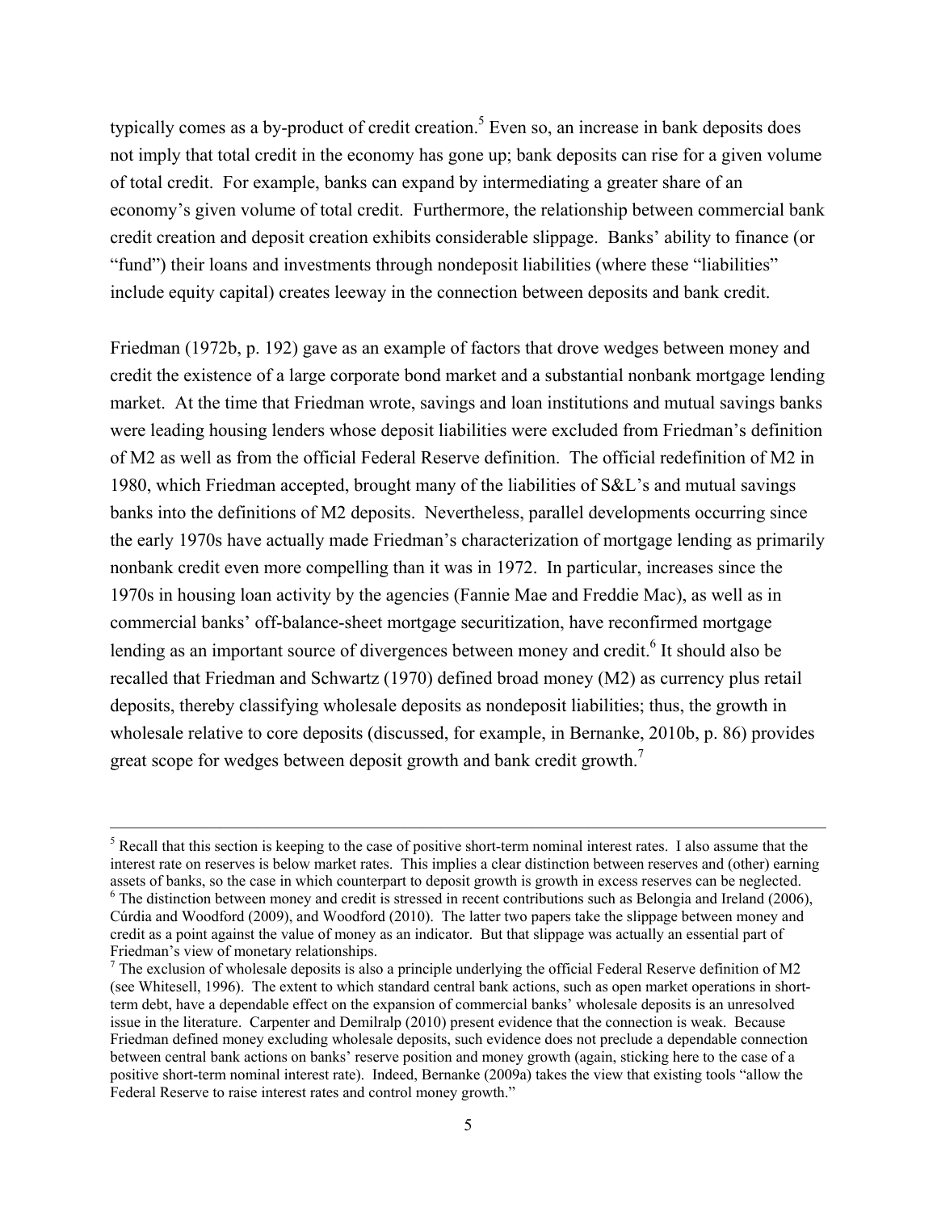typically comes as a by-product of credit creation.[5] Even so, an increase in bank deposits does not imply that total credit in the economy has gone up; bank deposits can rise for a given volume of total credit. For example, banks can expand by intermediating a greater share of an economy's given volume of total credit. Furthermore, the relationship between commercial bank credit creation and deposit creation exhibits considerable slippage. Banks' ability to finance (or "fund") their loans and investments through nondeposit liabilities (where these "liabilities" include equity capital) creates leeway in the connection between deposits and bank credit.

Friedman (1972b, p. 192) gave as an example of factors that drove wedges between money and credit the existence of a large corporate bond market and a substantial nonbank mortgage lending market. At the time that Friedman wrote, savings and loan institutions and mutual savings banks were leading housing lenders whose deposit liabilities were excluded from Friedman's definition of M2 as well as from the official Federal Reserve definition. The official redefinition of M2 in 1980, which Friedman accepted, brought many of the liabilities of S&L's and mutual savings banks into the definitions of M2 deposits. Nevertheless, parallel developments occurring since the early 1970s have actually made Friedman's characterization of mortgage lending as primarily nonbank credit even more compelling than it was in 1972. In particular, increases since the 1970s in housing loan activity by the agencies (Fannie Mae and Freddie Mac), as well as in commercial banks' off-balance-sheet mortgage securitization, have reconfirmed mortgage lending as an important source of divergences between money and credit.[6] It should also be recalled that Friedman and Schwartz (1970) defined broad money (M2) as currency plus retail deposits, thereby classifying wholesale deposits as nondeposit liabilities; thus, the growth in wholesale relative to core deposits (discussed, for example, in Bernanke, 2010b, p. 86) provides great scope for wedges between deposit growth and bank credit growth.[7]

---

[5] Recall that this section is keeping to the case of positive short-term nominal interest rates. I also assume that the interest rate on reserves is below market rates. This implies a clear distinction between reserves and (other) earning assets of banks, so the case in which counterpart to deposit growth is growth in excess reserves can be neglected.

[6] The distinction between money and credit is stressed in recent contributions such as Belongia and Ireland (2006), Cúrdia and Woodford (2009), and Woodford (2010). The latter two papers take the slippage between money and credit as a point against the value of money as an indicator. But that slippage was actually an essential part of Friedman's view of monetary relationships.

[7] The exclusion of wholesale deposits is also a principle underlying the official Federal Reserve definition of M2 (see Whitesell, 1996). The extent to which standard central bank actions, such as open market operations in short-term debt, have a dependable effect on the expansion of commercial banks' wholesale deposits is an unresolved issue in the literature. Carpenter and Demilralp (2010) present evidence that the connection is weak. Because Friedman defined money excluding wholesale deposits, such evidence does not preclude a dependable connection between central bank actions on banks' reserve position and money growth (again, sticking here to the case of a positive short-term nominal interest rate). Indeed, Bernanke (2009a) takes the view that existing tools "allow the Federal Reserve to raise interest rates and control money growth."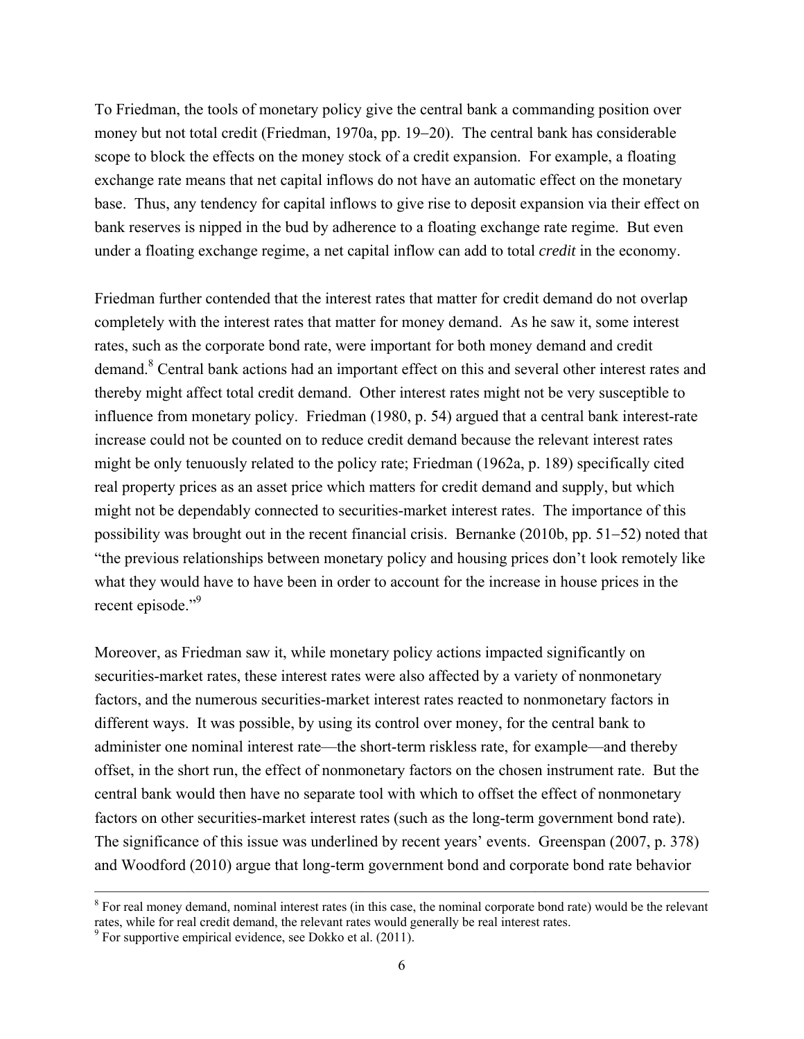To Friedman, the tools of monetary policy give the central bank a commanding position over money but not total credit (Friedman, 1970a, pp. 19−20). The central bank has considerable scope to block the effects on the money stock of a credit expansion. For example, a floating exchange rate means that net capital inflows do not have an automatic effect on the monetary base. Thus, any tendency for capital inflows to give rise to deposit expansion via their effect on bank reserves is nipped in the bud by adherence to a floating exchange rate regime. But even under a floating exchange regime, a net capital inflow can add to total *credit* in the economy.

Friedman further contended that the interest rates that matter for credit demand do not overlap completely with the interest rates that matter for money demand. As he saw it, some interest rates, such as the corporate bond rate, were important for both money demand and credit demand.[8] Central bank actions had an important effect on this and several other interest rates and thereby might affect total credit demand. Other interest rates might not be very susceptible to influence from monetary policy. Friedman (1980, p. 54) argued that a central bank interest-rate increase could not be counted on to reduce credit demand because the relevant interest rates might be only tenuously related to the policy rate; Friedman (1962a, p. 189) specifically cited real property prices as an asset price which matters for credit demand and supply, but which might not be dependably connected to securities-market interest rates. The importance of this possibility was brought out in the recent financial crisis. Bernanke (2010b, pp. 51−52) noted that "the previous relationships between monetary policy and housing prices don't look remotely like what they would have to have been in order to account for the increase in house prices in the recent episode."[9]

Moreover, as Friedman saw it, while monetary policy actions impacted significantly on securities-market rates, these interest rates were also affected by a variety of nonmonetary factors, and the numerous securities-market interest rates reacted to nonmonetary factors in different ways. It was possible, by using its control over money, for the central bank to administer one nominal interest rate—the short-term riskless rate, for example—and thereby offset, in the short run, the effect of nonmonetary factors on the chosen instrument rate. But the central bank would then have no separate tool with which to offset the effect of nonmonetary factors on other securities-market interest rates (such as the long-term government bond rate). The significance of this issue was underlined by recent years' events. Greenspan (2007, p. 378) and Woodford (2010) argue that long-term government bond and corporate bond rate behavior

---

[8] For real money demand, nominal interest rates (in this case, the nominal corporate bond rate) would be the relevant rates, while for real credit demand, the relevant rates would generally be real interest rates.

[9] For supportive empirical evidence, see Dokko et al. (2011).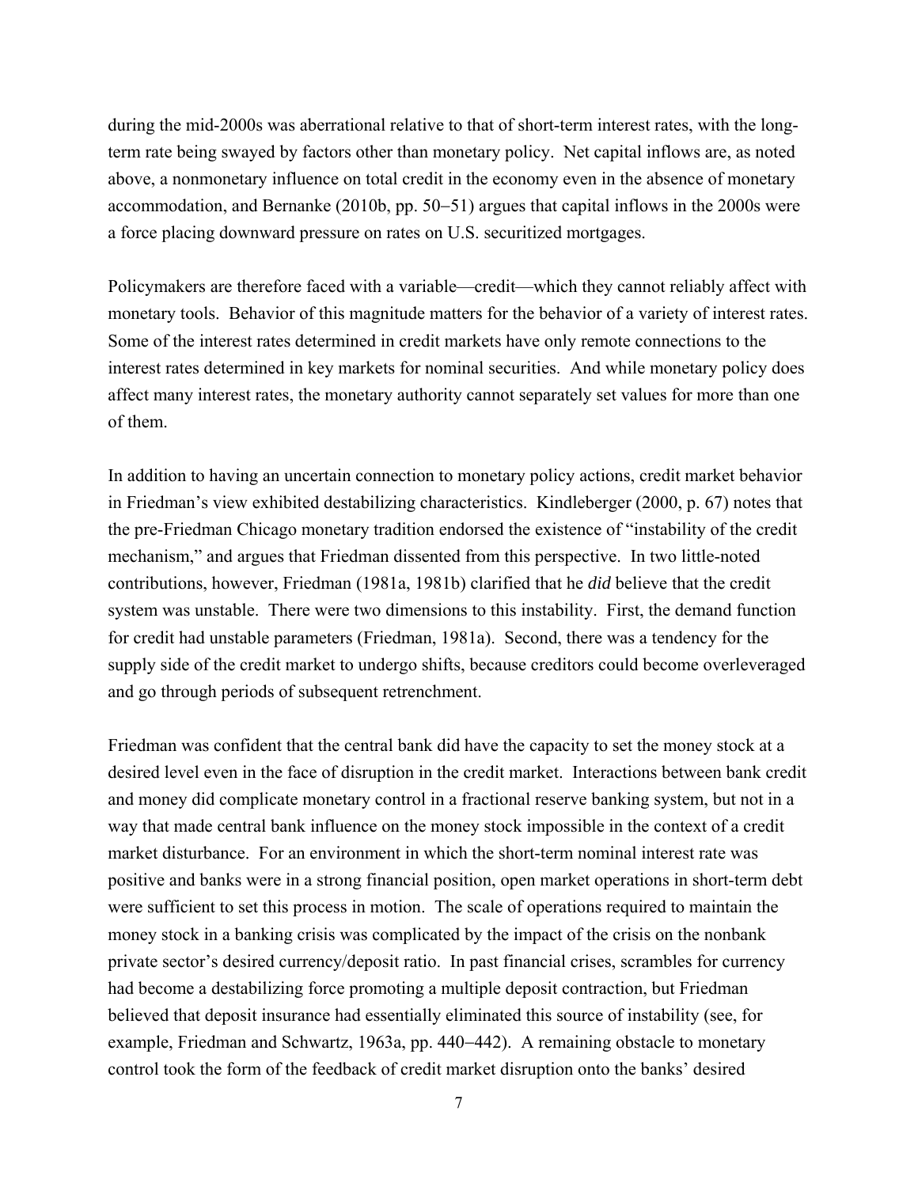during the mid-2000s was aberrational relative to that of short-term interest rates, with the long-term rate being swayed by factors other than monetary policy. Net capital inflows are, as noted above, a nonmonetary influence on total credit in the economy even in the absence of monetary accommodation, and Bernanke (2010b, pp. 50−51) argues that capital inflows in the 2000s were a force placing downward pressure on rates on U.S. securitized mortgages.

Policymakers are therefore faced with a variable—credit—which they cannot reliably affect with monetary tools. Behavior of this magnitude matters for the behavior of a variety of interest rates. Some of the interest rates determined in credit markets have only remote connections to the interest rates determined in key markets for nominal securities. And while monetary policy does affect many interest rates, the monetary authority cannot separately set values for more than one of them.

In addition to having an uncertain connection to monetary policy actions, credit market behavior in Friedman's view exhibited destabilizing characteristics. Kindleberger (2000, p. 67) notes that the pre-Friedman Chicago monetary tradition endorsed the existence of "instability of the credit mechanism," and argues that Friedman dissented from this perspective. In two little-noted contributions, however, Friedman (1981a, 1981b) clarified that he *did* believe that the credit system was unstable. There were two dimensions to this instability. First, the demand function for credit had unstable parameters (Friedman, 1981a). Second, there was a tendency for the supply side of the credit market to undergo shifts, because creditors could become overleveraged and go through periods of subsequent retrenchment.

Friedman was confident that the central bank did have the capacity to set the money stock at a desired level even in the face of disruption in the credit market. Interactions between bank credit and money did complicate monetary control in a fractional reserve banking system, but not in a way that made central bank influence on the money stock impossible in the context of a credit market disturbance. For an environment in which the short-term nominal interest rate was positive and banks were in a strong financial position, open market operations in short-term debt were sufficient to set this process in motion. The scale of operations required to maintain the money stock in a banking crisis was complicated by the impact of the crisis on the nonbank private sector's desired currency/deposit ratio. In past financial crises, scrambles for currency had become a destabilizing force promoting a multiple deposit contraction, but Friedman believed that deposit insurance had essentially eliminated this source of instability (see, for example, Friedman and Schwartz, 1963a, pp. 440−442). A remaining obstacle to monetary control took the form of the feedback of credit market disruption onto the banks' desired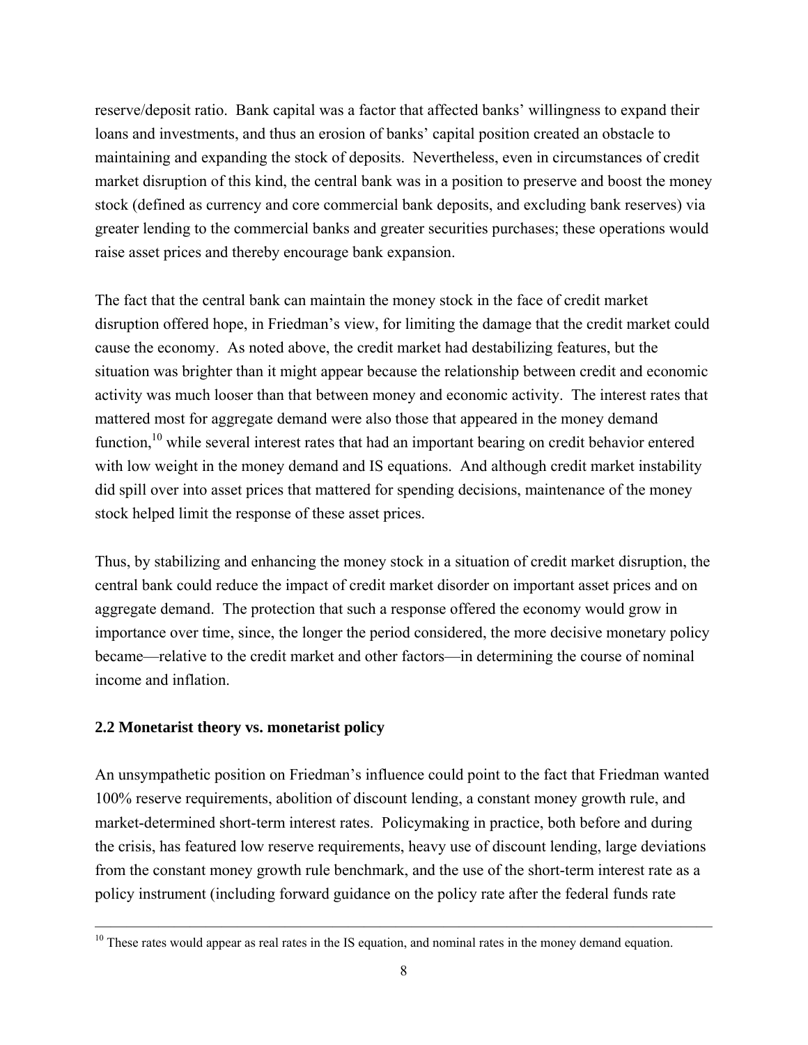reserve/deposit ratio. Bank capital was a factor that affected banks' willingness to expand their loans and investments, and thus an erosion of banks' capital position created an obstacle to maintaining and expanding the stock of deposits. Nevertheless, even in circumstances of credit market disruption of this kind, the central bank was in a position to preserve and boost the money stock (defined as currency and core commercial bank deposits, and excluding bank reserves) via greater lending to the commercial banks and greater securities purchases; these operations would raise asset prices and thereby encourage bank expansion.

The fact that the central bank can maintain the money stock in the face of credit market disruption offered hope, in Friedman's view, for limiting the damage that the credit market could cause the economy. As noted above, the credit market had destabilizing features, but the situation was brighter than it might appear because the relationship between credit and economic activity was much looser than that between money and economic activity. The interest rates that mattered most for aggregate demand were also those that appeared in the money demand function,[10] while several interest rates that had an important bearing on credit behavior entered with low weight in the money demand and IS equations. And although credit market instability did spill over into asset prices that mattered for spending decisions, maintenance of the money stock helped limit the response of these asset prices.

Thus, by stabilizing and enhancing the money stock in a situation of credit market disruption, the central bank could reduce the impact of credit market disorder on important asset prices and on aggregate demand. The protection that such a response offered the economy would grow in importance over time, since, the longer the period considered, the more decisive monetary policy became—relative to the credit market and other factors—in determining the course of nominal income and inflation.

### 2.2 Monetarist theory vs. monetarist policy

An unsympathetic position on Friedman's influence could point to the fact that Friedman wanted 100% reserve requirements, abolition of discount lending, a constant money growth rule, and market-determined short-term interest rates. Policymaking in practice, both before and during the crisis, has featured low reserve requirements, heavy use of discount lending, large deviations from the constant money growth rule benchmark, and the use of the short-term interest rate as a policy instrument (including forward guidance on the policy rate after the federal funds rate

[10] These rates would appear as real rates in the IS equation, and nominal rates in the money demand equation.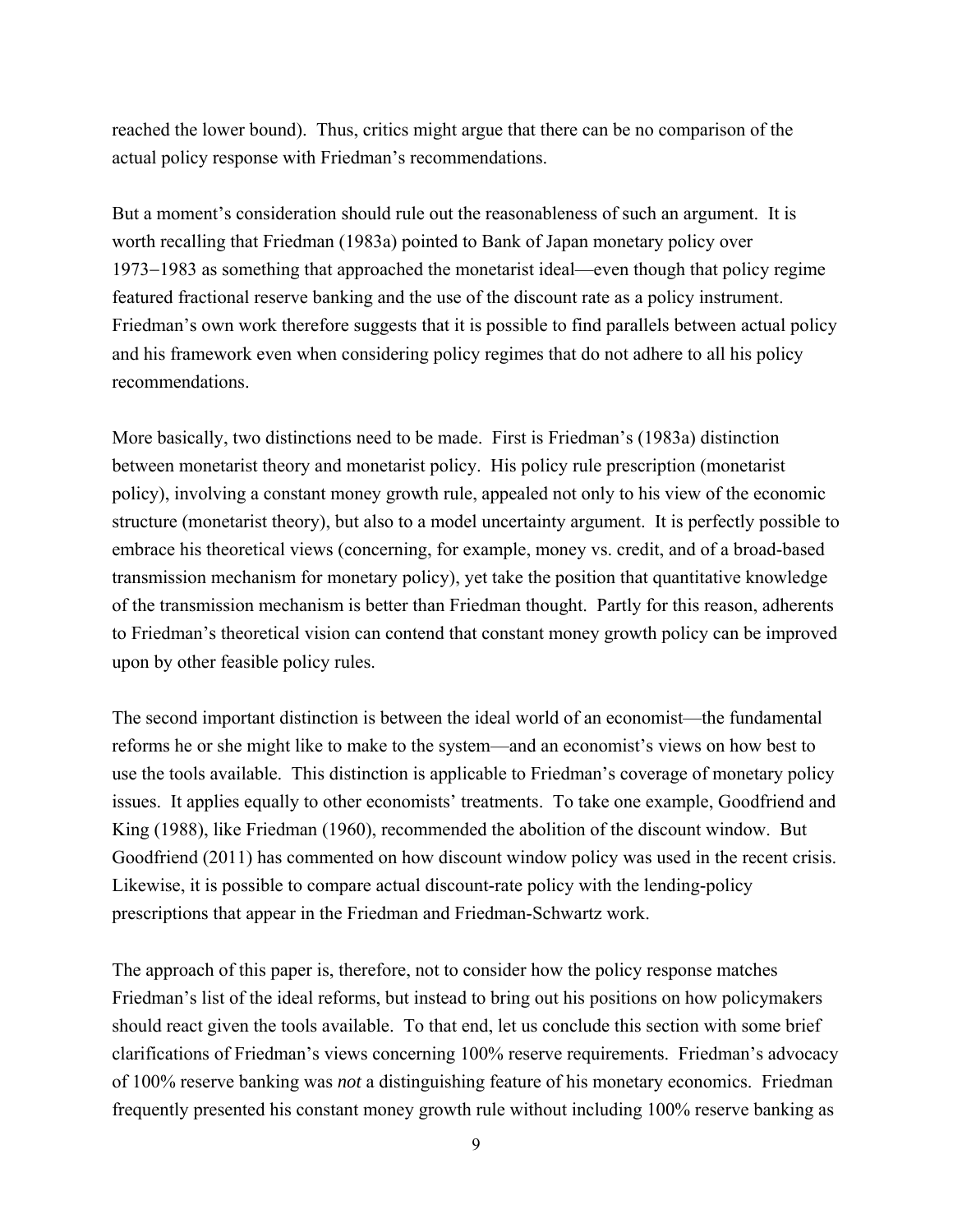reached the lower bound). Thus, critics might argue that there can be no comparison of the actual policy response with Friedman's recommendations.

But a moment's consideration should rule out the reasonableness of such an argument. It is worth recalling that Friedman (1983a) pointed to Bank of Japan monetary policy over 1973−1983 as something that approached the monetarist ideal—even though that policy regime featured fractional reserve banking and the use of the discount rate as a policy instrument. Friedman's own work therefore suggests that it is possible to find parallels between actual policy and his framework even when considering policy regimes that do not adhere to all his policy recommendations.

More basically, two distinctions need to be made. First is Friedman's (1983a) distinction between monetarist theory and monetarist policy. His policy rule prescription (monetarist policy), involving a constant money growth rule, appealed not only to his view of the economic structure (monetarist theory), but also to a model uncertainty argument. It is perfectly possible to embrace his theoretical views (concerning, for example, money vs. credit, and of a broad-based transmission mechanism for monetary policy), yet take the position that quantitative knowledge of the transmission mechanism is better than Friedman thought. Partly for this reason, adherents to Friedman's theoretical vision can contend that constant money growth policy can be improved upon by other feasible policy rules.

The second important distinction is between the ideal world of an economist—the fundamental reforms he or she might like to make to the system—and an economist's views on how best to use the tools available. This distinction is applicable to Friedman's coverage of monetary policy issues. It applies equally to other economists' treatments. To take one example, Goodfriend and King (1988), like Friedman (1960), recommended the abolition of the discount window. But Goodfriend (2011) has commented on how discount window policy was used in the recent crisis. Likewise, it is possible to compare actual discount-rate policy with the lending-policy prescriptions that appear in the Friedman and Friedman-Schwartz work.

The approach of this paper is, therefore, not to consider how the policy response matches Friedman's list of the ideal reforms, but instead to bring out his positions on how policymakers should react given the tools available. To that end, let us conclude this section with some brief clarifications of Friedman's views concerning 100% reserve requirements. Friedman's advocacy of 100% reserve banking was *not* a distinguishing feature of his monetary economics. Friedman frequently presented his constant money growth rule without including 100% reserve banking as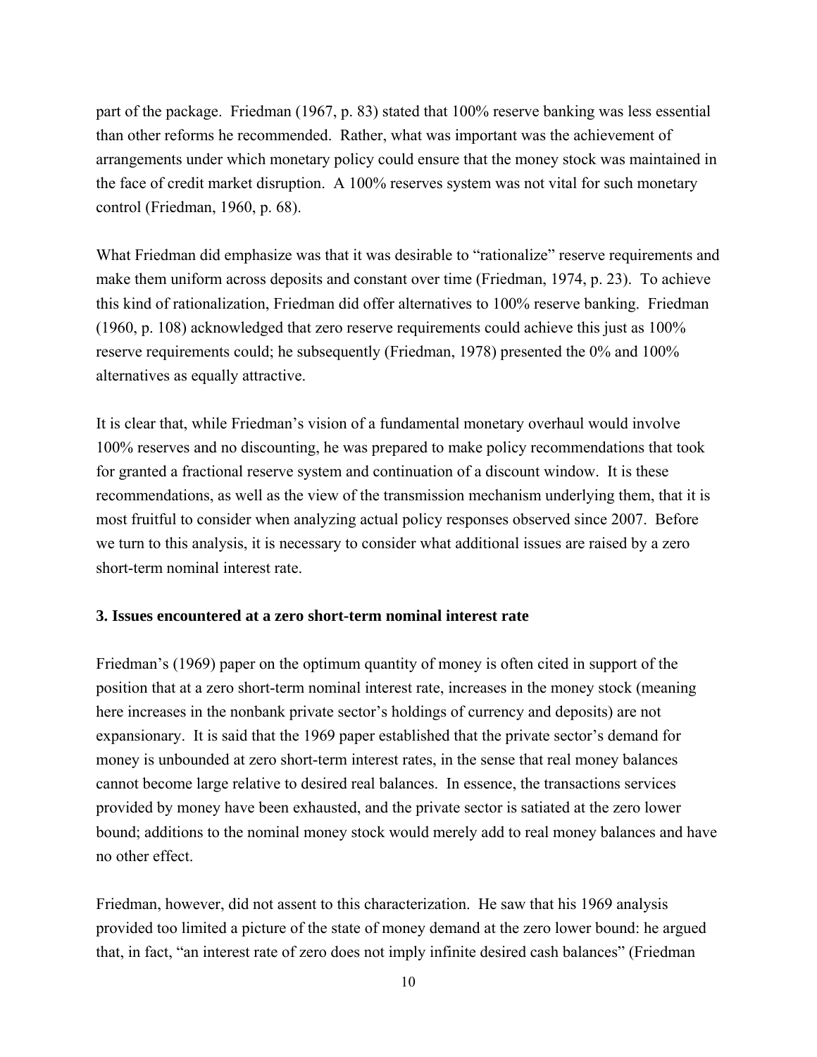part of the package. Friedman (1967, p. 83) stated that 100% reserve banking was less essential than other reforms he recommended. Rather, what was important was the achievement of arrangements under which monetary policy could ensure that the money stock was maintained in the face of credit market disruption. A 100% reserves system was not vital for such monetary control (Friedman, 1960, p. 68).

What Friedman did emphasize was that it was desirable to "rationalize" reserve requirements and make them uniform across deposits and constant over time (Friedman, 1974, p. 23). To achieve this kind of rationalization, Friedman did offer alternatives to 100% reserve banking. Friedman (1960, p. 108) acknowledged that zero reserve requirements could achieve this just as 100% reserve requirements could; he subsequently (Friedman, 1978) presented the 0% and 100% alternatives as equally attractive.

It is clear that, while Friedman's vision of a fundamental monetary overhaul would involve 100% reserves and no discounting, he was prepared to make policy recommendations that took for granted a fractional reserve system and continuation of a discount window. It is these recommendations, as well as the view of the transmission mechanism underlying them, that it is most fruitful to consider when analyzing actual policy responses observed since 2007. Before we turn to this analysis, it is necessary to consider what additional issues are raised by a zero short-term nominal interest rate.

### 3. Issues encountered at a zero short-term nominal interest rate

Friedman's (1969) paper on the optimum quantity of money is often cited in support of the position that at a zero short-term nominal interest rate, increases in the money stock (meaning here increases in the nonbank private sector's holdings of currency and deposits) are not expansionary. It is said that the 1969 paper established that the private sector's demand for money is unbounded at zero short-term interest rates, in the sense that real money balances cannot become large relative to desired real balances. In essence, the transactions services provided by money have been exhausted, and the private sector is satiated at the zero lower bound; additions to the nominal money stock would merely add to real money balances and have no other effect.

Friedman, however, did not assent to this characterization. He saw that his 1969 analysis provided too limited a picture of the state of money demand at the zero lower bound: he argued that, in fact, "an interest rate of zero does not imply infinite desired cash balances" (Friedman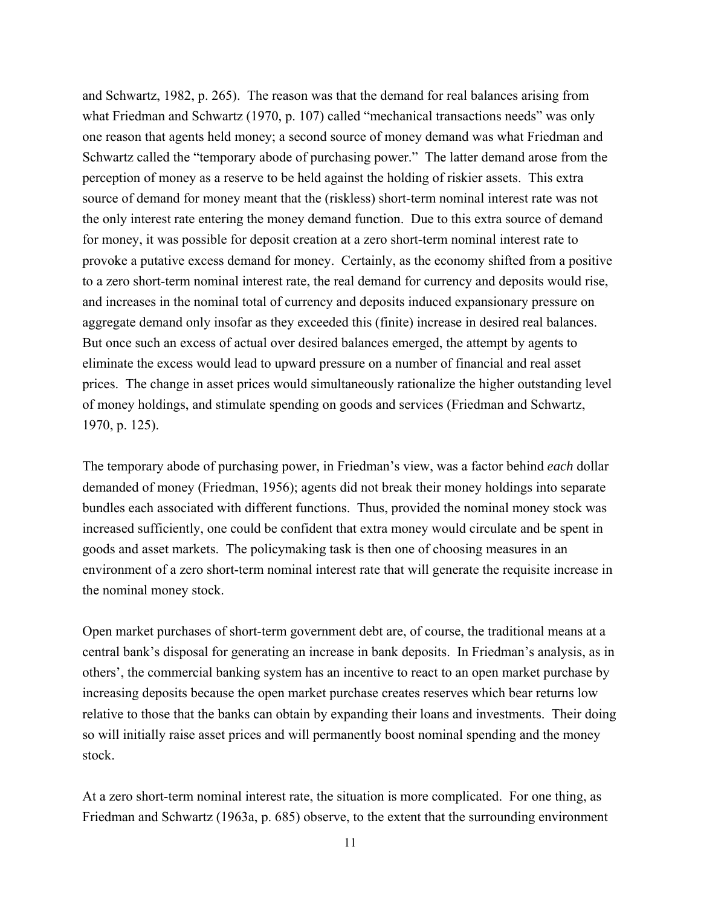and Schwartz, 1982, p. 265). The reason was that the demand for real balances arising from what Friedman and Schwartz (1970, p. 107) called "mechanical transactions needs" was only one reason that agents held money; a second source of money demand was what Friedman and Schwartz called the "temporary abode of purchasing power." The latter demand arose from the perception of money as a reserve to be held against the holding of riskier assets. This extra source of demand for money meant that the (riskless) short-term nominal interest rate was not the only interest rate entering the money demand function. Due to this extra source of demand for money, it was possible for deposit creation at a zero short-term nominal interest rate to provoke a putative excess demand for money. Certainly, as the economy shifted from a positive to a zero short-term nominal interest rate, the real demand for currency and deposits would rise, and increases in the nominal total of currency and deposits induced expansionary pressure on aggregate demand only insofar as they exceeded this (finite) increase in desired real balances. But once such an excess of actual over desired balances emerged, the attempt by agents to eliminate the excess would lead to upward pressure on a number of financial and real asset prices. The change in asset prices would simultaneously rationalize the higher outstanding level of money holdings, and stimulate spending on goods and services (Friedman and Schwartz, 1970, p. 125).

The temporary abode of purchasing power, in Friedman's view, was a factor behind *each* dollar demanded of money (Friedman, 1956); agents did not break their money holdings into separate bundles each associated with different functions. Thus, provided the nominal money stock was increased sufficiently, one could be confident that extra money would circulate and be spent in goods and asset markets. The policymaking task is then one of choosing measures in an environment of a zero short-term nominal interest rate that will generate the requisite increase in the nominal money stock.

Open market purchases of short-term government debt are, of course, the traditional means at a central bank's disposal for generating an increase in bank deposits. In Friedman's analysis, as in others', the commercial banking system has an incentive to react to an open market purchase by increasing deposits because the open market purchase creates reserves which bear returns low relative to those that the banks can obtain by expanding their loans and investments. Their doing so will initially raise asset prices and will permanently boost nominal spending and the money stock.

At a zero short-term nominal interest rate, the situation is more complicated. For one thing, as Friedman and Schwartz (1963a, p. 685) observe, to the extent that the surrounding environment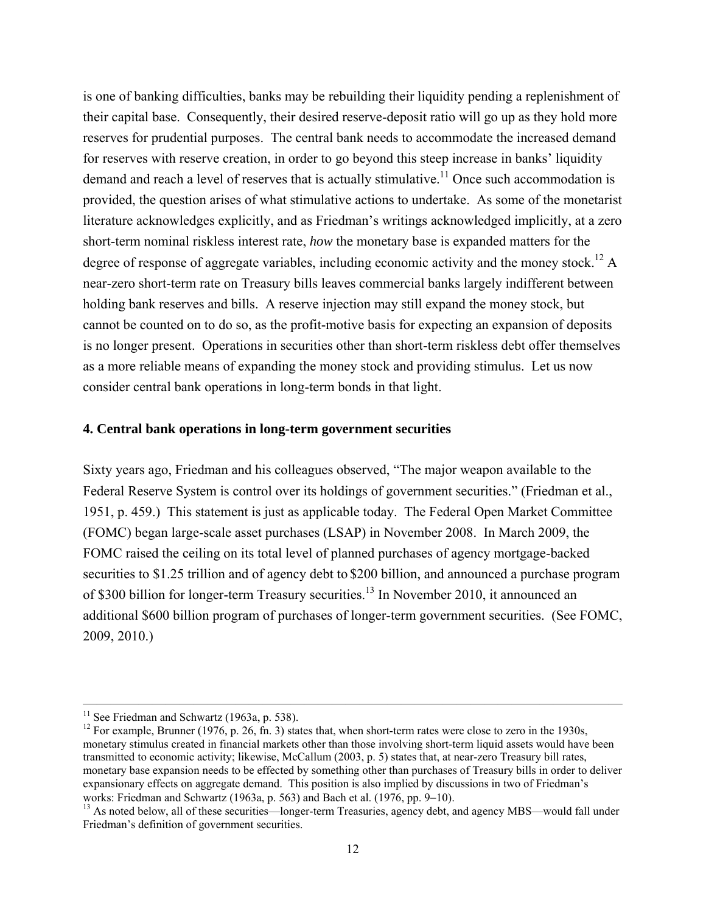is one of banking difficulties, banks may be rebuilding their liquidity pending a replenishment of their capital base. Consequently, their desired reserve-deposit ratio will go up as they hold more reserves for prudential purposes. The central bank needs to accommodate the increased demand for reserves with reserve creation, in order to go beyond this steep increase in banks' liquidity demand and reach a level of reserves that is actually stimulative.[11] Once such accommodation is provided, the question arises of what stimulative actions to undertake. As some of the monetarist literature acknowledges explicitly, and as Friedman's writings acknowledged implicitly, at a zero short-term nominal riskless interest rate, *how* the monetary base is expanded matters for the degree of response of aggregate variables, including economic activity and the money stock.[12] A near-zero short-term rate on Treasury bills leaves commercial banks largely indifferent between holding bank reserves and bills. A reserve injection may still expand the money stock, but cannot be counted on to do so, as the profit-motive basis for expecting an expansion of deposits is no longer present. Operations in securities other than short-term riskless debt offer themselves as a more reliable means of expanding the money stock and providing stimulus. Let us now consider central bank operations in long-term bonds in that light.

## 4. Central bank operations in long-term government securities

Sixty years ago, Friedman and his colleagues observed, "The major weapon available to the Federal Reserve System is control over its holdings of government securities." (Friedman et al., 1951, p. 459.) This statement is just as applicable today. The Federal Open Market Committee (FOMC) began large-scale asset purchases (LSAP) in November 2008. In March 2009, the FOMC raised the ceiling on its total level of planned purchases of agency mortgage-backed securities to \$1.25 trillion and of agency debt to \$200 billion, and announced a purchase program of \$300 billion for longer-term Treasury securities.[13] In November 2010, it announced an additional \$600 billion program of purchases of longer-term government securities. (See FOMC, 2009, 2010.)

---

[11] See Friedman and Schwartz (1963a, p. 538).

[12] For example, Brunner (1976, p. 26, fn. 3) states that, when short-term rates were close to zero in the 1930s, monetary stimulus created in financial markets other than those involving short-term liquid assets would have been transmitted to economic activity; likewise, McCallum (2003, p. 5) states that, at near-zero Treasury bill rates, monetary base expansion needs to be effected by something other than purchases of Treasury bills in order to deliver expansionary effects on aggregate demand. This position is also implied by discussions in two of Friedman's works: Friedman and Schwartz (1963a, p. 563) and Bach et al. (1976, pp. 9–10).

[13] As noted below, all of these securities—longer-term Treasuries, agency debt, and agency MBS—would fall under Friedman's definition of government securities.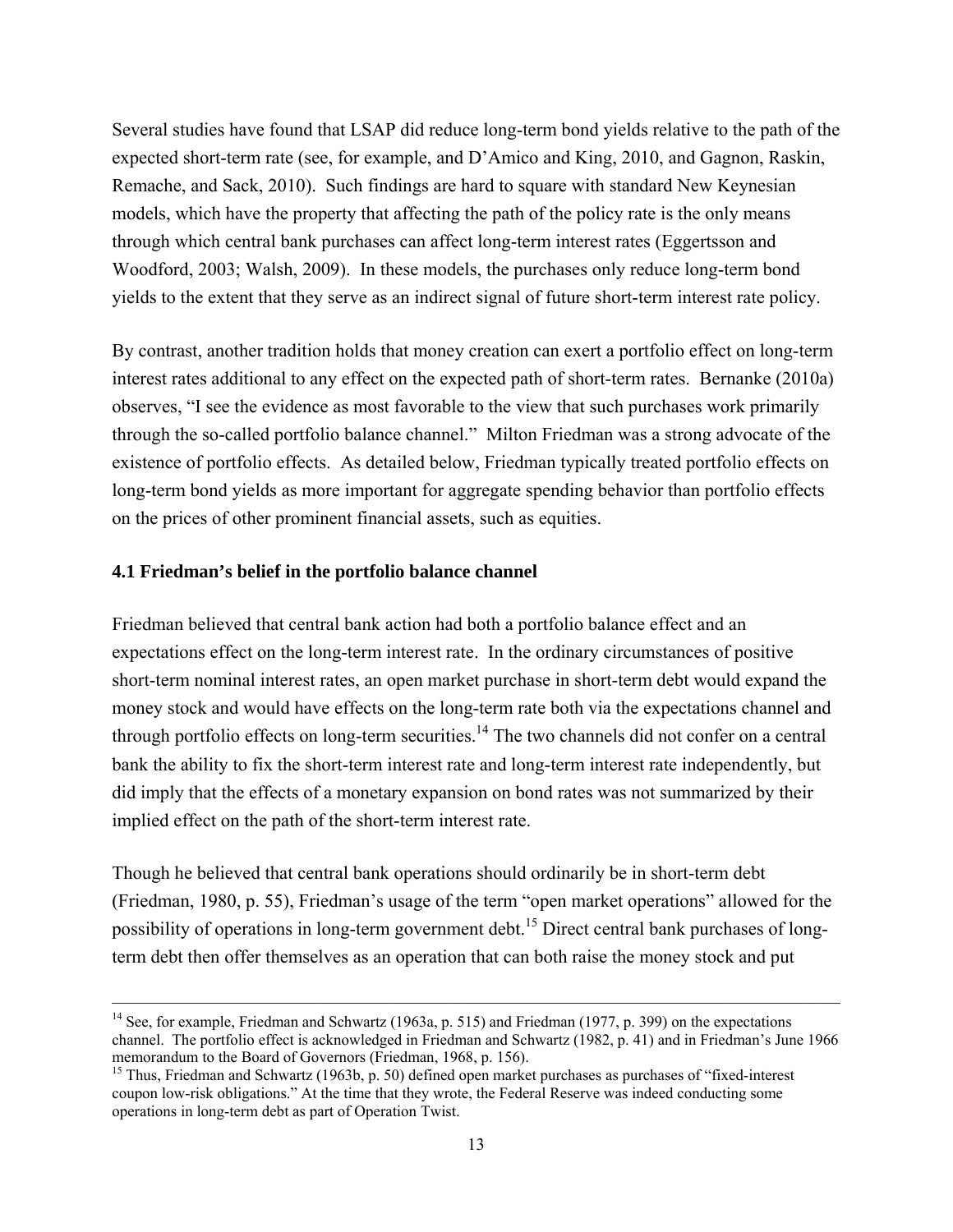Several studies have found that LSAP did reduce long-term bond yields relative to the path of the expected short-term rate (see, for example, and D'Amico and King, 2010, and Gagnon, Raskin, Remache, and Sack, 2010). Such findings are hard to square with standard New Keynesian models, which have the property that affecting the path of the policy rate is the only means through which central bank purchases can affect long-term interest rates (Eggertsson and Woodford, 2003; Walsh, 2009). In these models, the purchases only reduce long-term bond yields to the extent that they serve as an indirect signal of future short-term interest rate policy.

By contrast, another tradition holds that money creation can exert a portfolio effect on long-term interest rates additional to any effect on the expected path of short-term rates. Bernanke (2010a) observes, "I see the evidence as most favorable to the view that such purchases work primarily through the so-called portfolio balance channel." Milton Friedman was a strong advocate of the existence of portfolio effects. As detailed below, Friedman typically treated portfolio effects on long-term bond yields as more important for aggregate spending behavior than portfolio effects on the prices of other prominent financial assets, such as equities.

### 4.1 Friedman's belief in the portfolio balance channel

Friedman believed that central bank action had both a portfolio balance effect and an expectations effect on the long-term interest rate. In the ordinary circumstances of positive short-term nominal interest rates, an open market purchase in short-term debt would expand the money stock and would have effects on the long-term rate both via the expectations channel and through portfolio effects on long-term securities.[14] The two channels did not confer on a central bank the ability to fix the short-term interest rate and long-term interest rate independently, but did imply that the effects of a monetary expansion on bond rates was not summarized by their implied effect on the path of the short-term interest rate.

Though he believed that central bank operations should ordinarily be in short-term debt (Friedman, 1980, p. 55), Friedman's usage of the term "open market operations" allowed for the possibility of operations in long-term government debt.[15] Direct central bank purchases of long-term debt then offer themselves as an operation that can both raise the money stock and put

---

[14] See, for example, Friedman and Schwartz (1963a, p. 515) and Friedman (1977, p. 399) on the expectations channel. The portfolio effect is acknowledged in Friedman and Schwartz (1982, p. 41) and in Friedman's June 1966 memorandum to the Board of Governors (Friedman, 1968, p. 156).

[15] Thus, Friedman and Schwartz (1963b, p. 50) defined open market purchases as purchases of "fixed-interest coupon low-risk obligations." At the time that they wrote, the Federal Reserve was indeed conducting some operations in long-term debt as part of Operation Twist.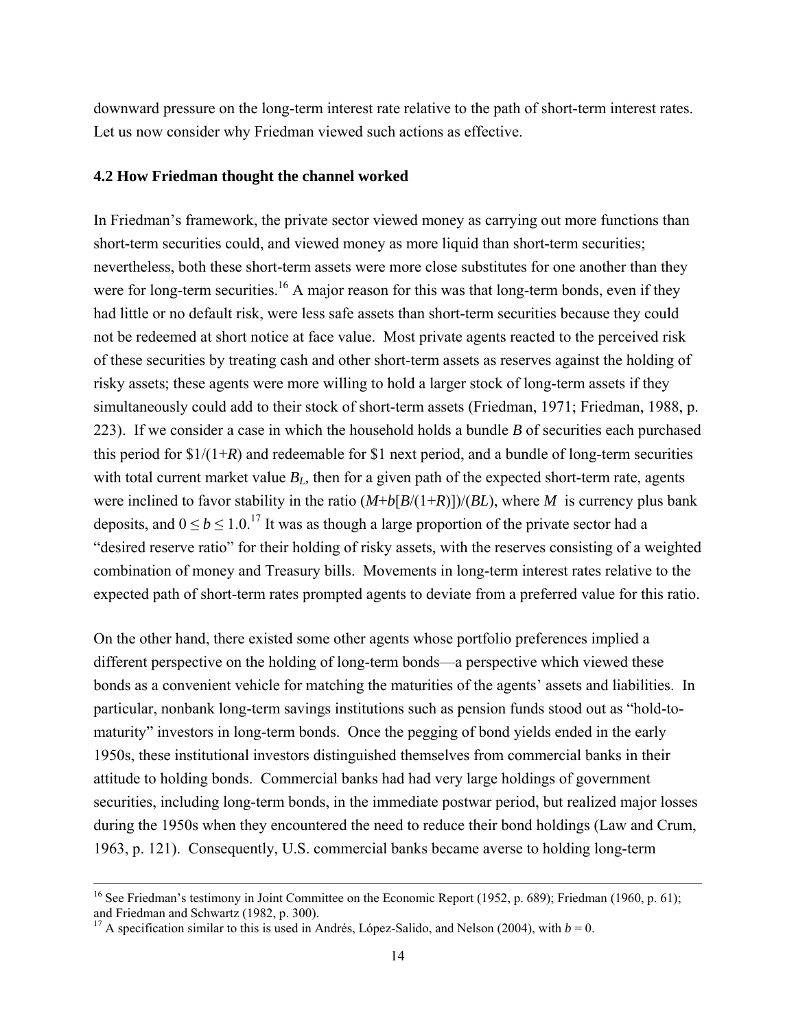downward pressure on the long-term interest rate relative to the path of short-term interest rates. Let us now consider why Friedman viewed such actions as effective.

### 4.2 How Friedman thought the channel worked

In Friedman's framework, the private sector viewed money as carrying out more functions than short-term securities could, and viewed money as more liquid than short-term securities; nevertheless, both these short-term assets were more close substitutes for one another than they were for long-term securities.[16] A major reason for this was that long-term bonds, even if they had little or no default risk, were less safe assets than short-term securities because they could not be redeemed at short notice at face value. Most private agents reacted to the perceived risk of these securities by treating cash and other short-term assets as reserves against the holding of risky assets; these agents were more willing to hold a larger stock of long-term assets if they simultaneously could add to their stock of short-term assets (Friedman, 1971; Friedman, 1988, p. 223). If we consider a case in which the household holds a bundle $B$ of securities each purchased this period for $\$1/(1+R)$ and redeemable for \$1 next period, and a bundle of long-term securities with total current market value $B_L$, then for a given path of the expected short-term rate, agents were inclined to favor stability in the ratio $(M+b[B/(1+R)])/(BL)$, where $M$ is currency plus bank deposits, and $0 \leq b \leq 1.0$.[17] It was as though a large proportion of the private sector had a "desired reserve ratio" for their holding of risky assets, with the reserves consisting of a weighted combination of money and Treasury bills. Movements in long-term interest rates relative to the expected path of short-term rates prompted agents to deviate from a preferred value for this ratio.

On the other hand, there existed some other agents whose portfolio preferences implied a different perspective on the holding of long-term bonds—a perspective which viewed these bonds as a convenient vehicle for matching the maturities of the agents' assets and liabilities. In particular, nonbank long-term savings institutions such as pension funds stood out as "hold-to-maturity" investors in long-term bonds. Once the pegging of bond yields ended in the early 1950s, these institutional investors distinguished themselves from commercial banks in their attitude to holding bonds. Commercial banks had had very large holdings of government securities, including long-term bonds, in the immediate postwar period, but realized major losses during the 1950s when they encountered the need to reduce their bond holdings (Law and Crum, 1963, p. 121). Consequently, U.S. commercial banks became averse to holding long-term

[16] See Friedman's testimony in Joint Committee on the Economic Report (1952, p. 689); Friedman (1960, p. 61); and Friedman and Schwartz (1982, p. 300).

[17] A specification similar to this is used in Andrés, López-Salido, and Nelson (2004), with $b = 0$.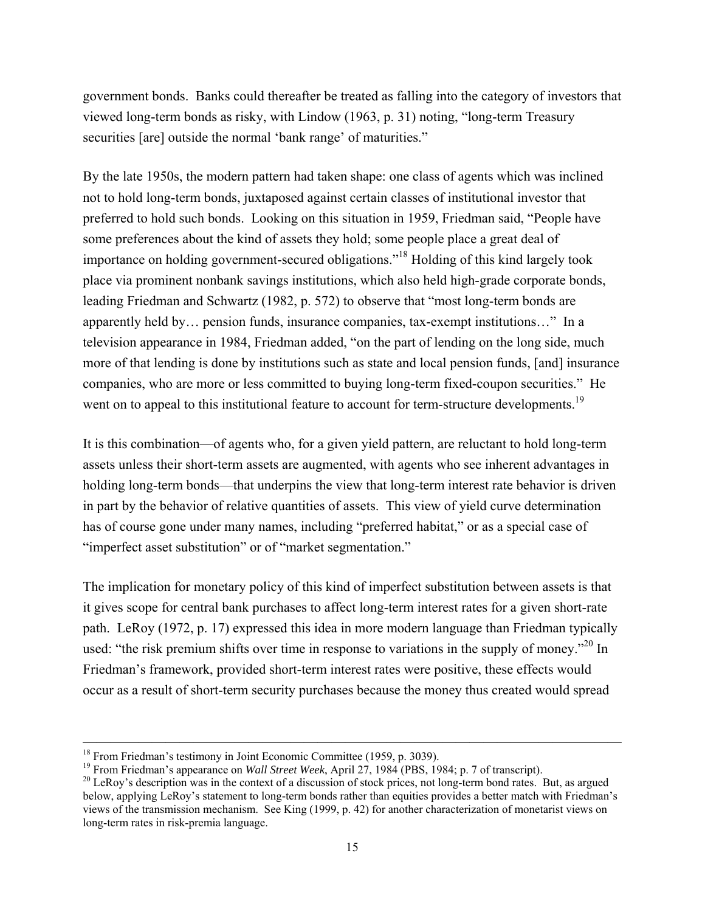government bonds. Banks could thereafter be treated as falling into the category of investors that viewed long-term bonds as risky, with Lindow (1963, p. 31) noting, "long-term Treasury securities [are] outside the normal 'bank range' of maturities."

By the late 1950s, the modern pattern had taken shape: one class of agents which was inclined not to hold long-term bonds, juxtaposed against certain classes of institutional investor that preferred to hold such bonds. Looking on this situation in 1959, Friedman said, "People have some preferences about the kind of assets they hold; some people place a great deal of importance on holding government-secured obligations."[18] Holding of this kind largely took place via prominent nonbank savings institutions, which also held high-grade corporate bonds, leading Friedman and Schwartz (1982, p. 572) to observe that "most long-term bonds are apparently held by… pension funds, insurance companies, tax-exempt institutions…" In a television appearance in 1984, Friedman added, "on the part of lending on the long side, much more of that lending is done by institutions such as state and local pension funds, [and] insurance companies, who are more or less committed to buying long-term fixed-coupon securities." He went on to appeal to this institutional feature to account for term-structure developments.[19]

It is this combination—of agents who, for a given yield pattern, are reluctant to hold long-term assets unless their short-term assets are augmented, with agents who see inherent advantages in holding long-term bonds—that underpins the view that long-term interest rate behavior is driven in part by the behavior of relative quantities of assets. This view of yield curve determination has of course gone under many names, including "preferred habitat," or as a special case of "imperfect asset substitution" or of "market segmentation."

The implication for monetary policy of this kind of imperfect substitution between assets is that it gives scope for central bank purchases to affect long-term interest rates for a given short-rate path. LeRoy (1972, p. 17) expressed this idea in more modern language than Friedman typically used: "the risk premium shifts over time in response to variations in the supply of money."[20] In Friedman's framework, provided short-term interest rates were positive, these effects would occur as a result of short-term security purchases because the money thus created would spread

---

[18] From Friedman's testimony in Joint Economic Committee (1959, p. 3039).

[19] From Friedman's appearance on *Wall Street Week*, April 27, 1984 (PBS, 1984; p. 7 of transcript).

[20] LeRoy's description was in the context of a discussion of stock prices, not long-term bond rates. But, as argued below, applying LeRoy's statement to long-term bonds rather than equities provides a better match with Friedman's views of the transmission mechanism. See King (1999, p. 42) for another characterization of monetarist views on long-term rates in risk-premia language.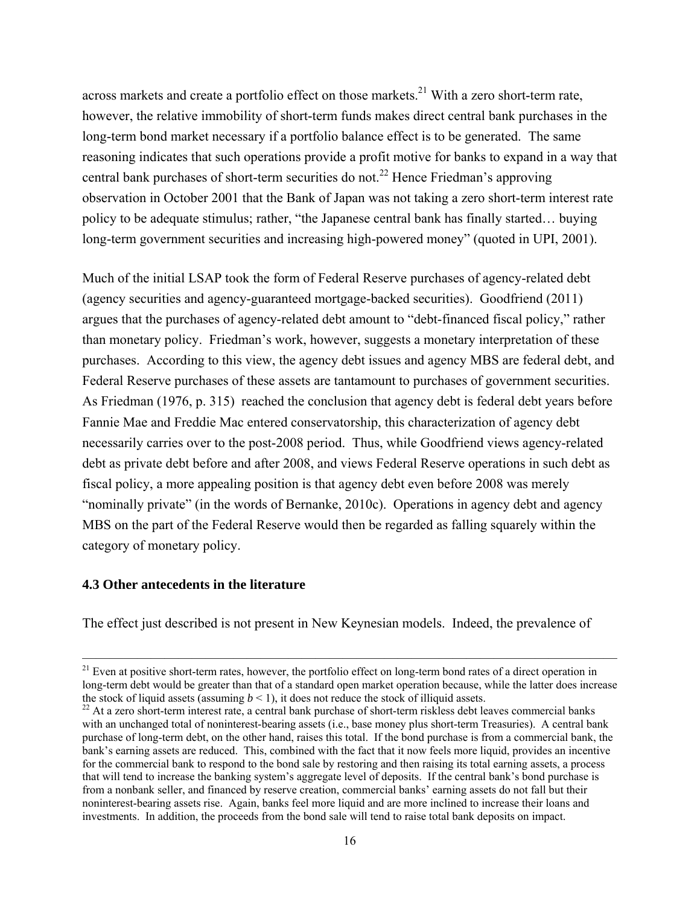across markets and create a portfolio effect on those markets.[21] With a zero short-term rate, however, the relative immobility of short-term funds makes direct central bank purchases in the long-term bond market necessary if a portfolio balance effect is to be generated. The same reasoning indicates that such operations provide a profit motive for banks to expand in a way that central bank purchases of short-term securities do not.[22] Hence Friedman's approving observation in October 2001 that the Bank of Japan was not taking a zero short-term interest rate policy to be adequate stimulus; rather, "the Japanese central bank has finally started… buying long-term government securities and increasing high-powered money" (quoted in UPI, 2001).

Much of the initial LSAP took the form of Federal Reserve purchases of agency-related debt (agency securities and agency-guaranteed mortgage-backed securities). Goodfriend (2011) argues that the purchases of agency-related debt amount to "debt-financed fiscal policy," rather than monetary policy. Friedman's work, however, suggests a monetary interpretation of these purchases. According to this view, the agency debt issues and agency MBS are federal debt, and Federal Reserve purchases of these assets are tantamount to purchases of government securities. As Friedman (1976, p. 315) reached the conclusion that agency debt is federal debt years before Fannie Mae and Freddie Mac entered conservatorship, this characterization of agency debt necessarily carries over to the post-2008 period. Thus, while Goodfriend views agency-related debt as private debt before and after 2008, and views Federal Reserve operations in such debt as fiscal policy, a more appealing position is that agency debt even before 2008 was merely "nominally private" (in the words of Bernanke, 2010c). Operations in agency debt and agency MBS on the part of the Federal Reserve would then be regarded as falling squarely within the category of monetary policy.

### 4.3 Other antecedents in the literature

The effect just described is not present in New Keynesian models. Indeed, the prevalence of

---

[21] Even at positive short-term rates, however, the portfolio effect on long-term bond rates of a direct operation in long-term debt would be greater than that of a standard open market operation because, while the latter does increase the stock of liquid assets (assuming $b < 1$), it does not reduce the stock of illiquid assets.

[22] At a zero short-term interest rate, a central bank purchase of short-term riskless debt leaves commercial banks with an unchanged total of noninterest-bearing assets (i.e., base money plus short-term Treasuries). A central bank purchase of long-term debt, on the other hand, raises this total. If the bond purchase is from a commercial bank, the bank's earning assets are reduced. This, combined with the fact that it now feels more liquid, provides an incentive for the commercial bank to respond to the bond sale by restoring and then raising its total earning assets, a process that will tend to increase the banking system's aggregate level of deposits. If the central bank's bond purchase is from a nonbank seller, and financed by reserve creation, commercial banks' earning assets do not fall but their noninterest-bearing assets rise. Again, banks feel more liquid and are more inclined to increase their loans and investments. In addition, the proceeds from the bond sale will tend to raise total bank deposits on impact.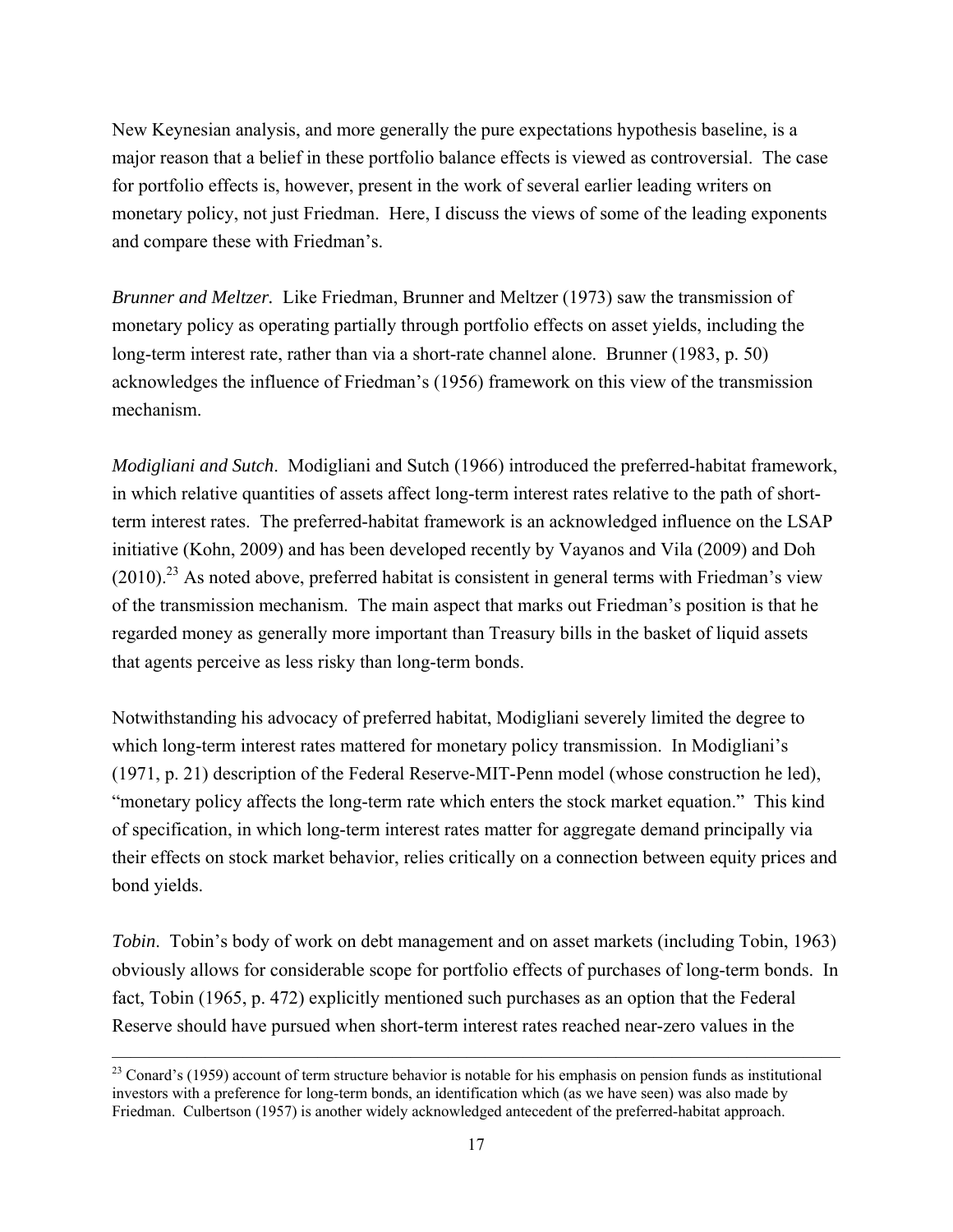New Keynesian analysis, and more generally the pure expectations hypothesis baseline, is a major reason that a belief in these portfolio balance effects is viewed as controversial. The case for portfolio effects is, however, present in the work of several earlier leading writers on monetary policy, not just Friedman. Here, I discuss the views of some of the leading exponents and compare these with Friedman's.

*Brunner and Meltzer.* Like Friedman, Brunner and Meltzer (1973) saw the transmission of monetary policy as operating partially through portfolio effects on asset yields, including the long-term interest rate, rather than via a short-rate channel alone. Brunner (1983, p. 50) acknowledges the influence of Friedman's (1956) framework on this view of the transmission mechanism.

*Modigliani and Sutch*. Modigliani and Sutch (1966) introduced the preferred-habitat framework, in which relative quantities of assets affect long-term interest rates relative to the path of short-term interest rates. The preferred-habitat framework is an acknowledged influence on the LSAP initiative (Kohn, 2009) and has been developed recently by Vayanos and Vila (2009) and Doh (2010).[23] As noted above, preferred habitat is consistent in general terms with Friedman's view of the transmission mechanism. The main aspect that marks out Friedman's position is that he regarded money as generally more important than Treasury bills in the basket of liquid assets that agents perceive as less risky than long-term bonds.

Notwithstanding his advocacy of preferred habitat, Modigliani severely limited the degree to which long-term interest rates mattered for monetary policy transmission. In Modigliani's (1971, p. 21) description of the Federal Reserve-MIT-Penn model (whose construction he led), "monetary policy affects the long-term rate which enters the stock market equation." This kind of specification, in which long-term interest rates matter for aggregate demand principally via their effects on stock market behavior, relies critically on a connection between equity prices and bond yields.

*Tobin*. Tobin's body of work on debt management and on asset markets (including Tobin, 1963) obviously allows for considerable scope for portfolio effects of purchases of long-term bonds. In fact, Tobin (1965, p. 472) explicitly mentioned such purchases as an option that the Federal Reserve should have pursued when short-term interest rates reached near-zero values in the

---

[23] Conard's (1959) account of term structure behavior is notable for his emphasis on pension funds as institutional investors with a preference for long-term bonds, an identification which (as we have seen) was also made by Friedman. Culbertson (1957) is another widely acknowledged antecedent of the preferred-habitat approach.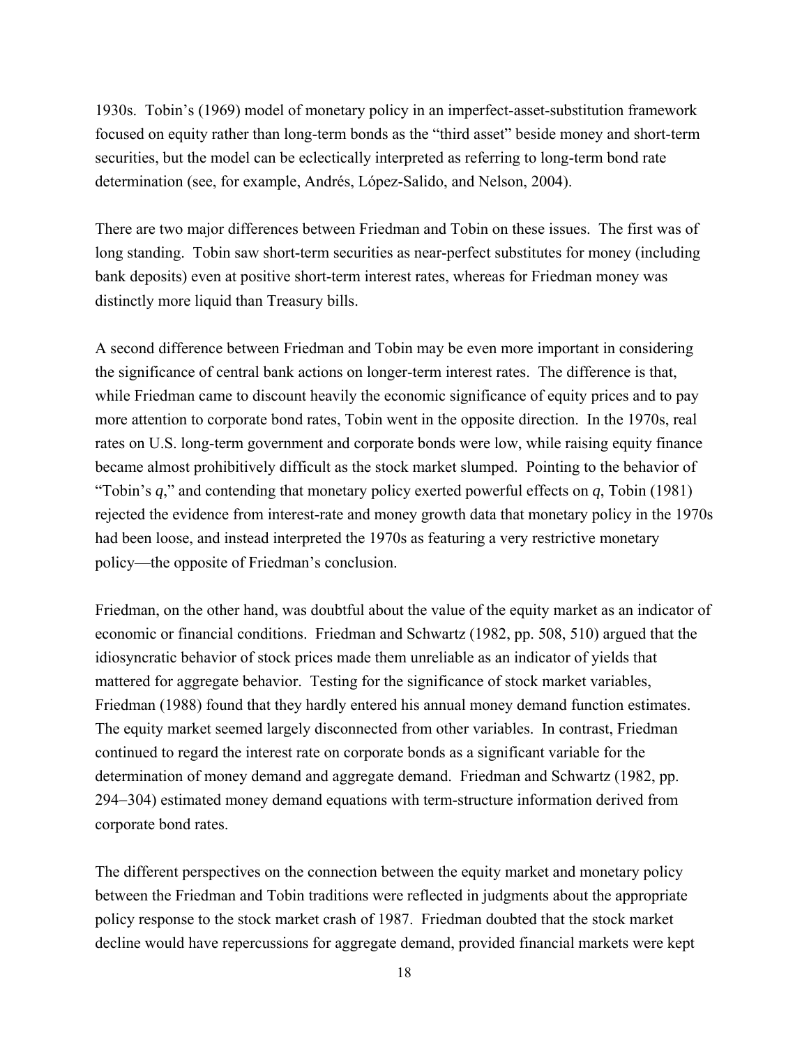1930s. Tobin's (1969) model of monetary policy in an imperfect-asset-substitution framework focused on equity rather than long-term bonds as the "third asset" beside money and short-term securities, but the model can be eclectically interpreted as referring to long-term bond rate determination (see, for example, Andrés, López-Salido, and Nelson, 2004).

There are two major differences between Friedman and Tobin on these issues. The first was of long standing. Tobin saw short-term securities as near-perfect substitutes for money (including bank deposits) even at positive short-term interest rates, whereas for Friedman money was distinctly more liquid than Treasury bills.

A second difference between Friedman and Tobin may be even more important in considering the significance of central bank actions on longer-term interest rates. The difference is that, while Friedman came to discount heavily the economic significance of equity prices and to pay more attention to corporate bond rates, Tobin went in the opposite direction. In the 1970s, real rates on U.S. long-term government and corporate bonds were low, while raising equity finance became almost prohibitively difficult as the stock market slumped. Pointing to the behavior of "Tobin's *q*," and contending that monetary policy exerted powerful effects on *q*, Tobin (1981) rejected the evidence from interest-rate and money growth data that monetary policy in the 1970s had been loose, and instead interpreted the 1970s as featuring a very restrictive monetary policy—the opposite of Friedman's conclusion.

Friedman, on the other hand, was doubtful about the value of the equity market as an indicator of economic or financial conditions. Friedman and Schwartz (1982, pp. 508, 510) argued that the idiosyncratic behavior of stock prices made them unreliable as an indicator of yields that mattered for aggregate behavior. Testing for the significance of stock market variables, Friedman (1988) found that they hardly entered his annual money demand function estimates. The equity market seemed largely disconnected from other variables. In contrast, Friedman continued to regard the interest rate on corporate bonds as a significant variable for the determination of money demand and aggregate demand. Friedman and Schwartz (1982, pp. 294–304) estimated money demand equations with term-structure information derived from corporate bond rates.

The different perspectives on the connection between the equity market and monetary policy between the Friedman and Tobin traditions were reflected in judgments about the appropriate policy response to the stock market crash of 1987. Friedman doubted that the stock market decline would have repercussions for aggregate demand, provided financial markets were kept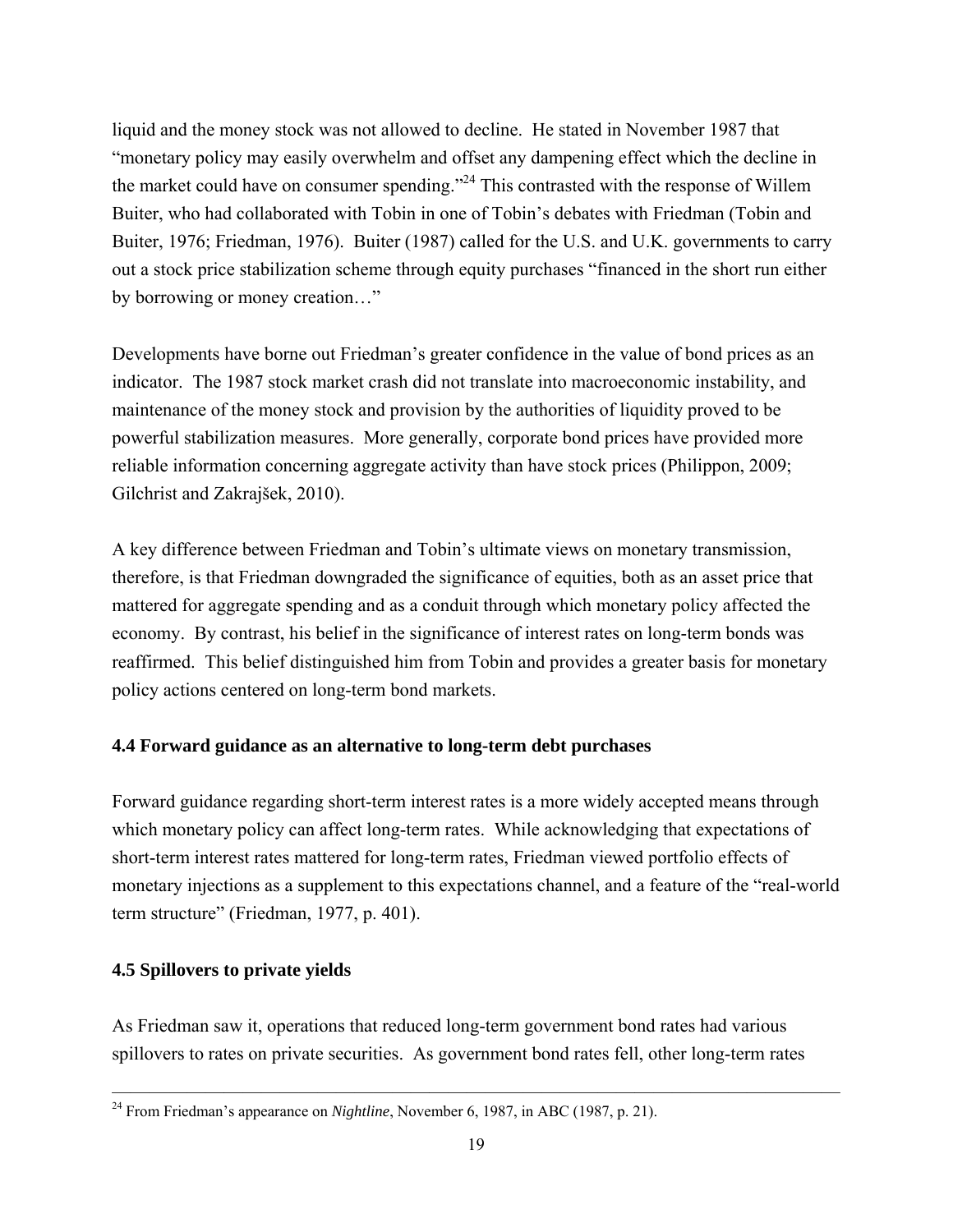liquid and the money stock was not allowed to decline. He stated in November 1987 that "monetary policy may easily overwhelm and offset any dampening effect which the decline in the market could have on consumer spending."[24] This contrasted with the response of Willem Buiter, who had collaborated with Tobin in one of Tobin's debates with Friedman (Tobin and Buiter, 1976; Friedman, 1976). Buiter (1987) called for the U.S. and U.K. governments to carry out a stock price stabilization scheme through equity purchases "financed in the short run either by borrowing or money creation…"

Developments have borne out Friedman's greater confidence in the value of bond prices as an indicator. The 1987 stock market crash did not translate into macroeconomic instability, and maintenance of the money stock and provision by the authorities of liquidity proved to be powerful stabilization measures. More generally, corporate bond prices have provided more reliable information concerning aggregate activity than have stock prices (Philippon, 2009; Gilchrist and Zakrajšek, 2010).

A key difference between Friedman and Tobin's ultimate views on monetary transmission, therefore, is that Friedman downgraded the significance of equities, both as an asset price that mattered for aggregate spending and as a conduit through which monetary policy affected the economy. By contrast, his belief in the significance of interest rates on long-term bonds was reaffirmed. This belief distinguished him from Tobin and provides a greater basis for monetary policy actions centered on long-term bond markets.

### 4.4 Forward guidance as an alternative to long-term debt purchases

Forward guidance regarding short-term interest rates is a more widely accepted means through which monetary policy can affect long-term rates. While acknowledging that expectations of short-term interest rates mattered for long-term rates, Friedman viewed portfolio effects of monetary injections as a supplement to this expectations channel, and a feature of the "real-world term structure" (Friedman, 1977, p. 401).

### 4.5 Spillovers to private yields

As Friedman saw it, operations that reduced long-term government bond rates had various spillovers to rates on private securities. As government bond rates fell, other long-term rates

[24] From Friedman's appearance on *Nightline*, November 6, 1987, in ABC (1987, p. 21).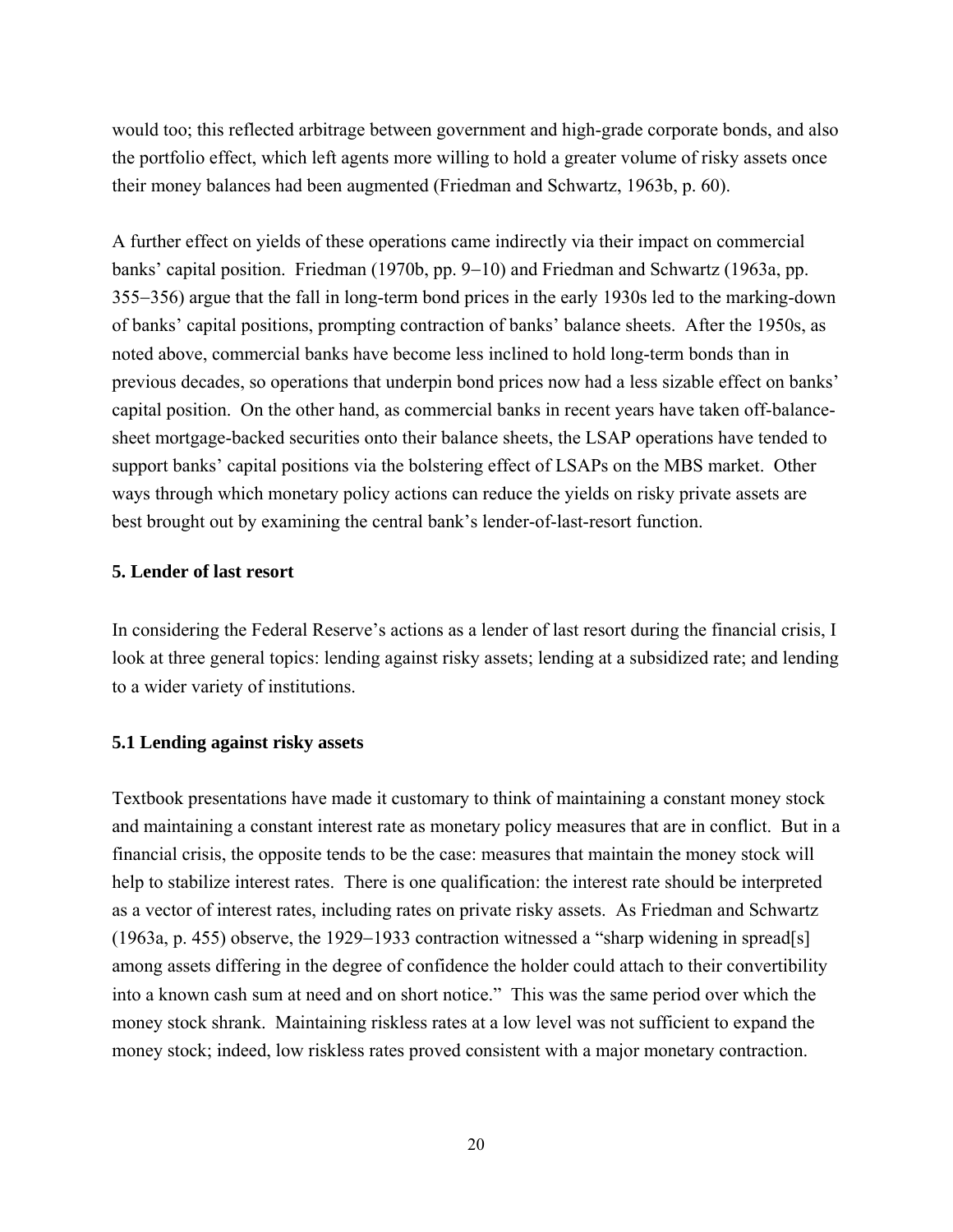would too; this reflected arbitrage between government and high-grade corporate bonds, and also the portfolio effect, which left agents more willing to hold a greater volume of risky assets once their money balances had been augmented (Friedman and Schwartz, 1963b, p. 60).

A further effect on yields of these operations came indirectly via their impact on commercial banks' capital position. Friedman (1970b, pp. 9−10) and Friedman and Schwartz (1963a, pp. 355−356) argue that the fall in long-term bond prices in the early 1930s led to the marking-down of banks' capital positions, prompting contraction of banks' balance sheets. After the 1950s, as noted above, commercial banks have become less inclined to hold long-term bonds than in previous decades, so operations that underpin bond prices now had a less sizable effect on banks' capital position. On the other hand, as commercial banks in recent years have taken off-balance-sheet mortgage-backed securities onto their balance sheets, the LSAP operations have tended to support banks' capital positions via the bolstering effect of LSAPs on the MBS market. Other ways through which monetary policy actions can reduce the yields on risky private assets are best brought out by examining the central bank's lender-of-last-resort function.

## 5. Lender of last resort

In considering the Federal Reserve's actions as a lender of last resort during the financial crisis, I look at three general topics: lending against risky assets; lending at a subsidized rate; and lending to a wider variety of institutions.

### 5.1 Lending against risky assets

Textbook presentations have made it customary to think of maintaining a constant money stock and maintaining a constant interest rate as monetary policy measures that are in conflict. But in a financial crisis, the opposite tends to be the case: measures that maintain the money stock will help to stabilize interest rates. There is one qualification: the interest rate should be interpreted as a vector of interest rates, including rates on private risky assets. As Friedman and Schwartz (1963a, p. 455) observe, the 1929−1933 contraction witnessed a "sharp widening in spread[s] among assets differing in the degree of confidence the holder could attach to their convertibility into a known cash sum at need and on short notice." This was the same period over which the money stock shrank. Maintaining riskless rates at a low level was not sufficient to expand the money stock; indeed, low riskless rates proved consistent with a major monetary contraction.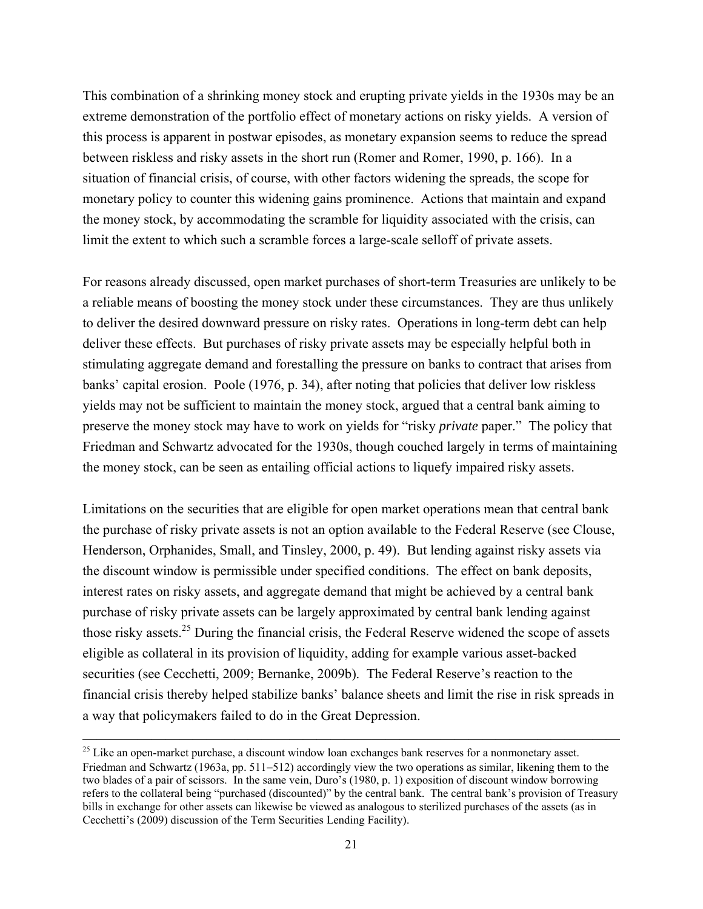This combination of a shrinking money stock and erupting private yields in the 1930s may be an extreme demonstration of the portfolio effect of monetary actions on risky yields. A version of this process is apparent in postwar episodes, as monetary expansion seems to reduce the spread between riskless and risky assets in the short run (Romer and Romer, 1990, p. 166). In a situation of financial crisis, of course, with other factors widening the spreads, the scope for monetary policy to counter this widening gains prominence. Actions that maintain and expand the money stock, by accommodating the scramble for liquidity associated with the crisis, can limit the extent to which such a scramble forces a large-scale selloff of private assets.

For reasons already discussed, open market purchases of short-term Treasuries are unlikely to be a reliable means of boosting the money stock under these circumstances. They are thus unlikely to deliver the desired downward pressure on risky rates. Operations in long-term debt can help deliver these effects. But purchases of risky private assets may be especially helpful both in stimulating aggregate demand and forestalling the pressure on banks to contract that arises from banks' capital erosion. Poole (1976, p. 34), after noting that policies that deliver low riskless yields may not be sufficient to maintain the money stock, argued that a central bank aiming to preserve the money stock may have to work on yields for "risky *private* paper." The policy that Friedman and Schwartz advocated for the 1930s, though couched largely in terms of maintaining the money stock, can be seen as entailing official actions to liquefy impaired risky assets.

Limitations on the securities that are eligible for open market operations mean that central bank the purchase of risky private assets is not an option available to the Federal Reserve (see Clouse, Henderson, Orphanides, Small, and Tinsley, 2000, p. 49). But lending against risky assets via the discount window is permissible under specified conditions. The effect on bank deposits, interest rates on risky assets, and aggregate demand that might be achieved by a central bank purchase of risky private assets can be largely approximated by central bank lending against those risky assets.[25] During the financial crisis, the Federal Reserve widened the scope of assets eligible as collateral in its provision of liquidity, adding for example various asset-backed securities (see Cecchetti, 2009; Bernanke, 2009b). The Federal Reserve's reaction to the financial crisis thereby helped stabilize banks' balance sheets and limit the rise in risk spreads in a way that policymakers failed to do in the Great Depression.

---

[25] Like an open-market purchase, a discount window loan exchanges bank reserves for a nonmonetary asset. Friedman and Schwartz (1963a, pp. 511–512) accordingly view the two operations as similar, likening them to the two blades of a pair of scissors. In the same vein, Duro's (1980, p. 1) exposition of discount window borrowing refers to the collateral being "purchased (discounted)" by the central bank. The central bank's provision of Treasury bills in exchange for other assets can likewise be viewed as analogous to sterilized purchases of the assets (as in Cecchetti's (2009) discussion of the Term Securities Lending Facility).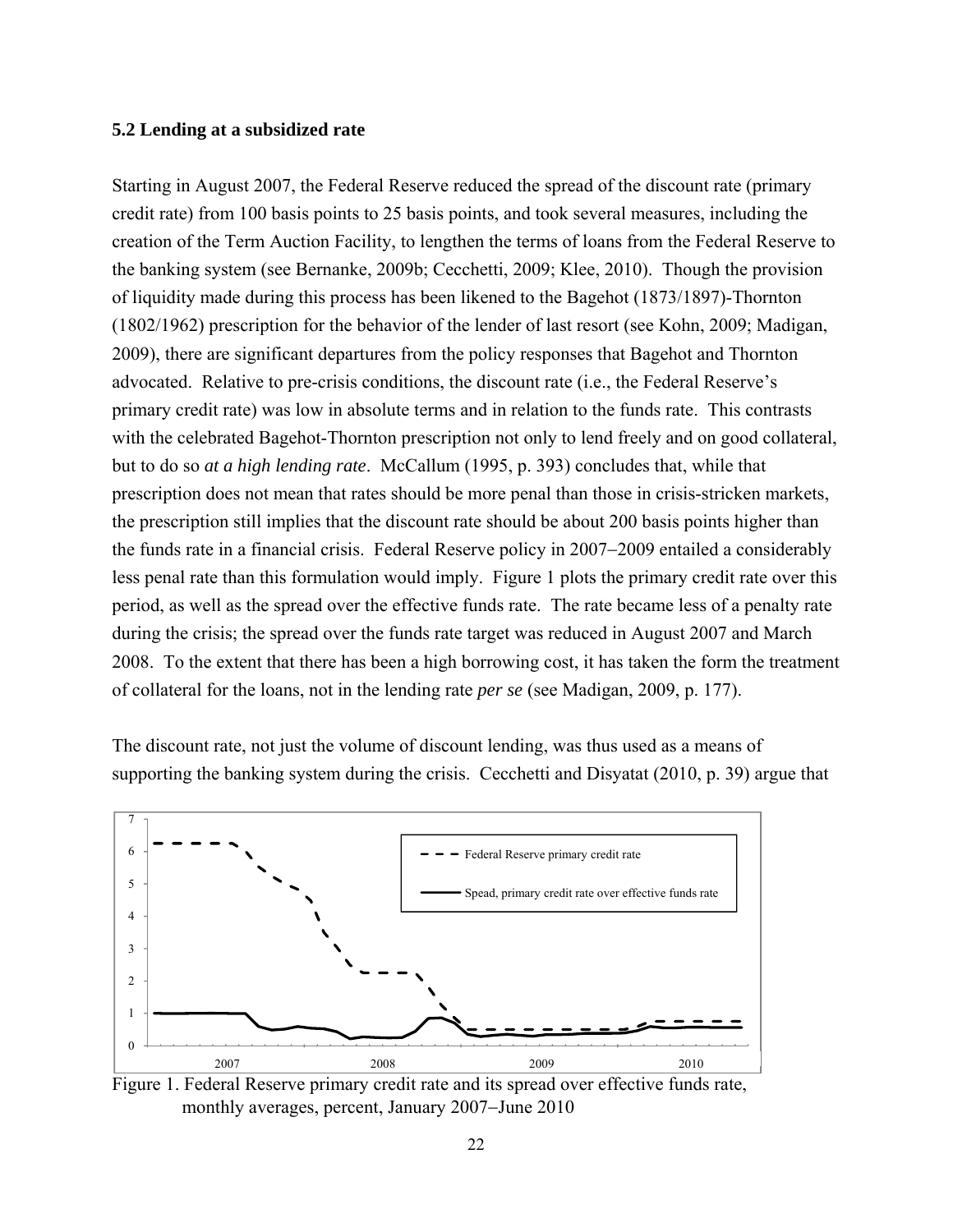### 5.2 Lending at a subsidized rate

Starting in August 2007, the Federal Reserve reduced the spread of the discount rate (primary credit rate) from 100 basis points to 25 basis points, and took several measures, including the creation of the Term Auction Facility, to lengthen the terms of loans from the Federal Reserve to the banking system (see Bernanke, 2009b; Cecchetti, 2009; Klee, 2010). Though the provision of liquidity made during this process has been likened to the Bagehot (1873/1897)-Thornton (1802/1962) prescription for the behavior of the lender of last resort (see Kohn, 2009; Madigan, 2009), there are significant departures from the policy responses that Bagehot and Thornton advocated. Relative to pre-crisis conditions, the discount rate (i.e., the Federal Reserve's primary credit rate) was low in absolute terms and in relation to the funds rate. This contrasts with the celebrated Bagehot-Thornton prescription not only to lend freely and on good collateral, but to do so *at a high lending rate*. McCallum (1995, p. 393) concludes that, while that prescription does not mean that rates should be more penal than those in crisis-stricken markets, the prescription still implies that the discount rate should be about 200 basis points higher than the funds rate in a financial crisis. Federal Reserve policy in 2007–2009 entailed a considerably less penal rate than this formulation would imply. Figure 1 plots the primary credit rate over this period, as well as the spread over the effective funds rate. The rate became less of a penalty rate during the crisis; the spread over the funds rate target was reduced in August 2007 and March 2008. To the extent that there has been a high borrowing cost, it has taken the form the treatment of collateral for the loans, not in the lending rate *per se* (see Madigan, 2009, p. 177).

The discount rate, not just the volume of discount lending, was thus used as a means of supporting the banking system during the crisis. Cecchetti and Disyatat (2010, p. 39) argue that

Figure 1. Federal Reserve primary credit rate and its spread over effective funds rate, monthly averages, percent, January 2007–June 2010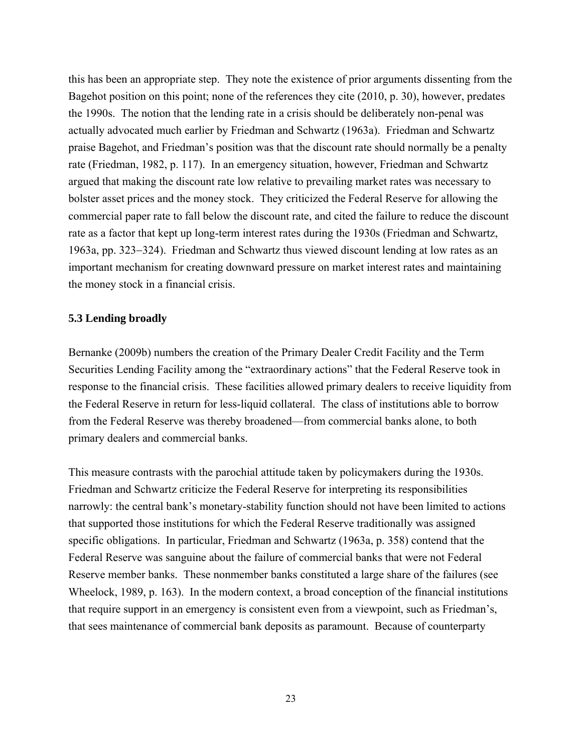this has been an appropriate step. They note the existence of prior arguments dissenting from the Bagehot position on this point; none of the references they cite (2010, p. 30), however, predates the 1990s. The notion that the lending rate in a crisis should be deliberately non-penal was actually advocated much earlier by Friedman and Schwartz (1963a). Friedman and Schwartz praise Bagehot, and Friedman's position was that the discount rate should normally be a penalty rate (Friedman, 1982, p. 117). In an emergency situation, however, Friedman and Schwartz argued that making the discount rate low relative to prevailing market rates was necessary to bolster asset prices and the money stock. They criticized the Federal Reserve for allowing the commercial paper rate to fall below the discount rate, and cited the failure to reduce the discount rate as a factor that kept up long-term interest rates during the 1930s (Friedman and Schwartz, 1963a, pp. 323−324). Friedman and Schwartz thus viewed discount lending at low rates as an important mechanism for creating downward pressure on market interest rates and maintaining the money stock in a financial crisis.

### 5.3 Lending broadly

Bernanke (2009b) numbers the creation of the Primary Dealer Credit Facility and the Term Securities Lending Facility among the "extraordinary actions" that the Federal Reserve took in response to the financial crisis. These facilities allowed primary dealers to receive liquidity from the Federal Reserve in return for less-liquid collateral. The class of institutions able to borrow from the Federal Reserve was thereby broadened—from commercial banks alone, to both primary dealers and commercial banks.

This measure contrasts with the parochial attitude taken by policymakers during the 1930s. Friedman and Schwartz criticize the Federal Reserve for interpreting its responsibilities narrowly: the central bank's monetary-stability function should not have been limited to actions that supported those institutions for which the Federal Reserve traditionally was assigned specific obligations. In particular, Friedman and Schwartz (1963a, p. 358) contend that the Federal Reserve was sanguine about the failure of commercial banks that were not Federal Reserve member banks. These nonmember banks constituted a large share of the failures (see Wheelock, 1989, p. 163). In the modern context, a broad conception of the financial institutions that require support in an emergency is consistent even from a viewpoint, such as Friedman's, that sees maintenance of commercial bank deposits as paramount. Because of counterparty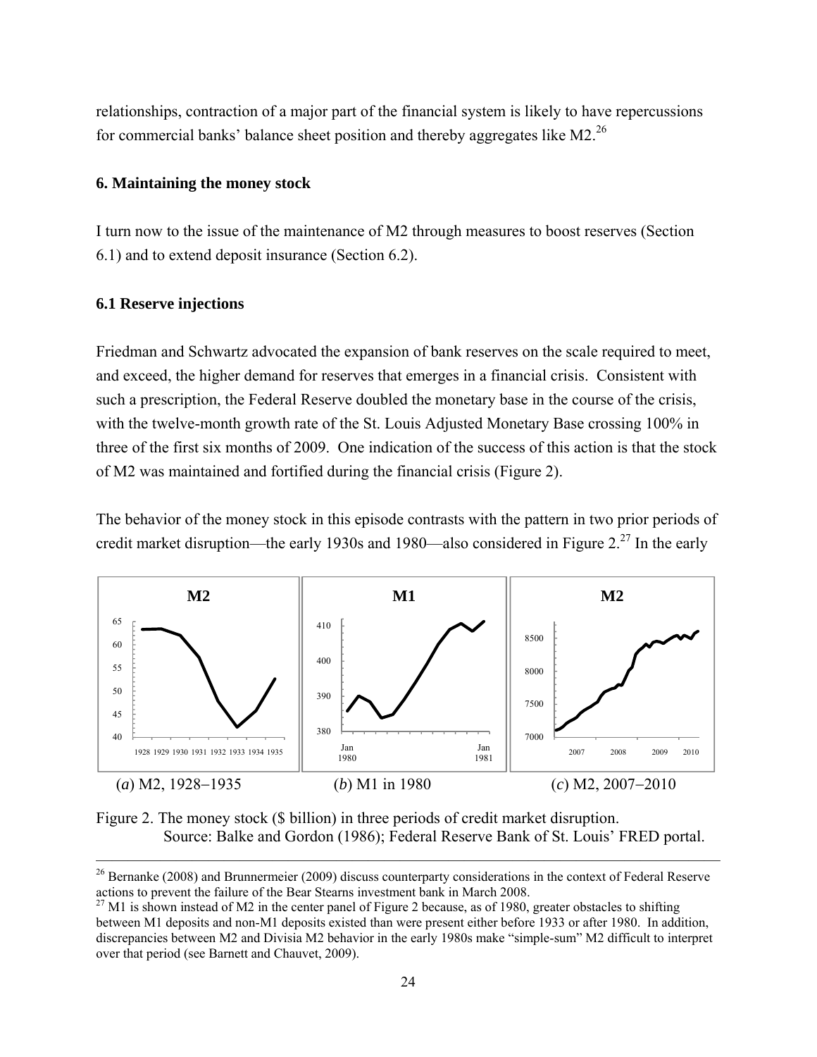relationships, contraction of a major part of the financial system is likely to have repercussions for commercial banks' balance sheet position and thereby aggregates like M2.[26]

### 6. Maintaining the money stock

I turn now to the issue of the maintenance of M2 through measures to boost reserves (Section 6.1) and to extend deposit insurance (Section 6.2).

### 6.1 Reserve injections

Friedman and Schwartz advocated the expansion of bank reserves on the scale required to meet, and exceed, the higher demand for reserves that emerges in a financial crisis. Consistent with such a prescription, the Federal Reserve doubled the monetary base in the course of the crisis, with the twelve-month growth rate of the St. Louis Adjusted Monetary Base crossing 100% in three of the first six months of 2009. One indication of the success of this action is that the stock of M2 was maintained and fortified during the financial crisis (Figure 2).

The behavior of the money stock in this episode contrasts with the pattern in two prior periods of credit market disruption—the early 1930s and 1980—also considered in Figure 2.[27] In the early

(*a*) M2, 1928−1935 (*b*) M1 in 1980 (*c*) M2, 2007−2010

Figure 2. The money stock ($ billion) in three periods of credit market disruption. Source: Balke and Gordon (1986); Federal Reserve Bank of St. Louis' FRED portal.

[26] Bernanke (2008) and Brunnermeier (2009) discuss counterparty considerations in the context of Federal Reserve actions to prevent the failure of the Bear Stearns investment bank in March 2008.

[27] M1 is shown instead of M2 in the center panel of Figure 2 because, as of 1980, greater obstacles to shifting between M1 deposits and non-M1 deposits existed than were present either before 1933 or after 1980. In addition, discrepancies between M2 and Divisia M2 behavior in the early 1980s make "simple-sum" M2 difficult to interpret over that period (see Barnett and Chauvet, 2009).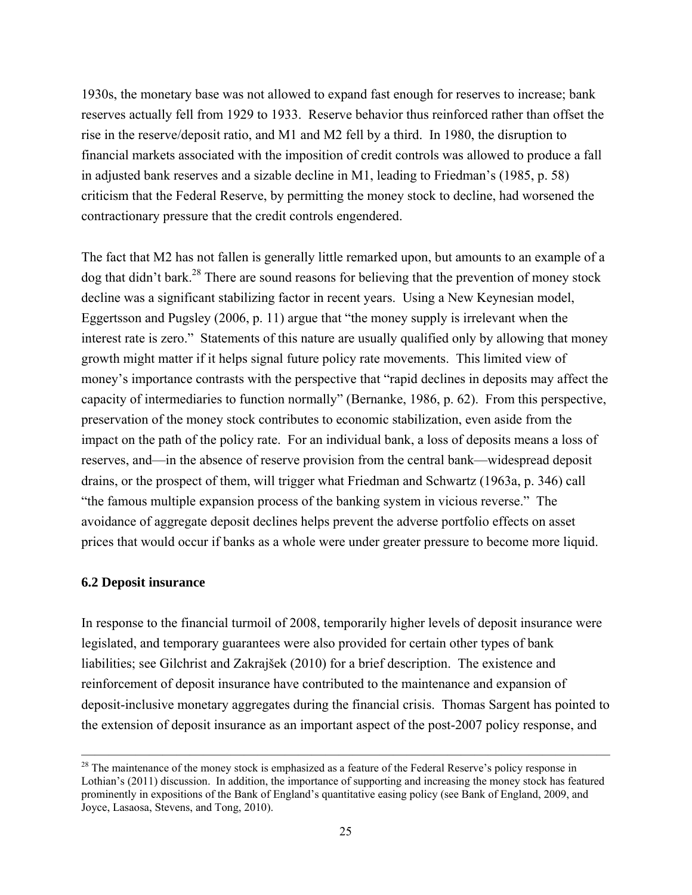1930s, the monetary base was not allowed to expand fast enough for reserves to increase; bank reserves actually fell from 1929 to 1933. Reserve behavior thus reinforced rather than offset the rise in the reserve/deposit ratio, and M1 and M2 fell by a third. In 1980, the disruption to financial markets associated with the imposition of credit controls was allowed to produce a fall in adjusted bank reserves and a sizable decline in M1, leading to Friedman's (1985, p. 58) criticism that the Federal Reserve, by permitting the money stock to decline, had worsened the contractionary pressure that the credit controls engendered.

The fact that M2 has not fallen is generally little remarked upon, but amounts to an example of a dog that didn't bark.[28] There are sound reasons for believing that the prevention of money stock decline was a significant stabilizing factor in recent years. Using a New Keynesian model, Eggertsson and Pugsley (2006, p. 11) argue that "the money supply is irrelevant when the interest rate is zero." Statements of this nature are usually qualified only by allowing that money growth might matter if it helps signal future policy rate movements. This limited view of money's importance contrasts with the perspective that "rapid declines in deposits may affect the capacity of intermediaries to function normally" (Bernanke, 1986, p. 62). From this perspective, preservation of the money stock contributes to economic stabilization, even aside from the impact on the path of the policy rate. For an individual bank, a loss of deposits means a loss of reserves, and—in the absence of reserve provision from the central bank—widespread deposit drains, or the prospect of them, will trigger what Friedman and Schwartz (1963a, p. 346) call "the famous multiple expansion process of the banking system in vicious reverse." The avoidance of aggregate deposit declines helps prevent the adverse portfolio effects on asset prices that would occur if banks as a whole were under greater pressure to become more liquid.

### 6.2 Deposit insurance

In response to the financial turmoil of 2008, temporarily higher levels of deposit insurance were legislated, and temporary guarantees were also provided for certain other types of bank liabilities; see Gilchrist and Zakrajšek (2010) for a brief description. The existence and reinforcement of deposit insurance have contributed to the maintenance and expansion of deposit-inclusive monetary aggregates during the financial crisis. Thomas Sargent has pointed to the extension of deposit insurance as an important aspect of the post-2007 policy response, and

---

[28] The maintenance of the money stock is emphasized as a feature of the Federal Reserve's policy response in Lothian's (2011) discussion. In addition, the importance of supporting and increasing the money stock has featured prominently in expositions of the Bank of England's quantitative easing policy (see Bank of England, 2009, and Joyce, Lasaosa, Stevens, and Tong, 2010).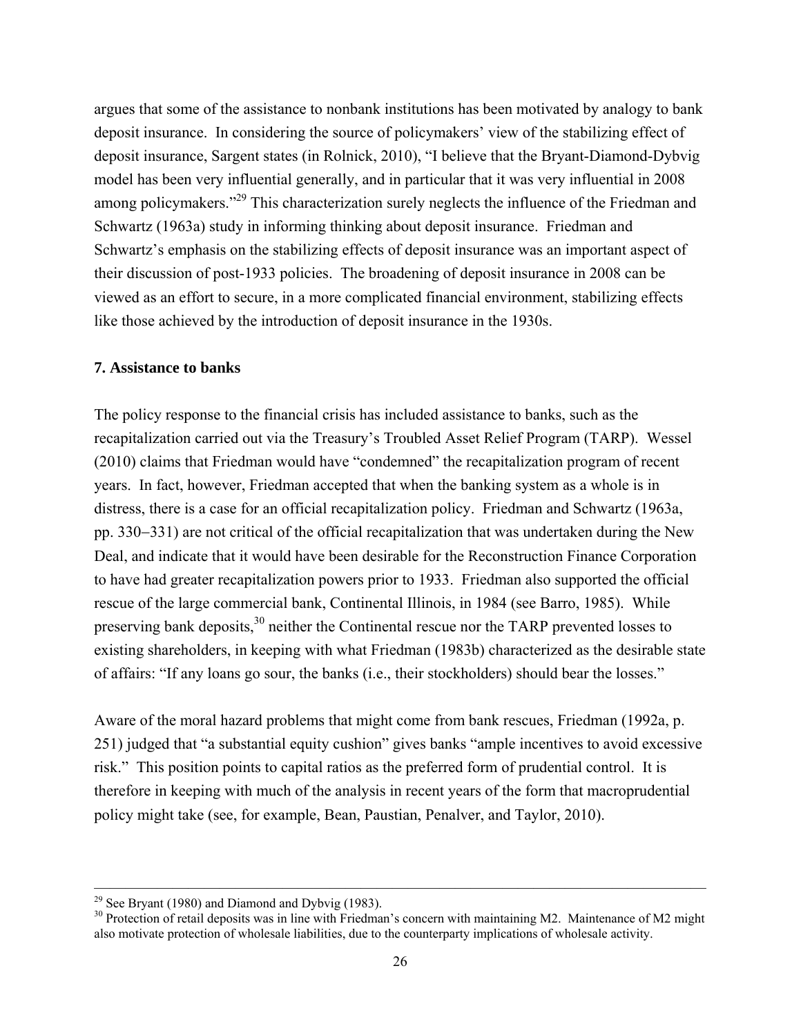argues that some of the assistance to nonbank institutions has been motivated by analogy to bank deposit insurance. In considering the source of policymakers' view of the stabilizing effect of deposit insurance, Sargent states (in Rolnick, 2010), "I believe that the Bryant-Diamond-Dybvig model has been very influential generally, and in particular that it was very influential in 2008 among policymakers."[29] This characterization surely neglects the influence of the Friedman and Schwartz (1963a) study in informing thinking about deposit insurance. Friedman and Schwartz's emphasis on the stabilizing effects of deposit insurance was an important aspect of their discussion of post-1933 policies. The broadening of deposit insurance in 2008 can be viewed as an effort to secure, in a more complicated financial environment, stabilizing effects like those achieved by the introduction of deposit insurance in the 1930s.

### 7. Assistance to banks

The policy response to the financial crisis has included assistance to banks, such as the recapitalization carried out via the Treasury's Troubled Asset Relief Program (TARP). Wessel (2010) claims that Friedman would have "condemned" the recapitalization program of recent years. In fact, however, Friedman accepted that when the banking system as a whole is in distress, there is a case for an official recapitalization policy. Friedman and Schwartz (1963a, pp. 330–331) are not critical of the official recapitalization that was undertaken during the New Deal, and indicate that it would have been desirable for the Reconstruction Finance Corporation to have had greater recapitalization powers prior to 1933. Friedman also supported the official rescue of the large commercial bank, Continental Illinois, in 1984 (see Barro, 1985). While preserving bank deposits,[30] neither the Continental rescue nor the TARP prevented losses to existing shareholders, in keeping with what Friedman (1983b) characterized as the desirable state of affairs: "If any loans go sour, the banks (i.e., their stockholders) should bear the losses."

Aware of the moral hazard problems that might come from bank rescues, Friedman (1992a, p. 251) judged that "a substantial equity cushion" gives banks "ample incentives to avoid excessive risk." This position points to capital ratios as the preferred form of prudential control. It is therefore in keeping with much of the analysis in recent years of the form that macroprudential policy might take (see, for example, Bean, Paustian, Penalver, and Taylor, 2010).

---

[29] See Bryant (1980) and Diamond and Dybvig (1983).

[30] Protection of retail deposits was in line with Friedman's concern with maintaining M2. Maintenance of M2 might also motivate protection of wholesale liabilities, due to the counterparty implications of wholesale activity.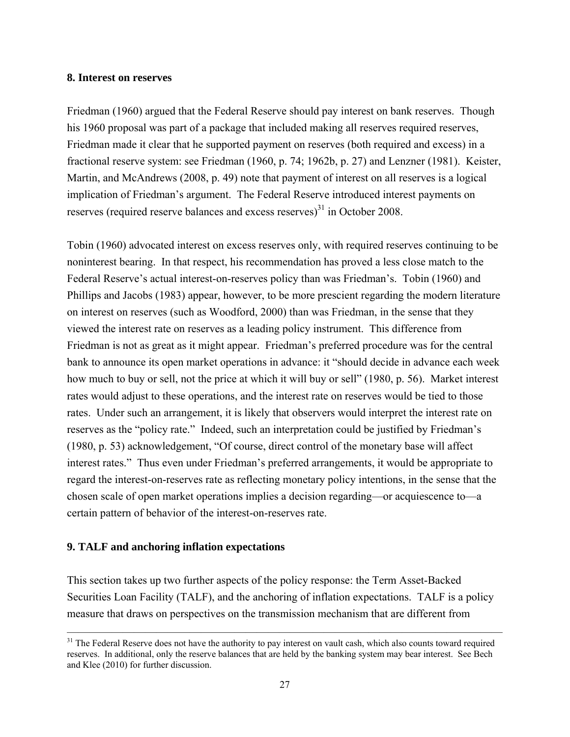**8. Interest on reserves**

Friedman (1960) argued that the Federal Reserve should pay interest on bank reserves. Though his 1960 proposal was part of a package that included making all reserves required reserves, Friedman made it clear that he supported payment on reserves (both required and excess) in a fractional reserve system: see Friedman (1960, p. 74; 1962b, p. 27) and Lenzner (1981). Keister, Martin, and McAndrews (2008, p. 49) note that payment of interest on all reserves is a logical implication of Friedman's argument. The Federal Reserve introduced interest payments on reserves (required reserve balances and excess reserves)[31] in October 2008.

Tobin (1960) advocated interest on excess reserves only, with required reserves continuing to be noninterest bearing. In that respect, his recommendation has proved a less close match to the Federal Reserve's actual interest-on-reserves policy than was Friedman's. Tobin (1960) and Phillips and Jacobs (1983) appear, however, to be more prescient regarding the modern literature on interest on reserves (such as Woodford, 2000) than was Friedman, in the sense that they viewed the interest rate on reserves as a leading policy instrument. This difference from Friedman is not as great as it might appear. Friedman's preferred procedure was for the central bank to announce its open market operations in advance: it "should decide in advance each week how much to buy or sell, not the price at which it will buy or sell" (1980, p. 56). Market interest rates would adjust to these operations, and the interest rate on reserves would be tied to those rates. Under such an arrangement, it is likely that observers would interpret the interest rate on reserves as the "policy rate." Indeed, such an interpretation could be justified by Friedman's (1980, p. 53) acknowledgement, "Of course, direct control of the monetary base will affect interest rates." Thus even under Friedman's preferred arrangements, it would be appropriate to regard the interest-on-reserves rate as reflecting monetary policy intentions, in the sense that the chosen scale of open market operations implies a decision regarding—or acquiescence to—a certain pattern of behavior of the interest-on-reserves rate.

**9. TALF and anchoring inflation expectations**

This section takes up two further aspects of the policy response: the Term Asset-Backed Securities Loan Facility (TALF), and the anchoring of inflation expectations. TALF is a policy measure that draws on perspectives on the transmission mechanism that are different from

---

[31] The Federal Reserve does not have the authority to pay interest on vault cash, which also counts toward required reserves. In additional, only the reserve balances that are held by the banking system may bear interest. See Bech and Klee (2010) for further discussion.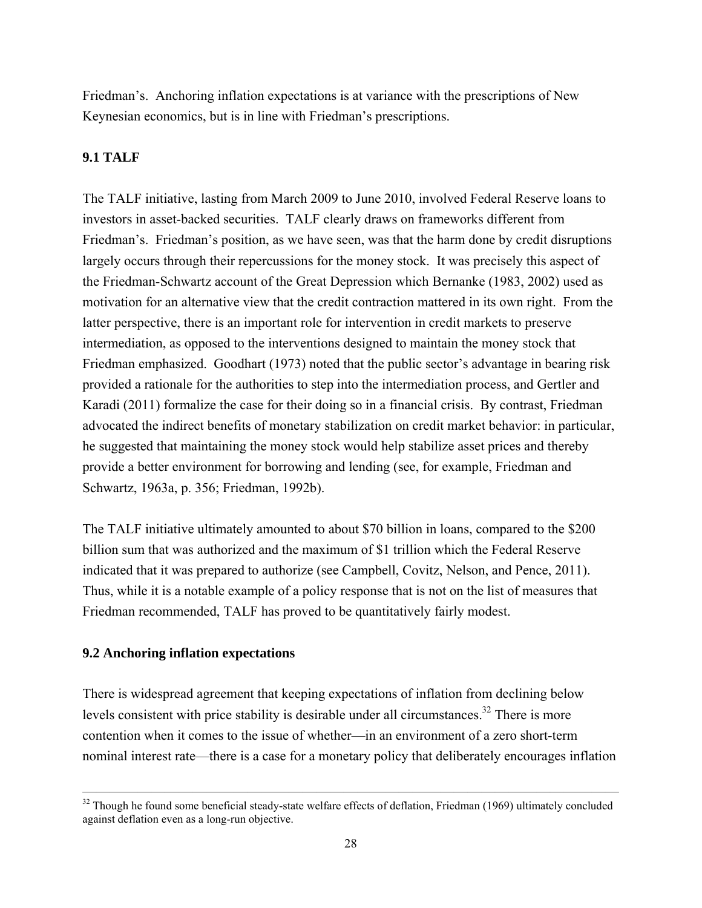Friedman's. Anchoring inflation expectations is at variance with the prescriptions of New Keynesian economics, but is in line with Friedman's prescriptions.

### 9.1 TALF

The TALF initiative, lasting from March 2009 to June 2010, involved Federal Reserve loans to investors in asset-backed securities. TALF clearly draws on frameworks different from Friedman's. Friedman's position, as we have seen, was that the harm done by credit disruptions largely occurs through their repercussions for the money stock. It was precisely this aspect of the Friedman-Schwartz account of the Great Depression which Bernanke (1983, 2002) used as motivation for an alternative view that the credit contraction mattered in its own right. From the latter perspective, there is an important role for intervention in credit markets to preserve intermediation, as opposed to the interventions designed to maintain the money stock that Friedman emphasized. Goodhart (1973) noted that the public sector's advantage in bearing risk provided a rationale for the authorities to step into the intermediation process, and Gertler and Karadi (2011) formalize the case for their doing so in a financial crisis. By contrast, Friedman advocated the indirect benefits of monetary stabilization on credit market behavior: in particular, he suggested that maintaining the money stock would help stabilize asset prices and thereby provide a better environment for borrowing and lending (see, for example, Friedman and Schwartz, 1963a, p. 356; Friedman, 1992b).

The TALF initiative ultimately amounted to about \$70 billion in loans, compared to the \$200 billion sum that was authorized and the maximum of \$1 trillion which the Federal Reserve indicated that it was prepared to authorize (see Campbell, Covitz, Nelson, and Pence, 2011). Thus, while it is a notable example of a policy response that is not on the list of measures that Friedman recommended, TALF has proved to be quantitatively fairly modest.

### 9.2 Anchoring inflation expectations

There is widespread agreement that keeping expectations of inflation from declining below levels consistent with price stability is desirable under all circumstances.[32] There is more contention when it comes to the issue of whether—in an environment of a zero short-term nominal interest rate—there is a case for a monetary policy that deliberately encourages inflation

[32] Though he found some beneficial steady-state welfare effects of deflation, Friedman (1969) ultimately concluded against deflation even as a long-run objective.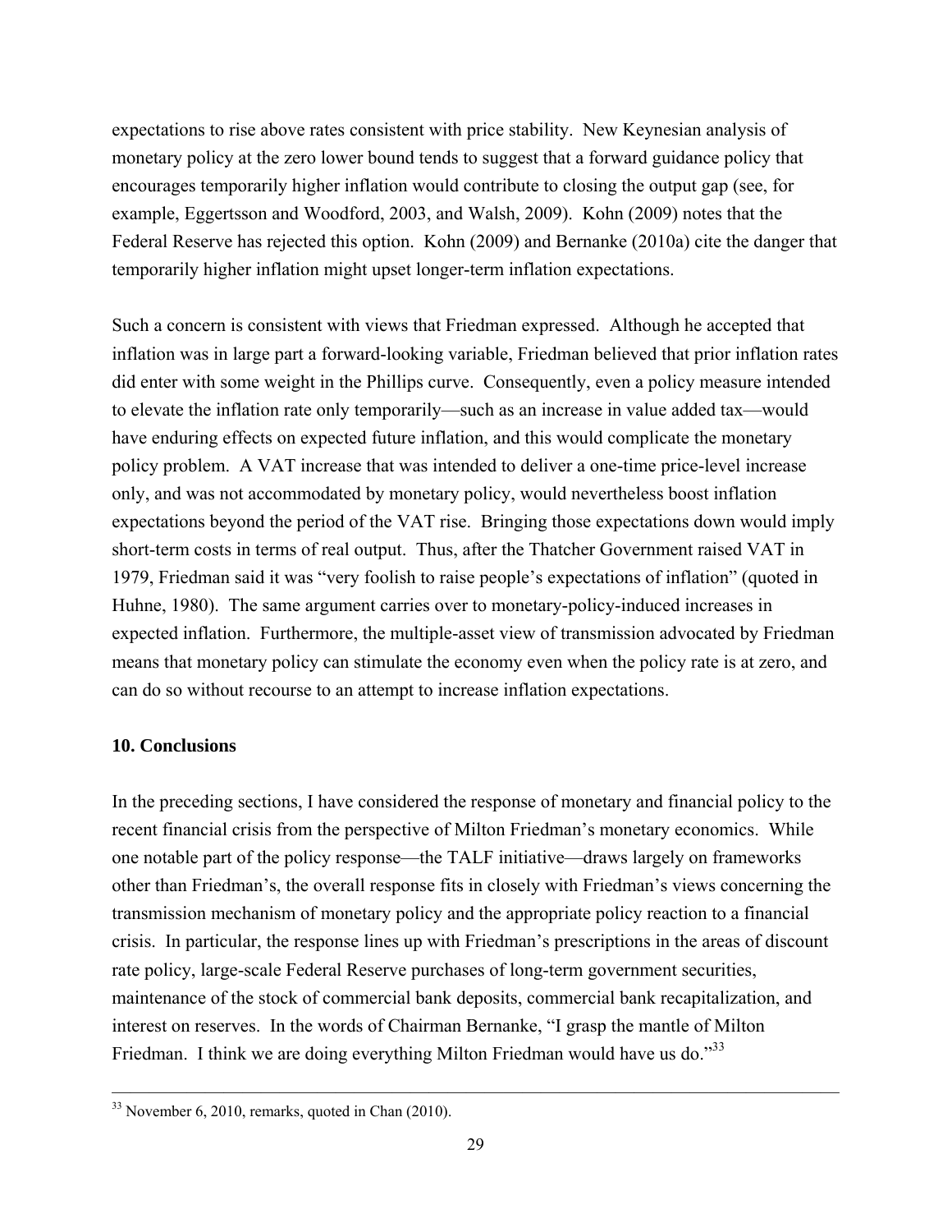expectations to rise above rates consistent with price stability. New Keynesian analysis of monetary policy at the zero lower bound tends to suggest that a forward guidance policy that encourages temporarily higher inflation would contribute to closing the output gap (see, for example, Eggertsson and Woodford, 2003, and Walsh, 2009). Kohn (2009) notes that the Federal Reserve has rejected this option. Kohn (2009) and Bernanke (2010a) cite the danger that temporarily higher inflation might upset longer-term inflation expectations.

Such a concern is consistent with views that Friedman expressed. Although he accepted that inflation was in large part a forward-looking variable, Friedman believed that prior inflation rates did enter with some weight in the Phillips curve. Consequently, even a policy measure intended to elevate the inflation rate only temporarily—such as an increase in value added tax—would have enduring effects on expected future inflation, and this would complicate the monetary policy problem. A VAT increase that was intended to deliver a one-time price-level increase only, and was not accommodated by monetary policy, would nevertheless boost inflation expectations beyond the period of the VAT rise. Bringing those expectations down would imply short-term costs in terms of real output. Thus, after the Thatcher Government raised VAT in 1979, Friedman said it was "very foolish to raise people's expectations of inflation" (quoted in Huhne, 1980). The same argument carries over to monetary-policy-induced increases in expected inflation. Furthermore, the multiple-asset view of transmission advocated by Friedman means that monetary policy can stimulate the economy even when the policy rate is at zero, and can do so without recourse to an attempt to increase inflation expectations.

## 10. Conclusions

In the preceding sections, I have considered the response of monetary and financial policy to the recent financial crisis from the perspective of Milton Friedman's monetary economics. While one notable part of the policy response—the TALF initiative—draws largely on frameworks other than Friedman's, the overall response fits in closely with Friedman's views concerning the transmission mechanism of monetary policy and the appropriate policy reaction to a financial crisis. In particular, the response lines up with Friedman's prescriptions in the areas of discount rate policy, large-scale Federal Reserve purchases of long-term government securities, maintenance of the stock of commercial bank deposits, commercial bank recapitalization, and interest on reserves. In the words of Chairman Bernanke, "I grasp the mantle of Milton Friedman. I think we are doing everything Milton Friedman would have us do."[33]

[33] November 6, 2010, remarks, quoted in Chan (2010).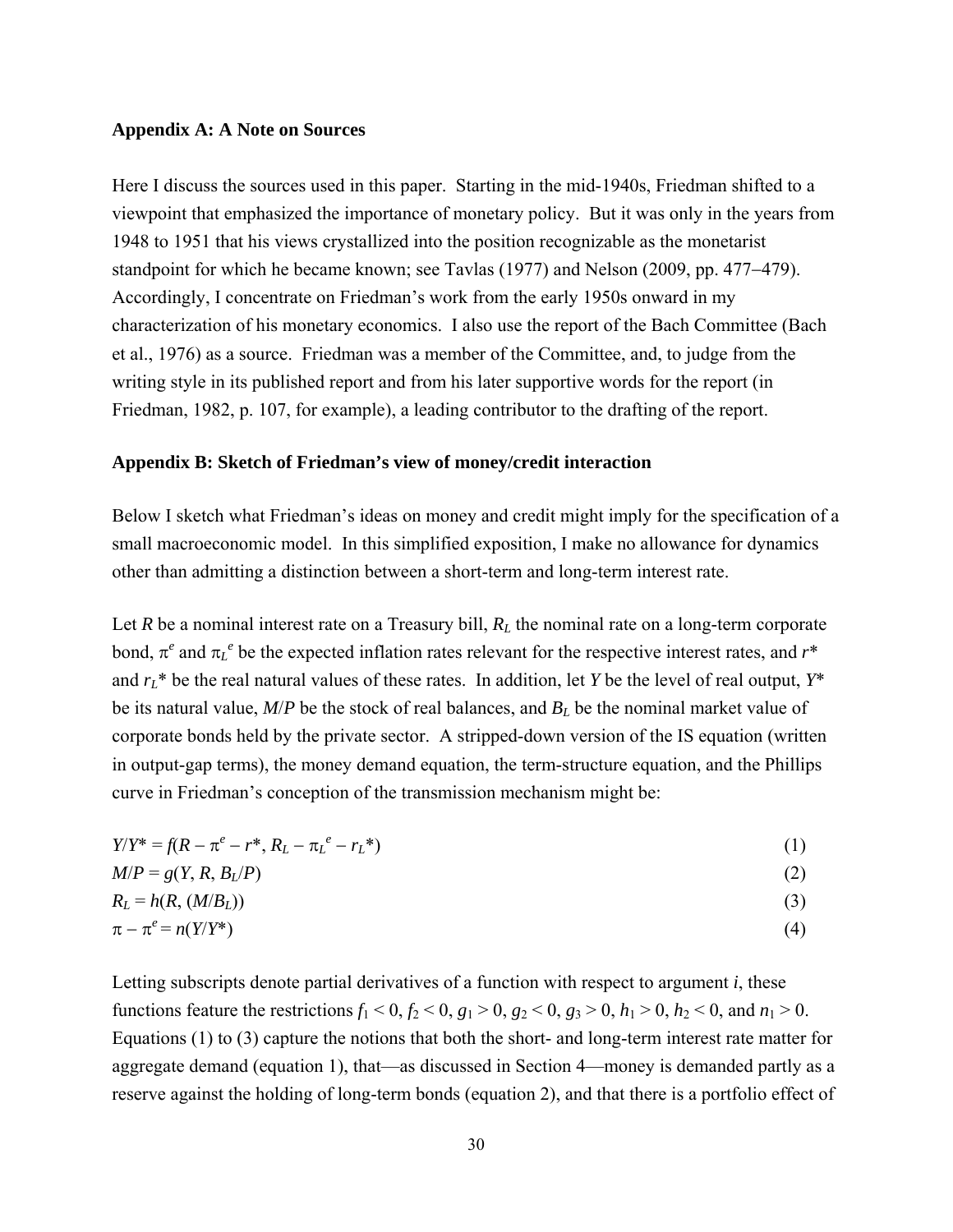**Appendix A: A Note on Sources**

Here I discuss the sources used in this paper. Starting in the mid-1940s, Friedman shifted to a viewpoint that emphasized the importance of monetary policy. But it was only in the years from 1948 to 1951 that his views crystallized into the position recognizable as the monetarist standpoint for which he became known; see Tavlas (1977) and Nelson (2009, pp. 477–479). Accordingly, I concentrate on Friedman's work from the early 1950s onward in my characterization of his monetary economics. I also use the report of the Bach Committee (Bach et al., 1976) as a source. Friedman was a member of the Committee, and, to judge from the writing style in its published report and from his later supportive words for the report (in Friedman, 1982, p. 107, for example), a leading contributor to the drafting of the report.

**Appendix B: Sketch of Friedman's view of money/credit interaction**

Below I sketch what Friedman's ideas on money and credit might imply for the specification of a small macroeconomic model. In this simplified exposition, I make no allowance for dynamics other than admitting a distinction between a short-term and long-term interest rate.

Let $R$ be a nominal interest rate on a Treasury bill, $R_L$ the nominal rate on a long-term corporate bond, $\pi^e$ and $\pi_L^e$ be the expected inflation rates relevant for the respective interest rates, and $r^*$ and $r_L^*$ be the real natural values of these rates. In addition, let $Y$ be the level of real output, $Y^*$ be its natural value, $M/P$ be the stock of real balances, and $B_L$ be the nominal market value of corporate bonds held by the private sector. A stripped-down version of the IS equation (written in output-gap terms), the money demand equation, the term-structure equation, and the Phillips curve in Friedman's conception of the transmission mechanism might be:

$$Y/Y^* = f(R - \pi^e - r^*, R_L - \pi_L^e - r_L^*) \quad (1)$$

$$M/P = g(Y, R, B_L/P) \quad (2)$$

$$R_L = h(R, (M/B_L)) \quad (3)$$

$$\pi - \pi^e = n(Y/Y^*) \quad (4)$$

Letting subscripts denote partial derivatives of a function with respect to argument $i$, these functions feature the restrictions $f_1 < 0$, $f_2 < 0$, $g_1 > 0$, $g_2 < 0$, $g_3 > 0$, $h_1 > 0$, $h_2 < 0$, and $n_1 > 0$. Equations (1) to (3) capture the notions that both the short- and long-term interest rate matter for aggregate demand (equation 1), that—as discussed in Section 4—money is demanded partly as a reserve against the holding of long-term bonds (equation 2), and that there is a portfolio effect of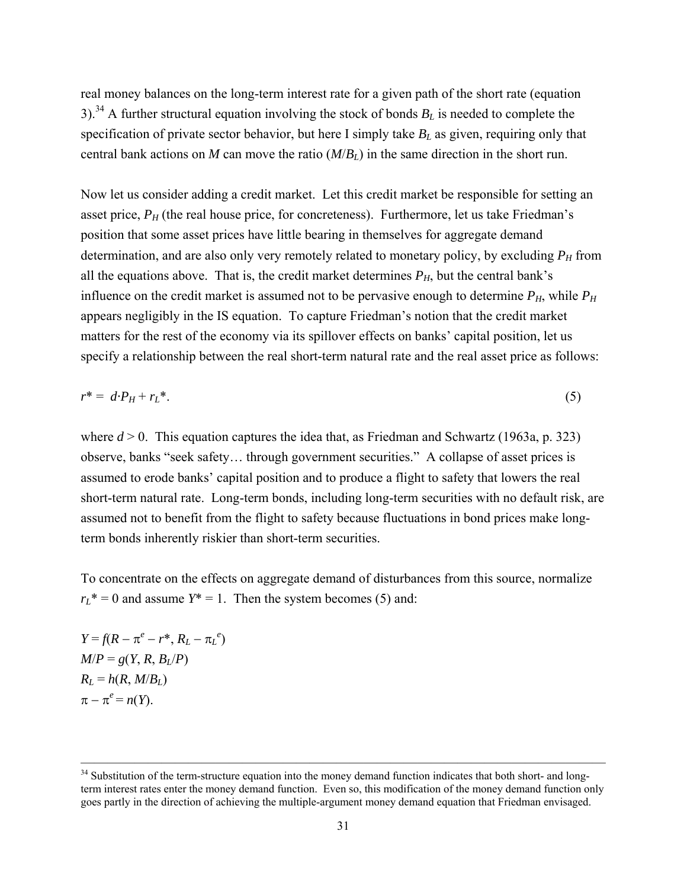real money balances on the long-term interest rate for a given path of the short rate (equation 3).[34] A further structural equation involving the stock of bonds $B_L$ is needed to complete the specification of private sector behavior, but here I simply take $B_L$ as given, requiring only that central bank actions on $M$ can move the ratio ($M/B_L$) in the same direction in the short run.

Now let us consider adding a credit market. Let this credit market be responsible for setting an asset price, $P_H$ (the real house price, for concreteness). Furthermore, let us take Friedman's position that some asset prices have little bearing in themselves for aggregate demand determination, and are also only very remotely related to monetary policy, by excluding $P_H$ from all the equations above. That is, the credit market determines $P_H$, but the central bank's influence on the credit market is assumed not to be pervasive enough to determine $P_H$, while $P_H$ appears negligibly in the IS equation. To capture Friedman's notion that the credit market matters for the rest of the economy via its spillover effects on banks' capital position, let us specify a relationship between the real short-term natural rate and the real asset price as follows:

$$r^* = d \cdot P_H + r_L^*. \tag{5}$$

where $d > 0$. This equation captures the idea that, as Friedman and Schwartz (1963a, p. 323) observe, banks "seek safety… through government securities." A collapse of asset prices is assumed to erode banks' capital position and to produce a flight to safety that lowers the real short-term natural rate. Long-term bonds, including long-term securities with no default risk, are assumed not to benefit from the flight to safety because fluctuations in bond prices make long-term bonds inherently riskier than short-term securities.

To concentrate on the effects on aggregate demand of disturbances from this source, normalize $r_L^* = 0$ and assume $Y^* = 1$. Then the system becomes (5) and:

$$Y = f(R - \pi^e - r^*, R_L - \pi_L^e)$$
$$M/P = g(Y, R, B_L/P)$$
$$R_L = h(R, M/B_L)$$
$$\pi - \pi^e = n(Y).$$

[34] Substitution of the term-structure equation into the money demand function indicates that both short- and long-term interest rates enter the money demand function. Even so, this modification of the money demand function only goes partly in the direction of achieving the multiple-argument money demand equation that Friedman envisaged.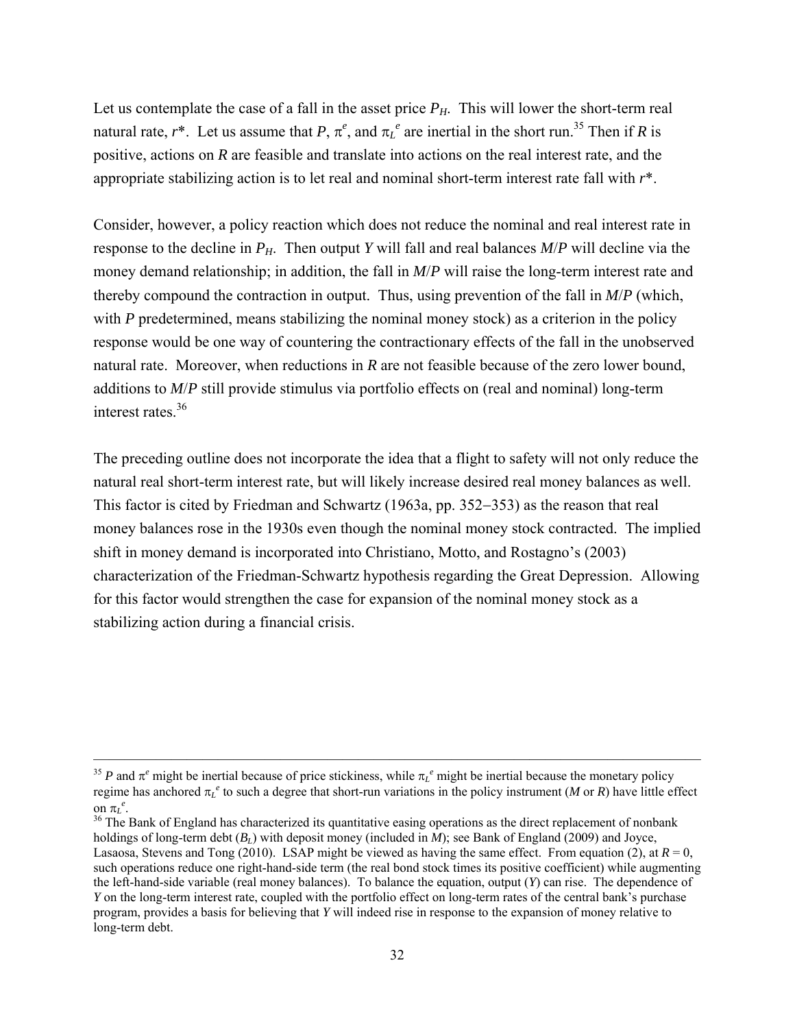Let us contemplate the case of a fall in the asset price $P_H$. This will lower the short-term real natural rate, $r^*$. Let us assume that $P$, $\pi^e$, and $\pi_L^e$ are inertial in the short run.[35] Then if $R$ is positive, actions on $R$ are feasible and translate into actions on the real interest rate, and the appropriate stabilizing action is to let real and nominal short-term interest rate fall with $r^*$.

Consider, however, a policy reaction which does not reduce the nominal and real interest rate in response to the decline in $P_H$. Then output $Y$ will fall and real balances $M/P$ will decline via the money demand relationship; in addition, the fall in $M/P$ will raise the long-term interest rate and thereby compound the contraction in output. Thus, using prevention of the fall in $M/P$ (which, with $P$ predetermined, means stabilizing the nominal money stock) as a criterion in the policy response would be one way of countering the contractionary effects of the fall in the unobserved natural rate. Moreover, when reductions in $R$ are not feasible because of the zero lower bound, additions to $M/P$ still provide stimulus via portfolio effects on (real and nominal) long-term interest rates.[36]

The preceding outline does not incorporate the idea that a flight to safety will not only reduce the natural real short-term interest rate, but will likely increase desired real money balances as well. This factor is cited by Friedman and Schwartz (1963a, pp. 352–353) as the reason that real money balances rose in the 1930s even though the nominal money stock contracted. The implied shift in money demand is incorporated into Christiano, Motto, and Rostagno's (2003) characterization of the Friedman-Schwartz hypothesis regarding the Great Depression. Allowing for this factor would strengthen the case for expansion of the nominal money stock as a stabilizing action during a financial crisis.

---

[35] $P$ and $\pi^e$ might be inertial because of price stickiness, while $\pi_L^e$ might be inertial because the monetary policy regime has anchored $\pi_L^e$ to such a degree that short-run variations in the policy instrument ($M$ or $R$) have little effect on $\pi_L^e$.

[36] The Bank of England has characterized its quantitative easing operations as the direct replacement of nonbank holdings of long-term debt ($B_L$) with deposit money (included in $M$); see Bank of England (2009) and Joyce, Lasaosa, Stevens and Tong (2010). LSAP might be viewed as having the same effect. From equation (2), at $R = 0$, such operations reduce one right-hand-side term (the real bond stock times its positive coefficient) while augmenting the left-hand-side variable (real money balances). To balance the equation, output ($Y$) can rise. The dependence of $Y$ on the long-term interest rate, coupled with the portfolio effect on long-term rates of the central bank's purchase program, provides a basis for believing that $Y$ will indeed rise in response to the expansion of money relative to long-term debt.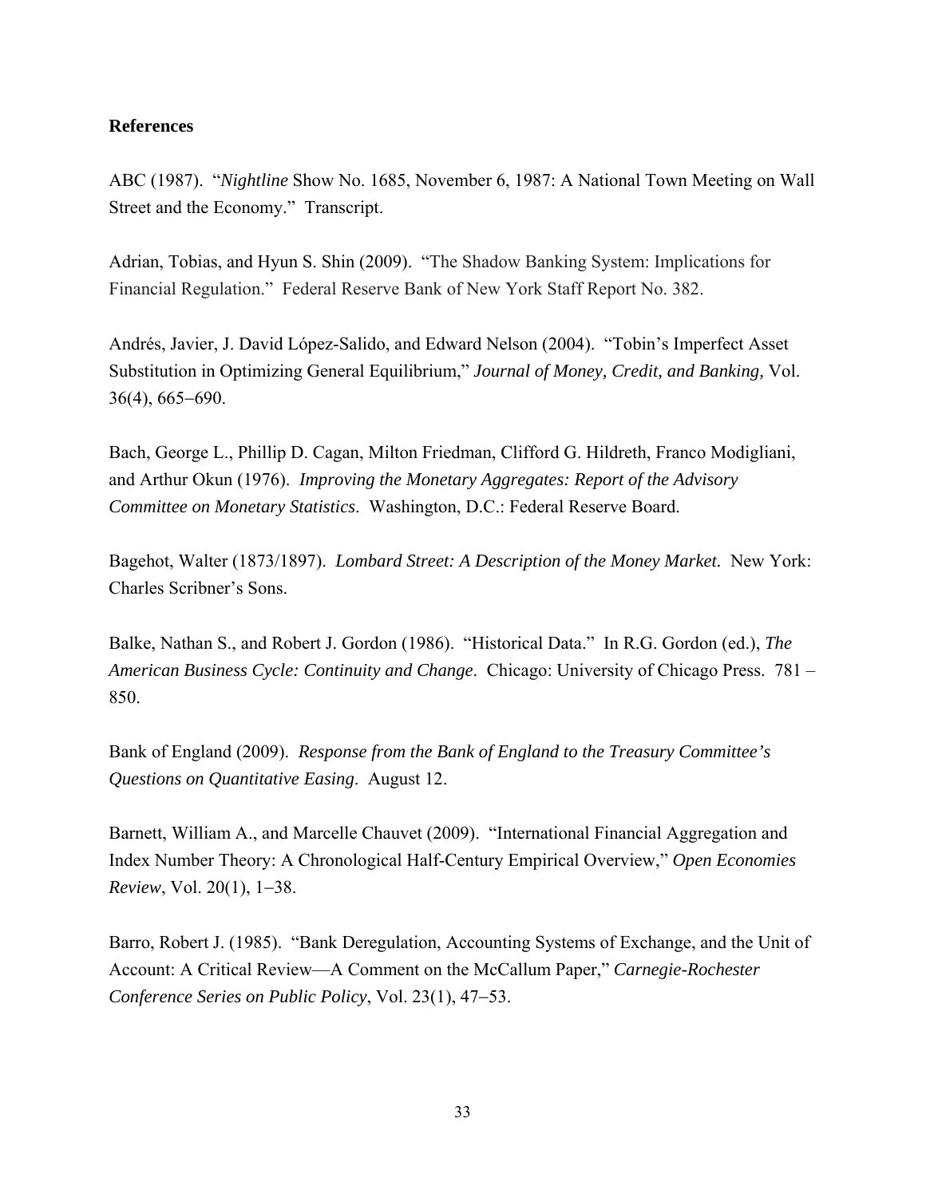**References**

ABC (1987). "*Nightline* Show No. 1685, November 6, 1987: A National Town Meeting on Wall Street and the Economy." Transcript.

Adrian, Tobias, and Hyun S. Shin (2009). "The Shadow Banking System: Implications for Financial Regulation." Federal Reserve Bank of New York Staff Report No. 382.

Andrés, Javier, J. David López-Salido, and Edward Nelson (2004). "Tobin's Imperfect Asset Substitution in Optimizing General Equilibrium," *Journal of Money, Credit, and Banking,* Vol. 36(4), 665−690.

Bach, George L., Phillip D. Cagan, Milton Friedman, Clifford G. Hildreth, Franco Modigliani, and Arthur Okun (1976). *Improving the Monetary Aggregates: Report of the Advisory Committee on Monetary Statistics*. Washington, D.C.: Federal Reserve Board.

Bagehot, Walter (1873/1897). *Lombard Street: A Description of the Money Market.* New York: Charles Scribner's Sons.

Balke, Nathan S., and Robert J. Gordon (1986). "Historical Data." In R.G. Gordon (ed.), *The American Business Cycle: Continuity and Change*. Chicago: University of Chicago Press. 781 – 850.

Bank of England (2009). *Response from the Bank of England to the Treasury Committee's Questions on Quantitative Easing*. August 12.

Barnett, William A., and Marcelle Chauvet (2009). "International Financial Aggregation and Index Number Theory: A Chronological Half-Century Empirical Overview," *Open Economies Review*, Vol. 20(1), 1−38.

Barro, Robert J. (1985). "Bank Deregulation, Accounting Systems of Exchange, and the Unit of Account: A Critical Review—A Comment on the McCallum Paper," *Carnegie-Rochester Conference Series on Public Policy*, Vol. 23(1), 47−53.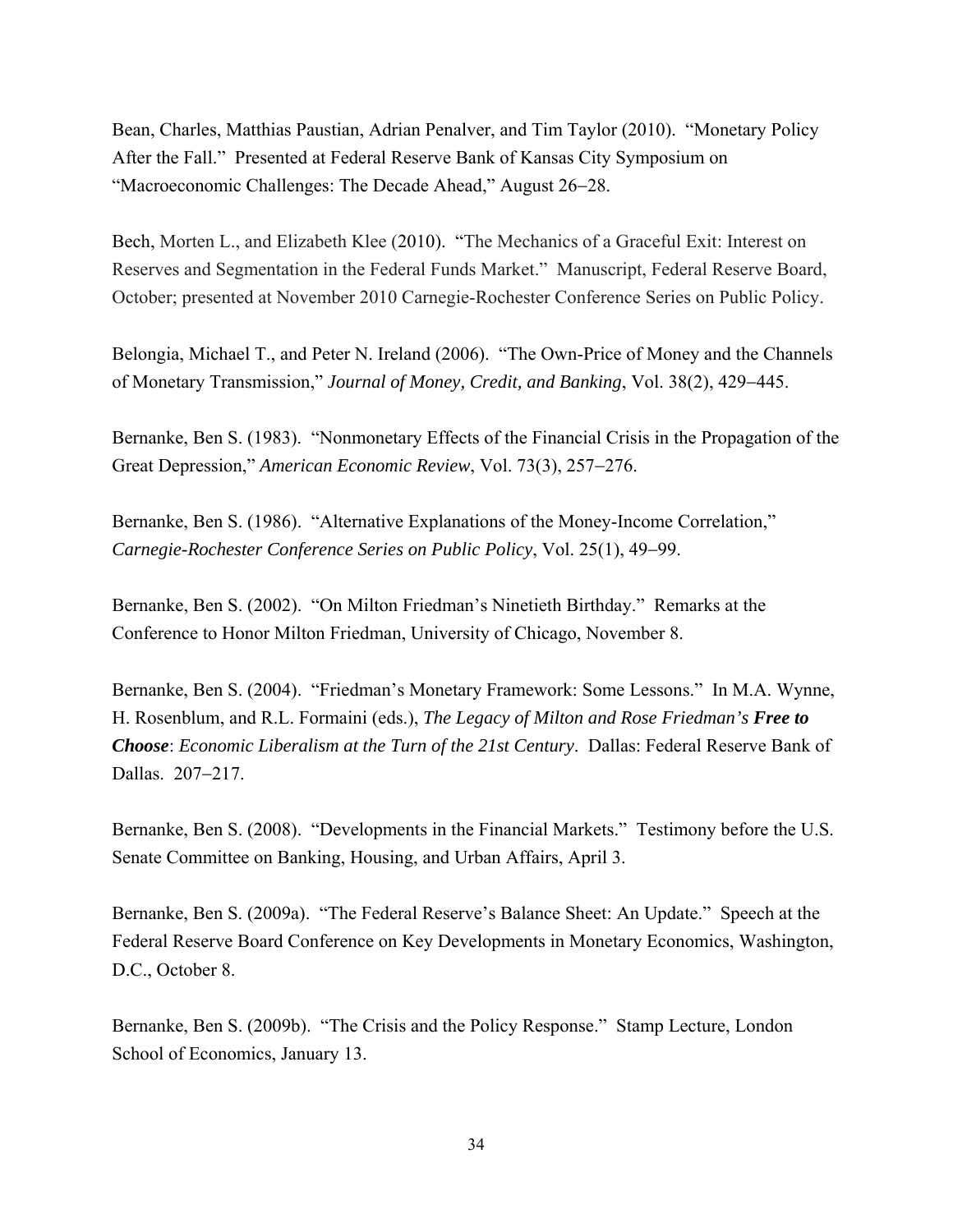Bean, Charles, Matthias Paustian, Adrian Penalver, and Tim Taylor (2010). "Monetary Policy After the Fall." Presented at Federal Reserve Bank of Kansas City Symposium on "Macroeconomic Challenges: The Decade Ahead," August 26–28.

Bech, Morten L., and Elizabeth Klee (2010). "The Mechanics of a Graceful Exit: Interest on Reserves and Segmentation in the Federal Funds Market." Manuscript, Federal Reserve Board, October; presented at November 2010 Carnegie-Rochester Conference Series on Public Policy.

Belongia, Michael T., and Peter N. Ireland (2006). "The Own-Price of Money and the Channels of Monetary Transmission," *Journal of Money, Credit, and Banking*, Vol. 38(2), 429–445.

Bernanke, Ben S. (1983). "Nonmonetary Effects of the Financial Crisis in the Propagation of the Great Depression," *American Economic Review*, Vol. 73(3), 257–276.

Bernanke, Ben S. (1986). "Alternative Explanations of the Money-Income Correlation," *Carnegie-Rochester Conference Series on Public Policy*, Vol. 25(1), 49–99.

Bernanke, Ben S. (2002). "On Milton Friedman's Ninetieth Birthday." Remarks at the Conference to Honor Milton Friedman, University of Chicago, November 8.

Bernanke, Ben S. (2004). "Friedman's Monetary Framework: Some Lessons." In M.A. Wynne, H. Rosenblum, and R.L. Formaini (eds.), *The Legacy of Milton and Rose Friedman's* ***Free to Choose***: *Economic Liberalism at the Turn of the 21st Century*. Dallas: Federal Reserve Bank of Dallas. 207–217.

Bernanke, Ben S. (2008). "Developments in the Financial Markets." Testimony before the U.S. Senate Committee on Banking, Housing, and Urban Affairs, April 3.

Bernanke, Ben S. (2009a). "The Federal Reserve's Balance Sheet: An Update." Speech at the Federal Reserve Board Conference on Key Developments in Monetary Economics, Washington, D.C., October 8.

Bernanke, Ben S. (2009b). "The Crisis and the Policy Response." Stamp Lecture, London School of Economics, January 13.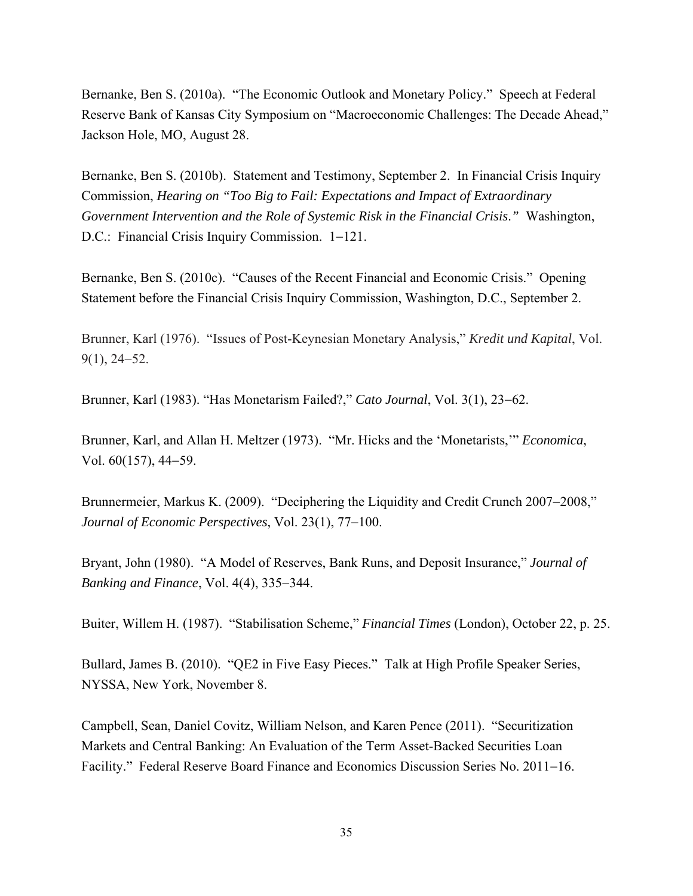Bernanke, Ben S. (2010a). "The Economic Outlook and Monetary Policy." Speech at Federal Reserve Bank of Kansas City Symposium on "Macroeconomic Challenges: The Decade Ahead," Jackson Hole, MO, August 28.

Bernanke, Ben S. (2010b). Statement and Testimony, September 2. In Financial Crisis Inquiry Commission, *Hearing on "Too Big to Fail: Expectations and Impact of Extraordinary Government Intervention and the Role of Systemic Risk in the Financial Crisis."* Washington, D.C.: Financial Crisis Inquiry Commission. 1−121.

Bernanke, Ben S. (2010c). "Causes of the Recent Financial and Economic Crisis." Opening Statement before the Financial Crisis Inquiry Commission, Washington, D.C., September 2.

Brunner, Karl (1976). "Issues of Post-Keynesian Monetary Analysis," *Kredit und Kapital*, Vol. 9(1), 24−52.

Brunner, Karl (1983). "Has Monetarism Failed?," *Cato Journal*, Vol. 3(1), 23−62.

Brunner, Karl, and Allan H. Meltzer (1973). "Mr. Hicks and the 'Monetarists,'" *Economica*, Vol. 60(157), 44−59.

Brunnermeier, Markus K. (2009). "Deciphering the Liquidity and Credit Crunch 2007−2008," *Journal of Economic Perspectives*, Vol. 23(1), 77−100.

Bryant, John (1980). "A Model of Reserves, Bank Runs, and Deposit Insurance," *Journal of Banking and Finance*, Vol. 4(4), 335−344.

Buiter, Willem H. (1987). "Stabilisation Scheme," *Financial Times* (London), October 22, p. 25.

Bullard, James B. (2010). "QE2 in Five Easy Pieces." Talk at High Profile Speaker Series, NYSSA, New York, November 8.

Campbell, Sean, Daniel Covitz, William Nelson, and Karen Pence (2011). "Securitization Markets and Central Banking: An Evaluation of the Term Asset-Backed Securities Loan Facility." Federal Reserve Board Finance and Economics Discussion Series No. 2011−16.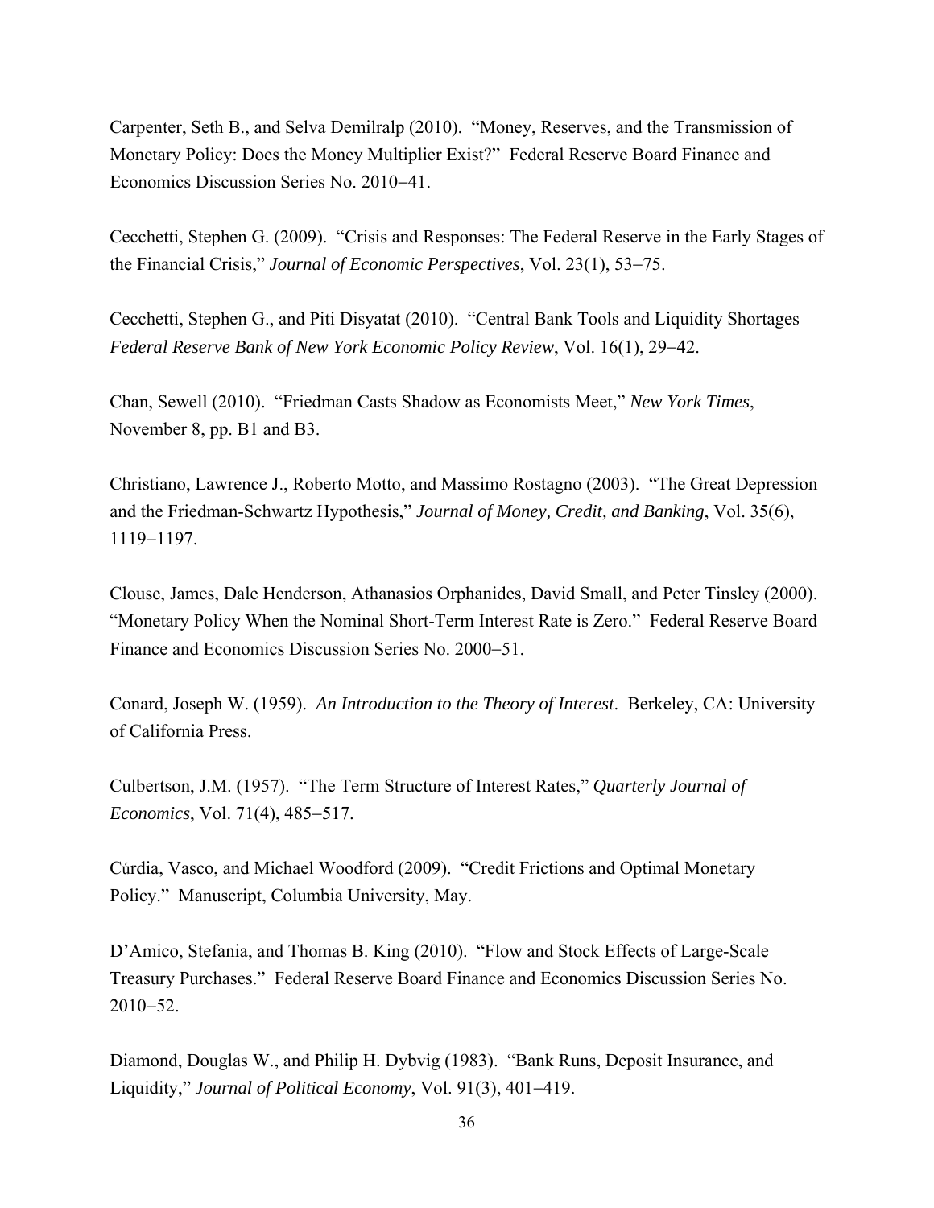Carpenter, Seth B., and Selva Demilralp (2010). "Money, Reserves, and the Transmission of Monetary Policy: Does the Money Multiplier Exist?" Federal Reserve Board Finance and Economics Discussion Series No. 2010‒41.

Cecchetti, Stephen G. (2009). "Crisis and Responses: The Federal Reserve in the Early Stages of the Financial Crisis," *Journal of Economic Perspectives*, Vol. 23(1), 53‒75.

Cecchetti, Stephen G., and Piti Disyatat (2010). "Central Bank Tools and Liquidity Shortages *Federal Reserve Bank of New York Economic Policy Review*, Vol. 16(1), 29‒42.

Chan, Sewell (2010). "Friedman Casts Shadow as Economists Meet," *New York Times*, November 8, pp. B1 and B3.

Christiano, Lawrence J., Roberto Motto, and Massimo Rostagno (2003). "The Great Depression and the Friedman-Schwartz Hypothesis," *Journal of Money, Credit, and Banking*, Vol. 35(6), 1119‒1197.

Clouse, James, Dale Henderson, Athanasios Orphanides, David Small, and Peter Tinsley (2000). "Monetary Policy When the Nominal Short-Term Interest Rate is Zero." Federal Reserve Board Finance and Economics Discussion Series No. 2000‒51.

Conard, Joseph W. (1959). *An Introduction to the Theory of Interest*. Berkeley, CA: University of California Press.

Culbertson, J.M. (1957). "The Term Structure of Interest Rates," *Quarterly Journal of Economics*, Vol. 71(4), 485‒517.

Cúrdia, Vasco, and Michael Woodford (2009). "Credit Frictions and Optimal Monetary Policy." Manuscript, Columbia University, May.

D'Amico, Stefania, and Thomas B. King (2010). "Flow and Stock Effects of Large-Scale Treasury Purchases." Federal Reserve Board Finance and Economics Discussion Series No. 2010‒52.

Diamond, Douglas W., and Philip H. Dybvig (1983). "Bank Runs, Deposit Insurance, and Liquidity," *Journal of Political Economy*, Vol. 91(3), 401‒419.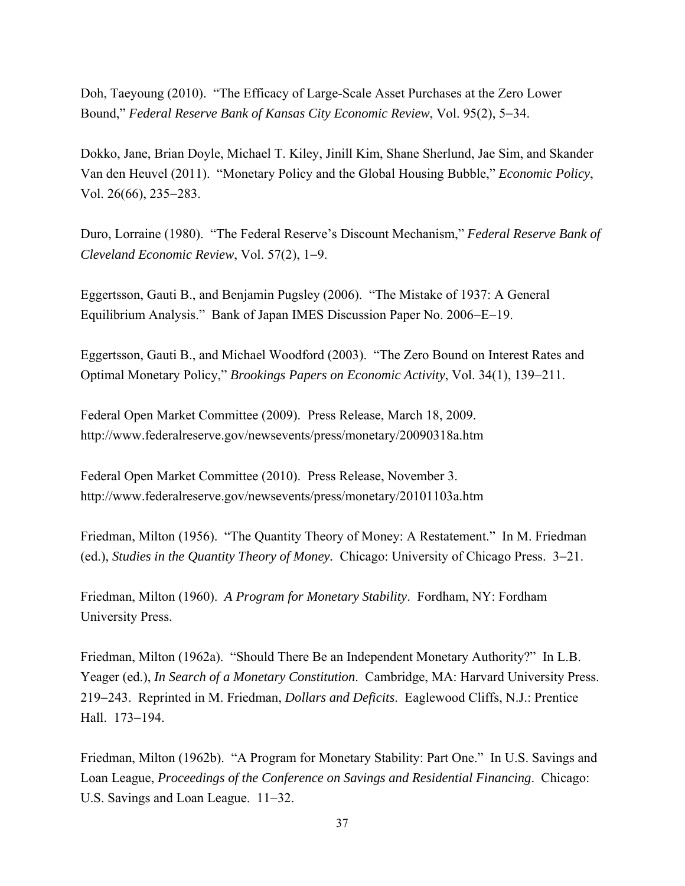Doh, Taeyoung (2010). "The Efficacy of Large-Scale Asset Purchases at the Zero Lower Bound," *Federal Reserve Bank of Kansas City Economic Review*, Vol. 95(2), 5–34.

Dokko, Jane, Brian Doyle, Michael T. Kiley, Jinill Kim, Shane Sherlund, Jae Sim, and Skander Van den Heuvel (2011). "Monetary Policy and the Global Housing Bubble," *Economic Policy*, Vol. 26(66), 235–283.

Duro, Lorraine (1980). "The Federal Reserve's Discount Mechanism," *Federal Reserve Bank of Cleveland Economic Review*, Vol. 57(2), 1–9.

Eggertsson, Gauti B., and Benjamin Pugsley (2006). "The Mistake of 1937: A General Equilibrium Analysis." Bank of Japan IMES Discussion Paper No. 2006–E–19.

Eggertsson, Gauti B., and Michael Woodford (2003). "The Zero Bound on Interest Rates and Optimal Monetary Policy," *Brookings Papers on Economic Activity*, Vol. 34(1), 139–211.

Federal Open Market Committee (2009). Press Release, March 18, 2009. http://www.federalreserve.gov/newsevents/press/monetary/20090318a.htm

Federal Open Market Committee (2010). Press Release, November 3. http://www.federalreserve.gov/newsevents/press/monetary/20101103a.htm

Friedman, Milton (1956). "The Quantity Theory of Money: A Restatement." In M. Friedman (ed.), *Studies in the Quantity Theory of Money*. Chicago: University of Chicago Press. 3–21.

Friedman, Milton (1960). *A Program for Monetary Stability*. Fordham, NY: Fordham University Press.

Friedman, Milton (1962a). "Should There Be an Independent Monetary Authority?" In L.B. Yeager (ed.), *In Search of a Monetary Constitution*. Cambridge, MA: Harvard University Press. 219–243. Reprinted in M. Friedman, *Dollars and Deficits*. Eaglewood Cliffs, N.J.: Prentice Hall. 173–194.

Friedman, Milton (1962b). "A Program for Monetary Stability: Part One." In U.S. Savings and Loan League, *Proceedings of the Conference on Savings and Residential Financing*. Chicago: U.S. Savings and Loan League. 11–32.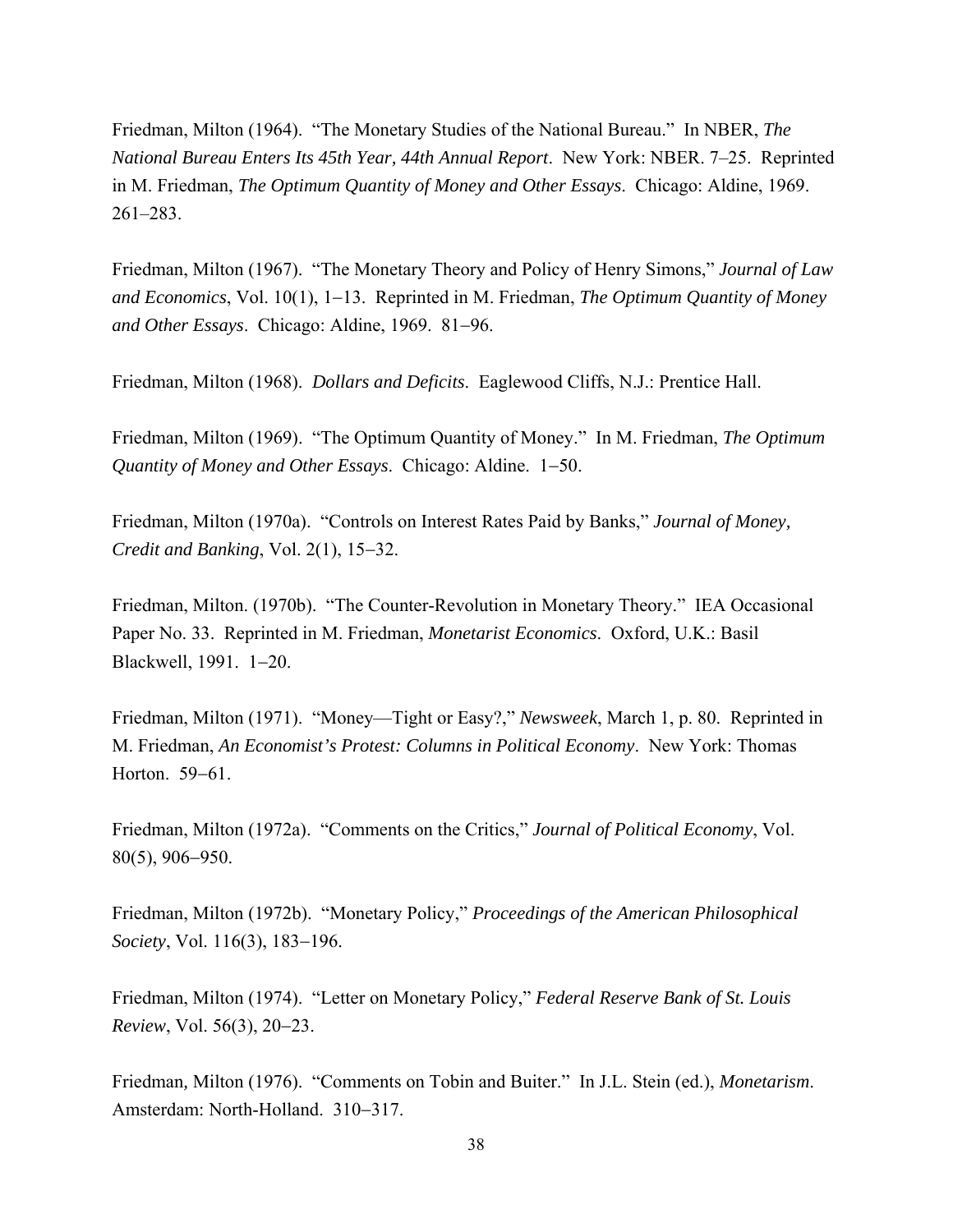Friedman, Milton (1964). "The Monetary Studies of the National Bureau." In NBER, *The National Bureau Enters Its 45th Year, 44th Annual Report*. New York: NBER. 7–25. Reprinted in M. Friedman, *The Optimum Quantity of Money and Other Essays*. Chicago: Aldine, 1969. 261–283.

Friedman, Milton (1967). "The Monetary Theory and Policy of Henry Simons," *Journal of Law and Economics*, Vol. 10(1), 1–13. Reprinted in M. Friedman, *The Optimum Quantity of Money and Other Essays*. Chicago: Aldine, 1969. 81–96.

Friedman, Milton (1968). *Dollars and Deficits*. Eaglewood Cliffs, N.J.: Prentice Hall.

Friedman, Milton (1969). "The Optimum Quantity of Money." In M. Friedman, *The Optimum Quantity of Money and Other Essays*. Chicago: Aldine. 1–50.

Friedman, Milton (1970a). "Controls on Interest Rates Paid by Banks," *Journal of Money, Credit and Banking*, Vol. 2(1), 15–32.

Friedman, Milton. (1970b). "The Counter-Revolution in Monetary Theory." IEA Occasional Paper No. 33. Reprinted in M. Friedman, *Monetarist Economics*. Oxford, U.K.: Basil Blackwell, 1991. 1–20.

Friedman, Milton (1971). "Money—Tight or Easy?," *Newsweek*, March 1, p. 80. Reprinted in M. Friedman, *An Economist's Protest: Columns in Political Economy*. New York: Thomas Horton. 59–61.

Friedman, Milton (1972a). "Comments on the Critics," *Journal of Political Economy*, Vol. 80(5), 906–950.

Friedman, Milton (1972b). "Monetary Policy," *Proceedings of the American Philosophical Society*, Vol. 116(3), 183–196.

Friedman, Milton (1974). "Letter on Monetary Policy," *Federal Reserve Bank of St. Louis Review*, Vol. 56(3), 20–23.

Friedman, Milton (1976). "Comments on Tobin and Buiter." In J.L. Stein (ed.), *Monetarism*. Amsterdam: North-Holland. 310–317.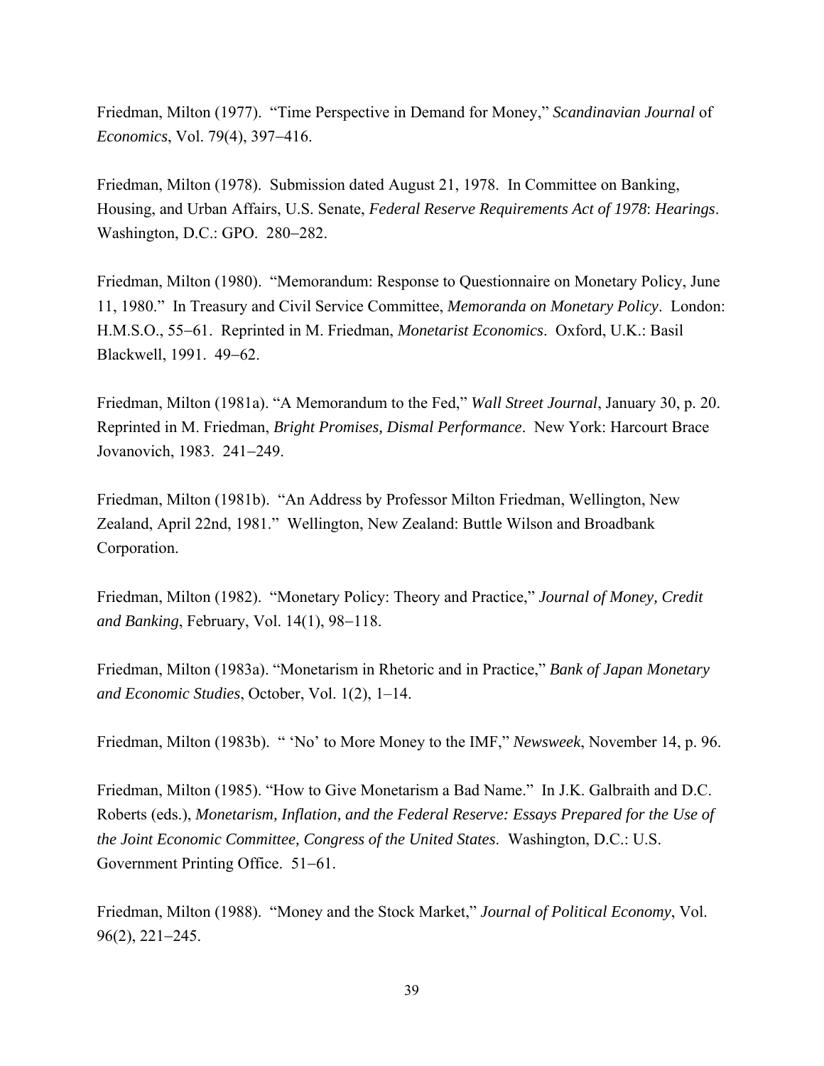Friedman, Milton (1977). "Time Perspective in Demand for Money," *Scandinavian Journal* of *Economics*, Vol. 79(4), 397−416.

Friedman, Milton (1978). Submission dated August 21, 1978. In Committee on Banking, Housing, and Urban Affairs, U.S. Senate, *Federal Reserve Requirements Act of 1978*: *Hearings*. Washington, D.C.: GPO. 280−282.

Friedman, Milton (1980). "Memorandum: Response to Questionnaire on Monetary Policy, June 11, 1980." In Treasury and Civil Service Committee, *Memoranda on Monetary Policy*. London: H.M.S.O., 55−61. Reprinted in M. Friedman, *Monetarist Economics*. Oxford, U.K.: Basil Blackwell, 1991. 49−62.

Friedman, Milton (1981a). "A Memorandum to the Fed," *Wall Street Journal*, January 30, p. 20. Reprinted in M. Friedman, *Bright Promises, Dismal Performance*. New York: Harcourt Brace Jovanovich, 1983. 241−249.

Friedman, Milton (1981b). "An Address by Professor Milton Friedman, Wellington, New Zealand, April 22nd, 1981." Wellington, New Zealand: Buttle Wilson and Broadbank Corporation.

Friedman, Milton (1982). "Monetary Policy: Theory and Practice," *Journal of Money, Credit and Banking*, February, Vol. 14(1), 98−118.

Friedman, Milton (1983a). "Monetarism in Rhetoric and in Practice," *Bank of Japan Monetary and Economic Studies*, October, Vol. 1(2), 1–14.

Friedman, Milton (1983b). " 'No' to More Money to the IMF," *Newsweek*, November 14, p. 96.

Friedman, Milton (1985). "How to Give Monetarism a Bad Name." In J.K. Galbraith and D.C. Roberts (eds.), *Monetarism, Inflation, and the Federal Reserve: Essays Prepared for the Use of the Joint Economic Committee, Congress of the United States*. Washington, D.C.: U.S. Government Printing Office. 51−61.

Friedman, Milton (1988). "Money and the Stock Market," *Journal of Political Economy*, Vol. 96(2), 221−245.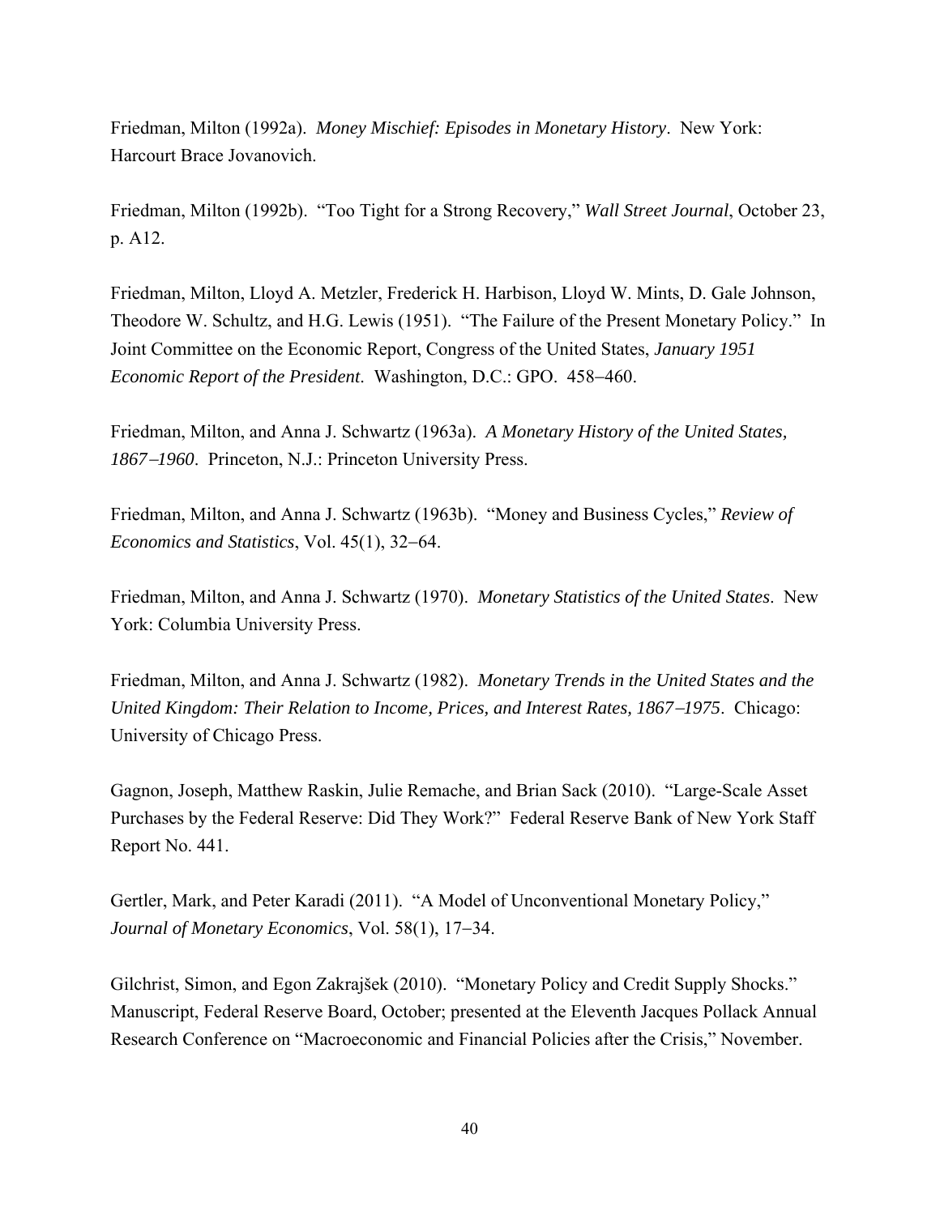Friedman, Milton (1992a). *Money Mischief: Episodes in Monetary History*. New York: Harcourt Brace Jovanovich.

Friedman, Milton (1992b). "Too Tight for a Strong Recovery," *Wall Street Journal*, October 23, p. A12.

Friedman, Milton, Lloyd A. Metzler, Frederick H. Harbison, Lloyd W. Mints, D. Gale Johnson, Theodore W. Schultz, and H.G. Lewis (1951). "The Failure of the Present Monetary Policy." In Joint Committee on the Economic Report, Congress of the United States, *January 1951 Economic Report of the President*. Washington, D.C.: GPO. 458–460.

Friedman, Milton, and Anna J. Schwartz (1963a). *A Monetary History of the United States, 1867–1960*. Princeton, N.J.: Princeton University Press.

Friedman, Milton, and Anna J. Schwartz (1963b). "Money and Business Cycles," *Review of Economics and Statistics*, Vol. 45(1), 32–64.

Friedman, Milton, and Anna J. Schwartz (1970). *Monetary Statistics of the United States*. New York: Columbia University Press.

Friedman, Milton, and Anna J. Schwartz (1982). *Monetary Trends in the United States and the United Kingdom: Their Relation to Income, Prices, and Interest Rates, 1867–1975*. Chicago: University of Chicago Press.

Gagnon, Joseph, Matthew Raskin, Julie Remache, and Brian Sack (2010). "Large-Scale Asset Purchases by the Federal Reserve: Did They Work?" Federal Reserve Bank of New York Staff Report No. 441.

Gertler, Mark, and Peter Karadi (2011). "A Model of Unconventional Monetary Policy," *Journal of Monetary Economics*, Vol. 58(1), 17–34.

Gilchrist, Simon, and Egon Zakrajšek (2010). "Monetary Policy and Credit Supply Shocks." Manuscript, Federal Reserve Board, October; presented at the Eleventh Jacques Pollack Annual Research Conference on "Macroeconomic and Financial Policies after the Crisis," November.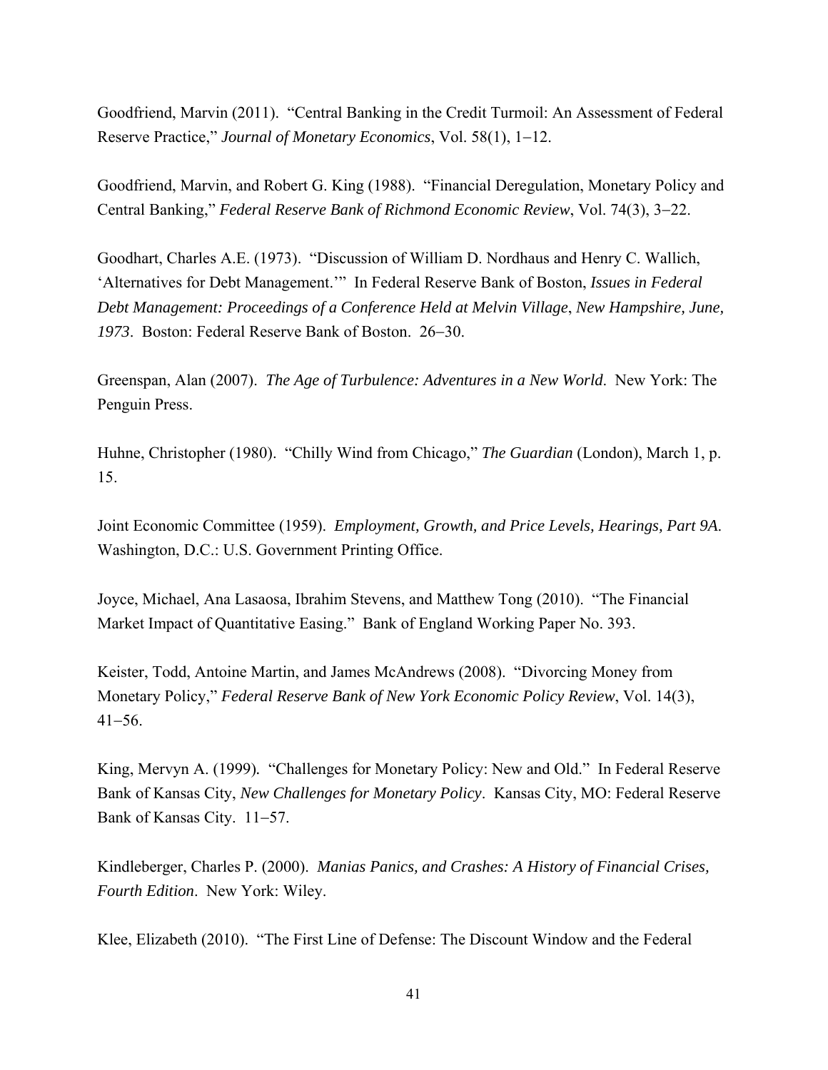Goodfriend, Marvin (2011). "Central Banking in the Credit Turmoil: An Assessment of Federal Reserve Practice," *Journal of Monetary Economics*, Vol. 58(1), 1−12.

Goodfriend, Marvin, and Robert G. King (1988). "Financial Deregulation, Monetary Policy and Central Banking," *Federal Reserve Bank of Richmond Economic Review*, Vol. 74(3), 3−22.

Goodhart, Charles A.E. (1973). "Discussion of William D. Nordhaus and Henry C. Wallich, 'Alternatives for Debt Management.'" In Federal Reserve Bank of Boston, *Issues in Federal Debt Management: Proceedings of a Conference Held at Melvin Village, New Hampshire, June, 1973*. Boston: Federal Reserve Bank of Boston. 26−30.

Greenspan, Alan (2007). *The Age of Turbulence: Adventures in a New World*. New York: The Penguin Press.

Huhne, Christopher (1980). "Chilly Wind from Chicago," *The Guardian* (London), March 1, p. 15.

Joint Economic Committee (1959). *Employment, Growth, and Price Levels, Hearings, Part 9A.* Washington, D.C.: U.S. Government Printing Office.

Joyce, Michael, Ana Lasaosa, Ibrahim Stevens, and Matthew Tong (2010). "The Financial Market Impact of Quantitative Easing." Bank of England Working Paper No. 393.

Keister, Todd, Antoine Martin, and James McAndrews (2008). "Divorcing Money from Monetary Policy," *Federal Reserve Bank of New York Economic Policy Review*, Vol. 14(3), 41−56.

King, Mervyn A. (1999). "Challenges for Monetary Policy: New and Old." In Federal Reserve Bank of Kansas City, *New Challenges for Monetary Policy*. Kansas City, MO: Federal Reserve Bank of Kansas City. 11−57.

Kindleberger, Charles P. (2000). *Manias Panics, and Crashes: A History of Financial Crises, Fourth Edition*. New York: Wiley.

Klee, Elizabeth (2010). "The First Line of Defense: The Discount Window and the Federal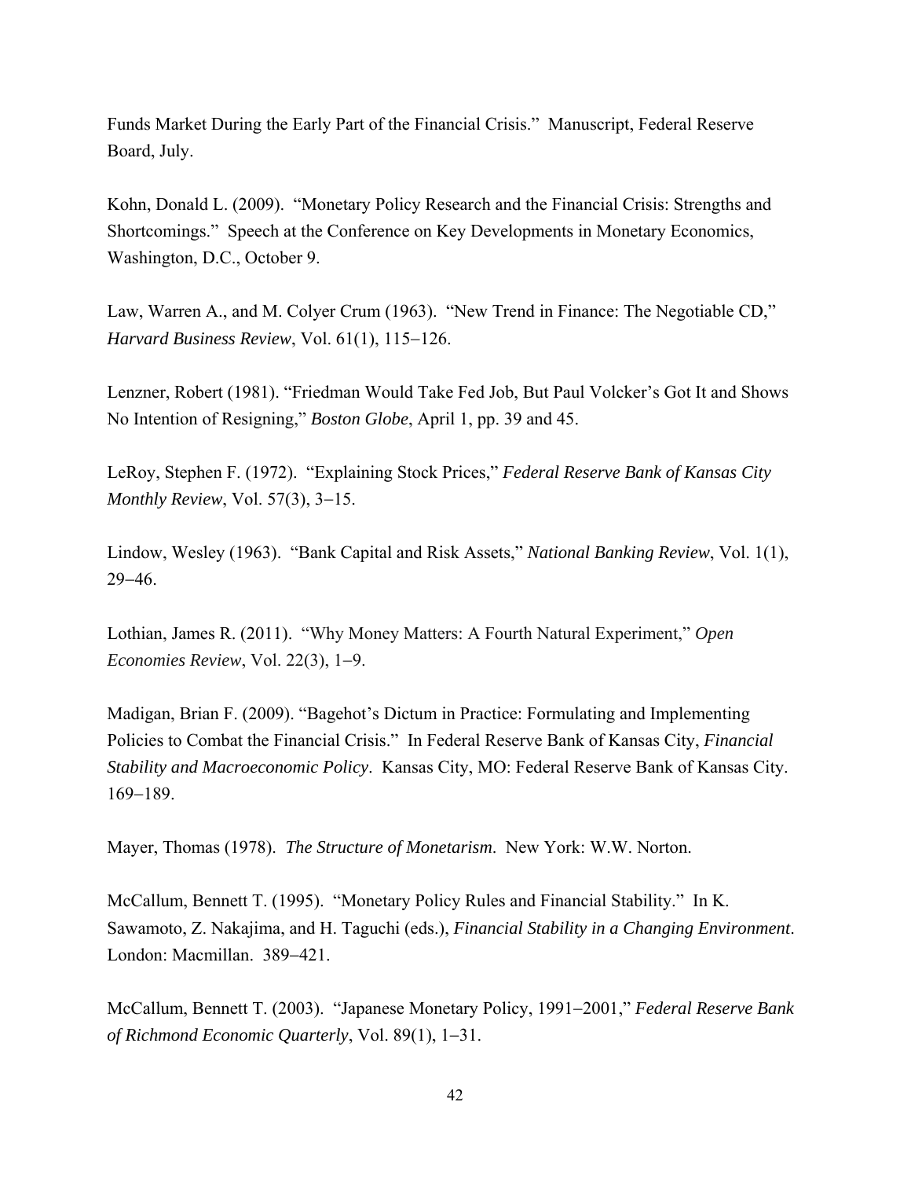Funds Market During the Early Part of the Financial Crisis." Manuscript, Federal Reserve Board, July.

Kohn, Donald L. (2009). "Monetary Policy Research and the Financial Crisis: Strengths and Shortcomings." Speech at the Conference on Key Developments in Monetary Economics, Washington, D.C., October 9.

Law, Warren A., and M. Colyer Crum (1963). "New Trend in Finance: The Negotiable CD," *Harvard Business Review*, Vol. 61(1), 115−126.

Lenzner, Robert (1981). "Friedman Would Take Fed Job, But Paul Volcker's Got It and Shows No Intention of Resigning," *Boston Globe*, April 1, pp. 39 and 45.

LeRoy, Stephen F. (1972). "Explaining Stock Prices," *Federal Reserve Bank of Kansas City Monthly Review*, Vol. 57(3), 3−15.

Lindow, Wesley (1963). "Bank Capital and Risk Assets," *National Banking Review*, Vol. 1(1), 29−46.

Lothian, James R. (2011). "Why Money Matters: A Fourth Natural Experiment," *Open Economies Review*, Vol. 22(3), 1−9.

Madigan, Brian F. (2009). "Bagehot's Dictum in Practice: Formulating and Implementing Policies to Combat the Financial Crisis." In Federal Reserve Bank of Kansas City, *Financial Stability and Macroeconomic Policy*. Kansas City, MO: Federal Reserve Bank of Kansas City. 169−189.

Mayer, Thomas (1978). *The Structure of Monetarism*. New York: W.W. Norton.

McCallum, Bennett T. (1995). "Monetary Policy Rules and Financial Stability." In K. Sawamoto, Z. Nakajima, and H. Taguchi (eds.), *Financial Stability in a Changing Environment*. London: Macmillan. 389−421.

McCallum, Bennett T. (2003). "Japanese Monetary Policy, 1991−2001," *Federal Reserve Bank of Richmond Economic Quarterly*, Vol. 89(1), 1−31.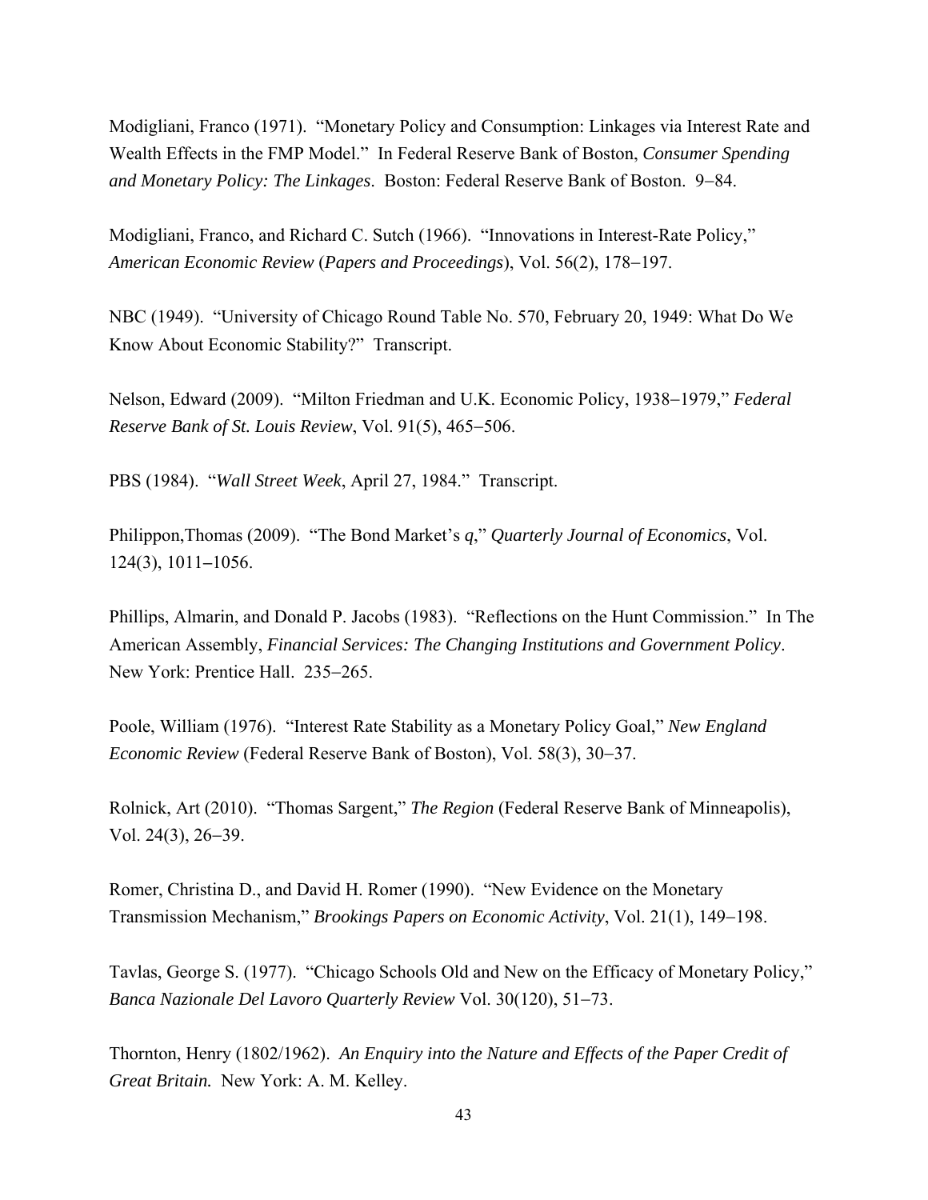Modigliani, Franco (1971). "Monetary Policy and Consumption: Linkages via Interest Rate and Wealth Effects in the FMP Model." In Federal Reserve Bank of Boston, *Consumer Spending and Monetary Policy: The Linkages*. Boston: Federal Reserve Bank of Boston. 9−84.

Modigliani, Franco, and Richard C. Sutch (1966). "Innovations in Interest-Rate Policy," *American Economic Review* (*Papers and Proceedings*), Vol. 56(2), 178−197.

NBC (1949). "University of Chicago Round Table No. 570, February 20, 1949: What Do We Know About Economic Stability?" Transcript.

Nelson, Edward (2009). "Milton Friedman and U.K. Economic Policy, 1938−1979," *Federal Reserve Bank of St. Louis Review*, Vol. 91(5), 465−506.

PBS (1984). "*Wall Street Week*, April 27, 1984." Transcript.

Philippon,Thomas (2009). "The Bond Market's *q*," *Quarterly Journal of Economics*, Vol. 124(3), 1011−1056.

Phillips, Almarin, and Donald P. Jacobs (1983). "Reflections on the Hunt Commission." In The American Assembly, *Financial Services: The Changing Institutions and Government Policy*. New York: Prentice Hall. 235−265.

Poole, William (1976). "Interest Rate Stability as a Monetary Policy Goal," *New England Economic Review* (Federal Reserve Bank of Boston), Vol. 58(3), 30−37.

Rolnick, Art (2010). "Thomas Sargent," *The Region* (Federal Reserve Bank of Minneapolis), Vol. 24(3), 26−39.

Romer, Christina D., and David H. Romer (1990). "New Evidence on the Monetary Transmission Mechanism," *Brookings Papers on Economic Activity*, Vol. 21(1), 149−198.

Tavlas, George S. (1977). "Chicago Schools Old and New on the Efficacy of Monetary Policy," *Banca Nazionale Del Lavoro Quarterly Review* Vol. 30(120), 51−73.

Thornton, Henry (1802/1962). *An Enquiry into the Nature and Effects of the Paper Credit of Great Britain.* New York: A. M. Kelley.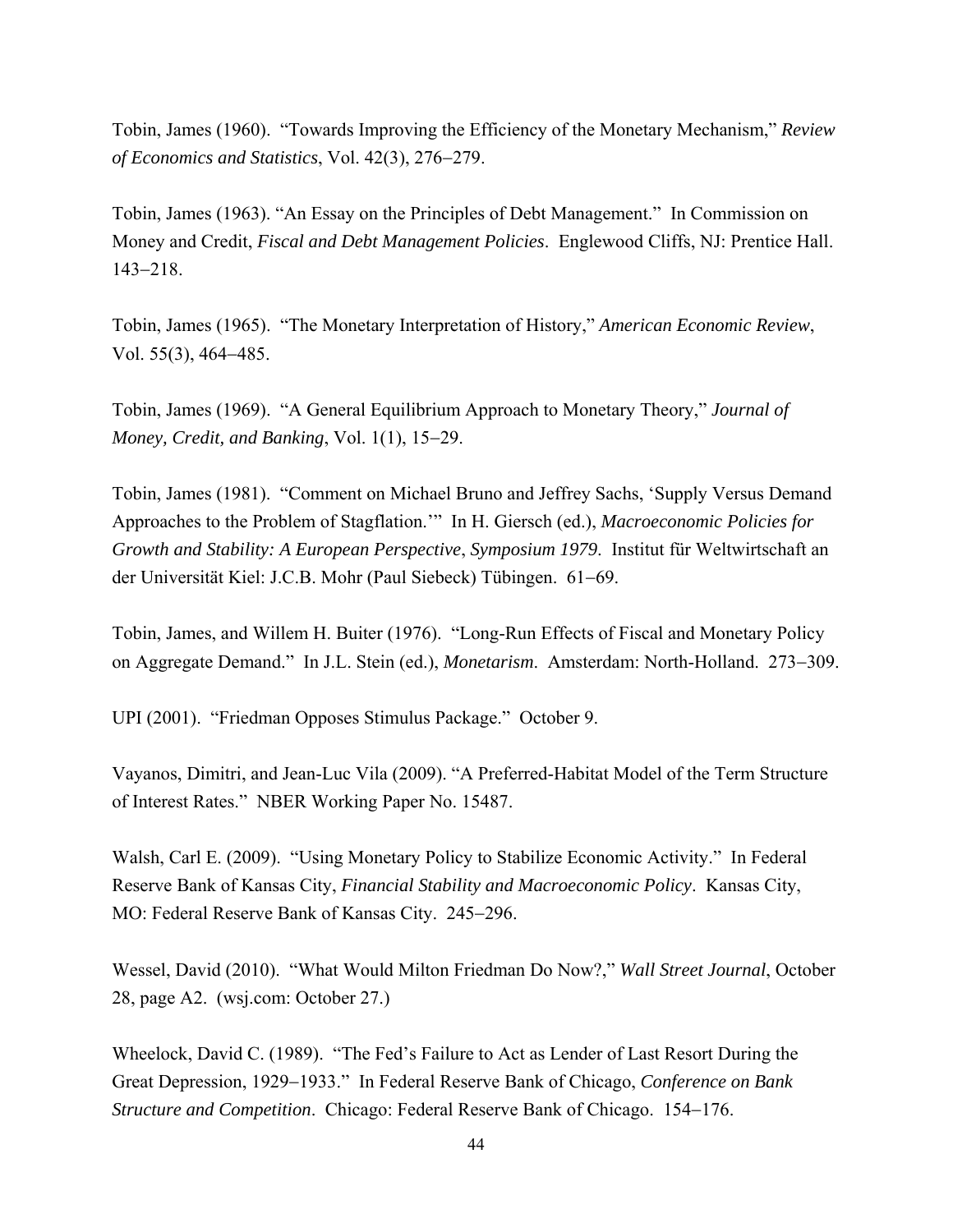Tobin, James (1960). "Towards Improving the Efficiency of the Monetary Mechanism," *Review of Economics and Statistics*, Vol. 42(3), 276–279.

Tobin, James (1963). "An Essay on the Principles of Debt Management." In Commission on Money and Credit, *Fiscal and Debt Management Policies*. Englewood Cliffs, NJ: Prentice Hall. 143–218.

Tobin, James (1965). "The Monetary Interpretation of History," *American Economic Review*, Vol. 55(3), 464–485.

Tobin, James (1969). "A General Equilibrium Approach to Monetary Theory," *Journal of Money, Credit, and Banking*, Vol. 1(1), 15–29.

Tobin, James (1981). "Comment on Michael Bruno and Jeffrey Sachs, 'Supply Versus Demand Approaches to the Problem of Stagflation.'" In H. Giersch (ed.), *Macroeconomic Policies for Growth and Stability: A European Perspective*, *Symposium 1979*. Institut für Weltwirtschaft an der Universität Kiel: J.C.B. Mohr (Paul Siebeck) Tübingen. 61–69.

Tobin, James, and Willem H. Buiter (1976). "Long-Run Effects of Fiscal and Monetary Policy on Aggregate Demand." In J.L. Stein (ed.), *Monetarism*. Amsterdam: North-Holland. 273–309.

UPI (2001). "Friedman Opposes Stimulus Package." October 9.

Vayanos, Dimitri, and Jean-Luc Vila (2009). "A Preferred-Habitat Model of the Term Structure of Interest Rates." NBER Working Paper No. 15487.

Walsh, Carl E. (2009). "Using Monetary Policy to Stabilize Economic Activity." In Federal Reserve Bank of Kansas City, *Financial Stability and Macroeconomic Policy*. Kansas City, MO: Federal Reserve Bank of Kansas City. 245–296.

Wessel, David (2010). "What Would Milton Friedman Do Now?," *Wall Street Journal*, October 28, page A2. (wsj.com: October 27.)

Wheelock, David C. (1989). "The Fed's Failure to Act as Lender of Last Resort During the Great Depression, 1929–1933." In Federal Reserve Bank of Chicago, *Conference on Bank Structure and Competition*. Chicago: Federal Reserve Bank of Chicago. 154–176.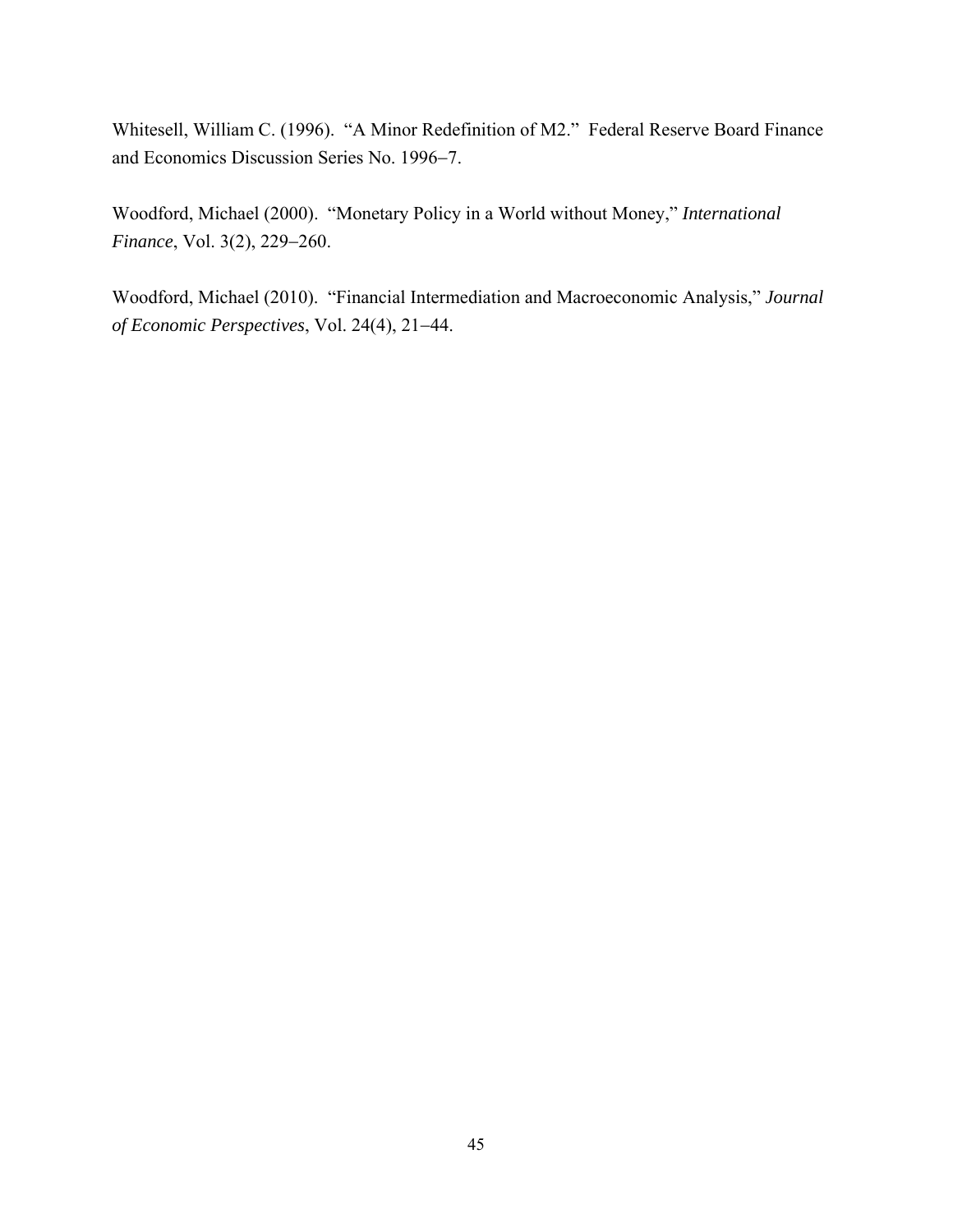Whitesell, William C. (1996). "A Minor Redefinition of M2." Federal Reserve Board Finance and Economics Discussion Series No. 1996–7.

Woodford, Michael (2000). "Monetary Policy in a World without Money," *International Finance*, Vol. 3(2), 229–260.

Woodford, Michael (2010). "Financial Intermediation and Macroeconomic Analysis," *Journal of Economic Perspectives*, Vol. 24(4), 21–44.